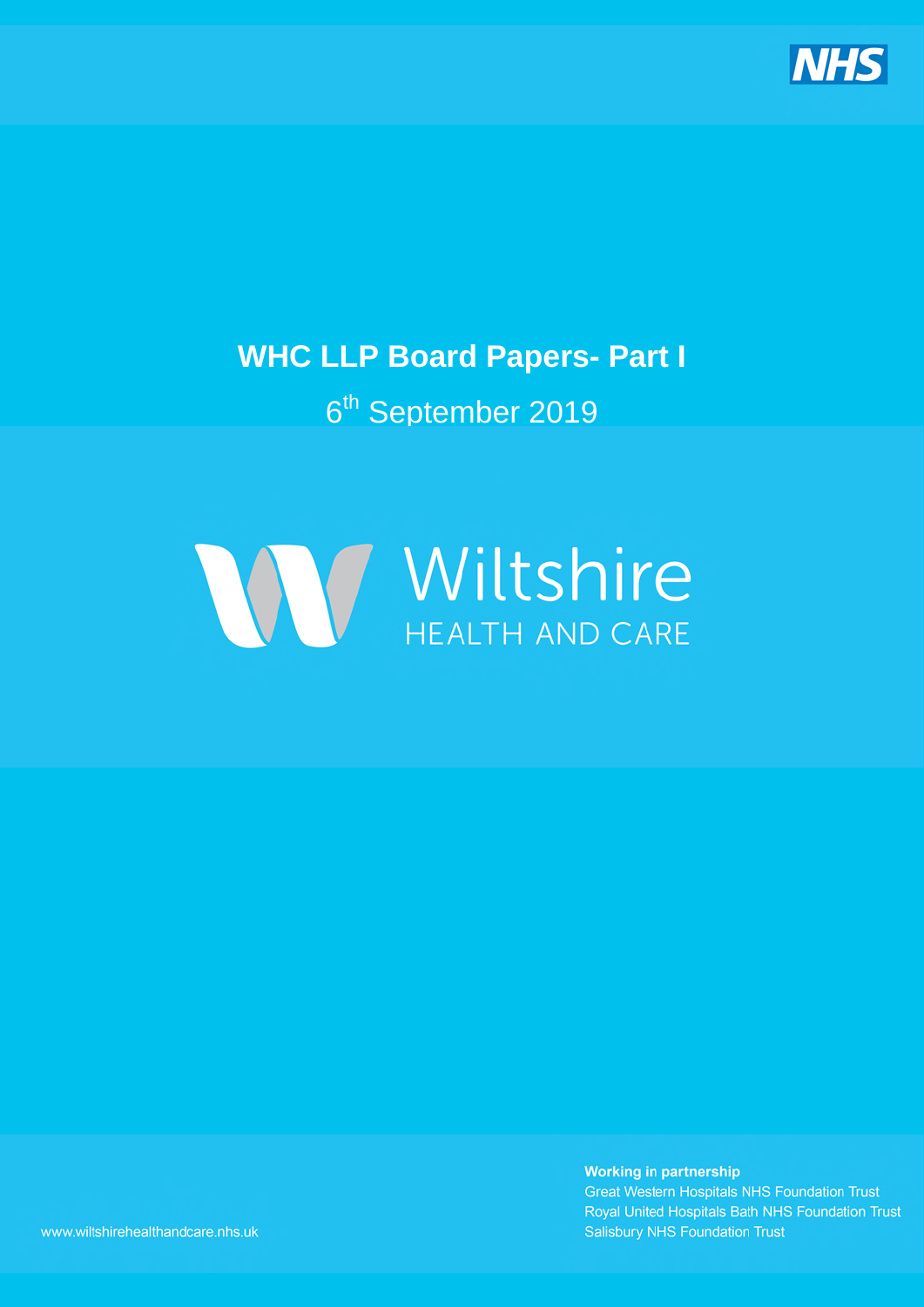NHS

# WHC LLP Board Papers- Part I

6th September 2019

Wiltshire
HEALTH AND CARE

**Working in partnership**
Great Western Hospitals NHS Foundation Trust
Royal United Hospitals Bath NHS Foundation Trust
Salisbury NHS Foundation Trust

www.wiltshirehealthandcare.nhs.uk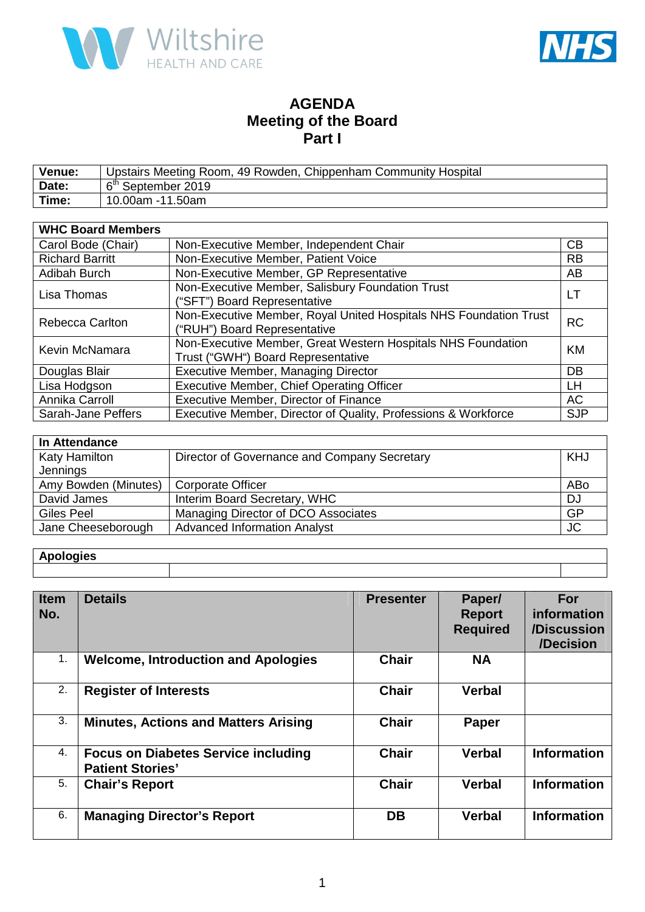# AGENDA
## Meeting of the Board
## Part I

| **Venue:** | Upstairs Meeting Room, 49 Rowden, Chippenham Community Hospital |
|---|---|
| **Date:** | 6th September 2019 |
| **Time:** | 10.00am -11.50am |

| **WHC Board Members** | | |
|---|---|---|
| Carol Bode (Chair) | Non-Executive Member, Independent Chair | CB |
| Richard Barritt | Non-Executive Member, Patient Voice | RB |
| Adibah Burch | Non-Executive Member, GP Representative | AB |
| Lisa Thomas | Non-Executive Member, Salisbury Foundation Trust ("SFT") Board Representative | LT |
| Rebecca Carlton | Non-Executive Member, Royal United Hospitals NHS Foundation Trust ("RUH") Board Representative | RC |
| Kevin McNamara | Non-Executive Member, Great Western Hospitals NHS Foundation Trust ("GWH") Board Representative | KM |
| Douglas Blair | Executive Member, Managing Director | DB |
| Lisa Hodgson | Executive Member, Chief Operating Officer | LH |
| Annika Carroll | Executive Member, Director of Finance | AC |
| Sarah-Jane Peffers | Executive Member, Director of Quality, Professions & Workforce | SJP |

| **In Attendance** | | |
|---|---|---|
| Katy Hamilton Jennings | Director of Governance and Company Secretary | KHJ |
| Amy Bowden (Minutes) | Corporate Officer | ABo |
| David James | Interim Board Secretary, WHC | DJ |
| Giles Peel | Managing Director of DCO Associates | GP |
| Jane Cheeseborough | Advanced Information Analyst | JC |

| **Apologies** | | |
|---|---|---|
| | | |

| **Item No.** | **Details** | **Presenter** | **Paper/ Report Required** | **For information /Discussion /Decision** |
|---|---|---|---|---|
| 1. | **Welcome, Introduction and Apologies** | **Chair** | **NA** | |
| 2. | **Register of Interests** | **Chair** | **Verbal** | |
| 3. | **Minutes, Actions and Matters Arising** | **Chair** | **Paper** | |
| 4. | **Focus on Diabetes Service including Patient Stories'** | **Chair** | **Verbal** | **Information** |
| 5. | **Chair's Report** | **Chair** | **Verbal** | **Information** |
| 6. | **Managing Director's Report** | **DB** | **Verbal** | **Information** |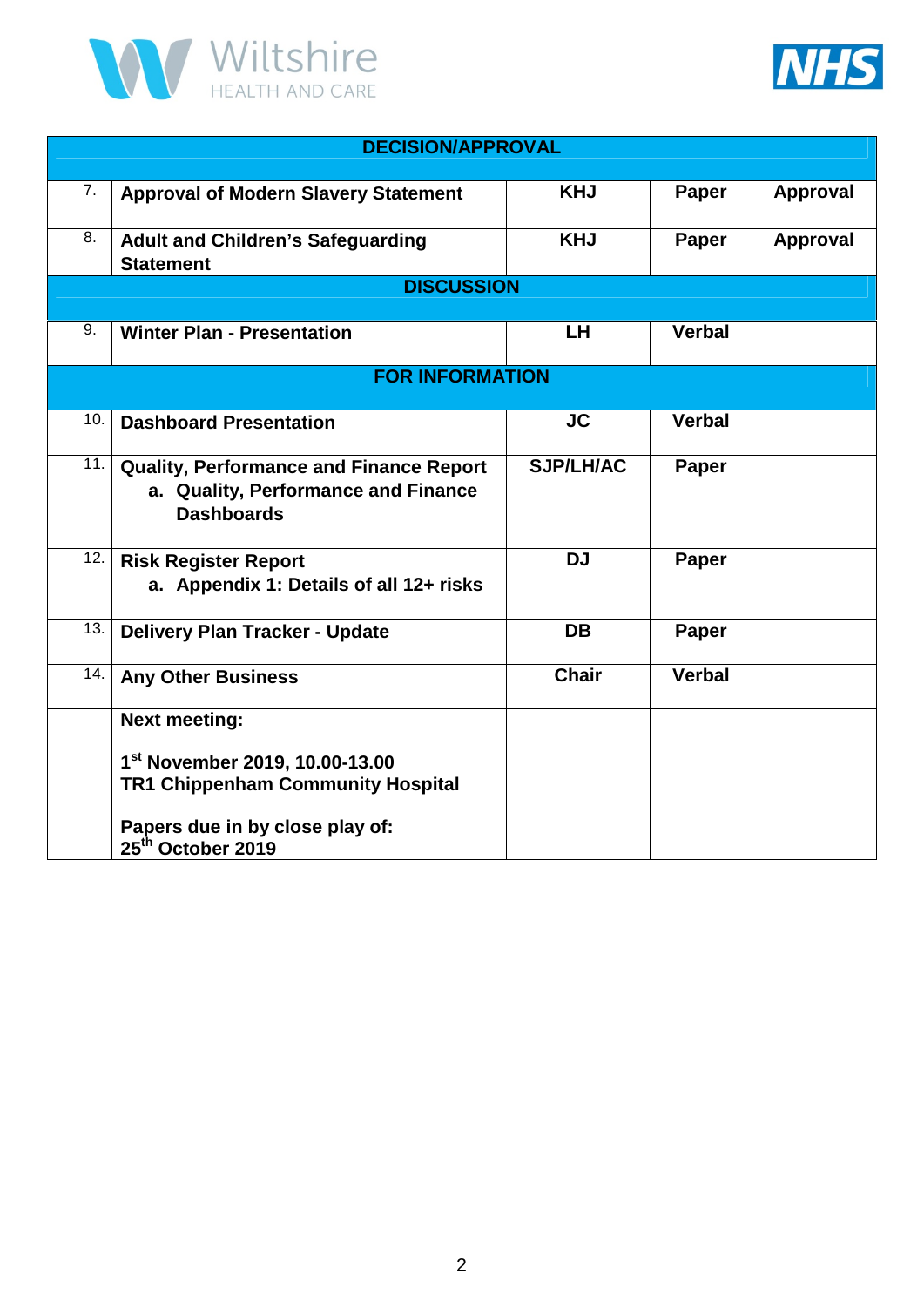| | DECISION/APPROVAL | | | |
|---|---|---|---|---|
| 7. | **Approval of Modern Slavery Statement** | **KHJ** | **Paper** | **Approval** |
| 8. | **Adult and Children's Safeguarding Statement** | **KHJ** | **Paper** | **Approval** |
| | **DISCUSSION** | | | |
| 9. | **Winter Plan - Presentation** | **LH** | **Verbal** | |
| | **FOR INFORMATION** | | | |
| 10. | **Dashboard Presentation** | **JC** | **Verbal** | |
| 11. | **Quality, Performance and Finance Report**<br>a. **Quality, Performance and Finance Dashboards** | **SJP/LH/AC** | **Paper** | |
| 12. | **Risk Register Report**<br>a. **Appendix 1: Details of all 12+ risks** | **DJ** | **Paper** | |
| 13. | **Delivery Plan Tracker - Update** | **DB** | **Paper** | |
| 14. | **Any Other Business** | **Chair** | **Verbal** | |
| | **Next meeting:**<br><br>**1st November 2019, 10.00-13.00**<br>**TR1 Chippenham Community Hospital**<br><br>**Papers due in by close play of:**<br>**25th October 2019** | | | |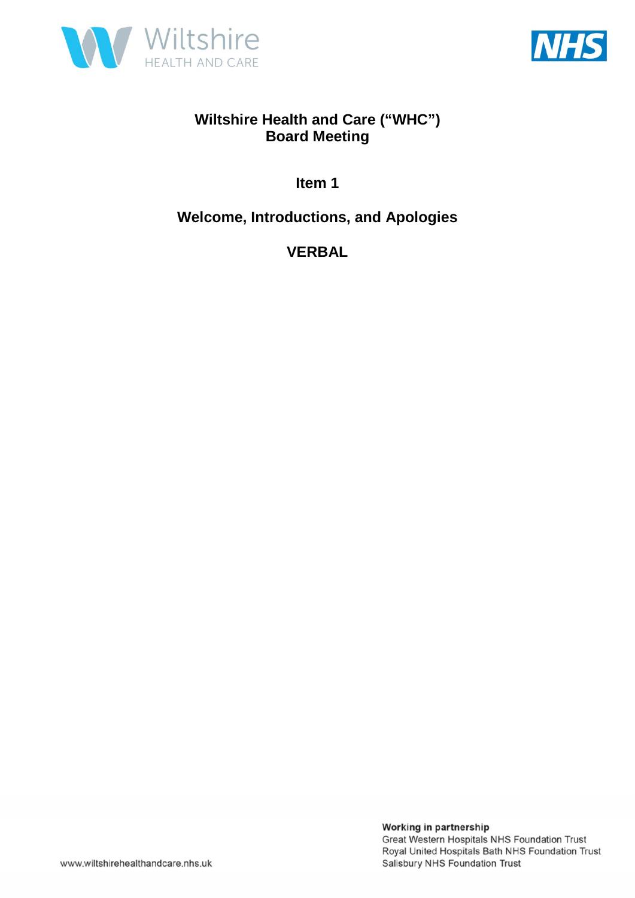# Wiltshire Health and Care ("WHC")
# Board Meeting

## Item 1

## Welcome, Introductions, and Apologies

## VERBAL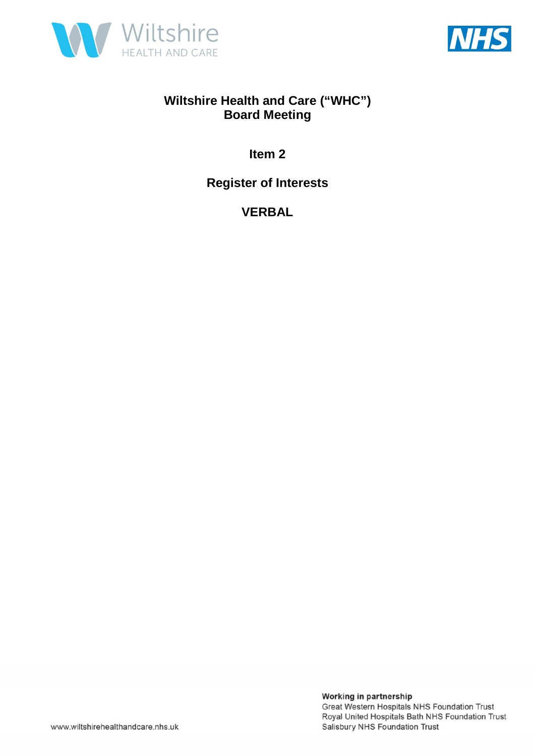# Wiltshire Health and Care ("WHC") Board Meeting

## Item 2

## Register of Interests

## VERBAL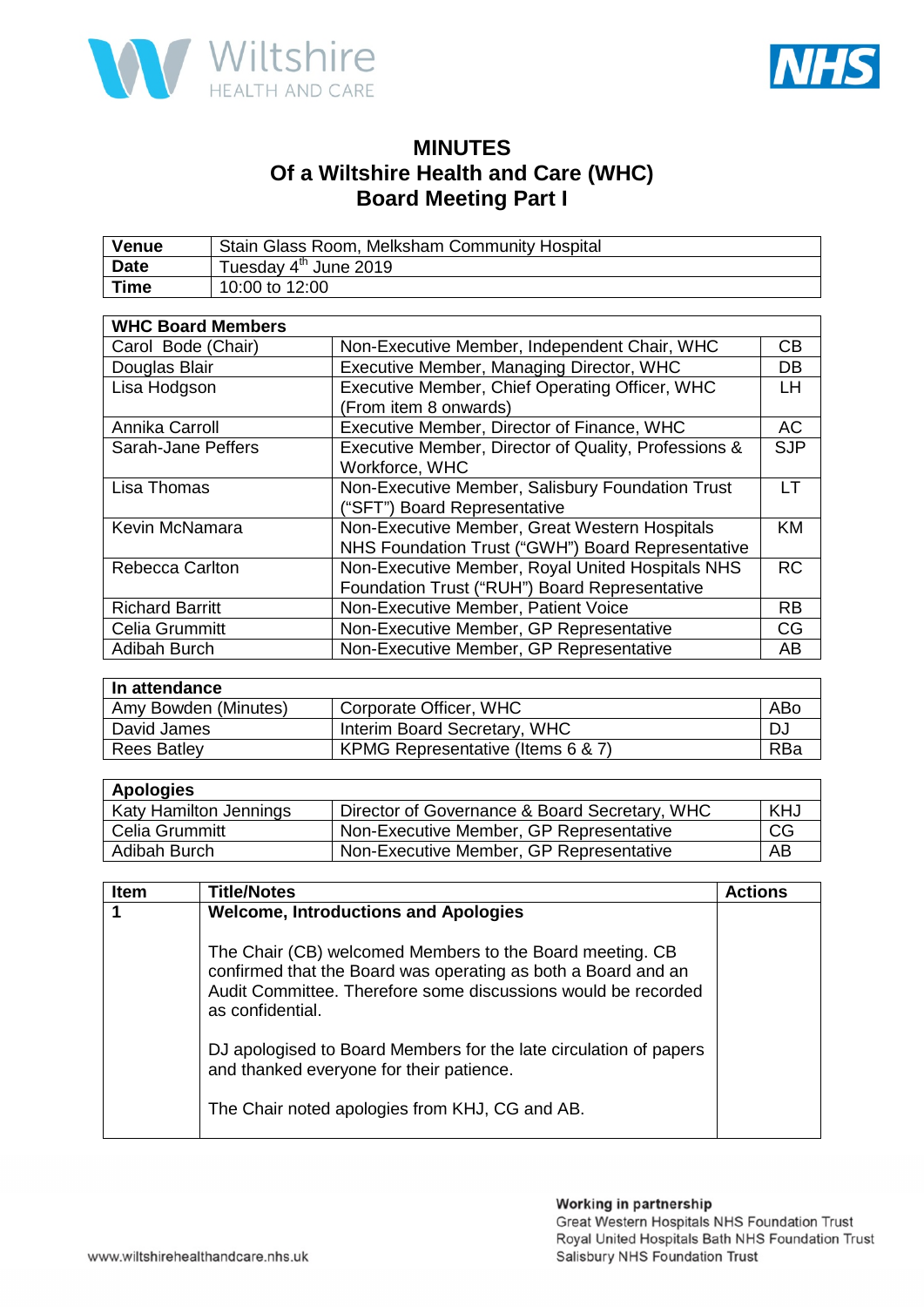# MINUTES
## Of a Wiltshire Health and Care (WHC) Board Meeting Part I

| Venue | Stain Glass Room, Melksham Community Hospital |
|---|---|
| Date | Tuesday 4th June 2019 |
| Time | 10:00 to 12:00 |

| WHC Board Members | | |
|---|---|---|
| Carol Bode (Chair) | Non-Executive Member, Independent Chair, WHC | CB |
| Douglas Blair | Executive Member, Managing Director, WHC | DB |
| Lisa Hodgson | Executive Member, Chief Operating Officer, WHC (From item 8 onwards) | LH |
| Annika Carroll | Executive Member, Director of Finance, WHC | AC |
| Sarah-Jane Peffers | Executive Member, Director of Quality, Professions & Workforce, WHC | SJP |
| Lisa Thomas | Non-Executive Member, Salisbury Foundation Trust ("SFT") Board Representative | LT |
| Kevin McNamara | Non-Executive Member, Great Western Hospitals NHS Foundation Trust ("GWH") Board Representative | KM |
| Rebecca Carlton | Non-Executive Member, Royal United Hospitals NHS Foundation Trust ("RUH") Board Representative | RC |
| Richard Barritt | Non-Executive Member, Patient Voice | RB |
| Celia Grummitt | Non-Executive Member, GP Representative | CG |
| Adibah Burch | Non-Executive Member, GP Representative | AB |

| In attendance | | |
|---|---|---|
| Amy Bowden (Minutes) | Corporate Officer, WHC | ABo |
| David James | Interim Board Secretary, WHC | DJ |
| Rees Batley | KPMG Representative (Items 6 & 7) | RBa |

| Apologies | | |
|---|---|---|
| Katy Hamilton Jennings | Director of Governance & Board Secretary, WHC | KHJ |
| Celia Grummitt | Non-Executive Member, GP Representative | CG |
| Adibah Burch | Non-Executive Member, GP Representative | AB |

| Item | Title/Notes | Actions |
|---|---|---|
| 1 | **Welcome, Introductions and Apologies**<br><br>The Chair (CB) welcomed Members to the Board meeting. CB confirmed that the Board was operating as both a Board and an Audit Committee. Therefore some discussions would be recorded as confidential.<br><br>DJ apologised to Board Members for the late circulation of papers and thanked everyone for their patience.<br><br>The Chair noted apologies from KHJ, CG and AB. | |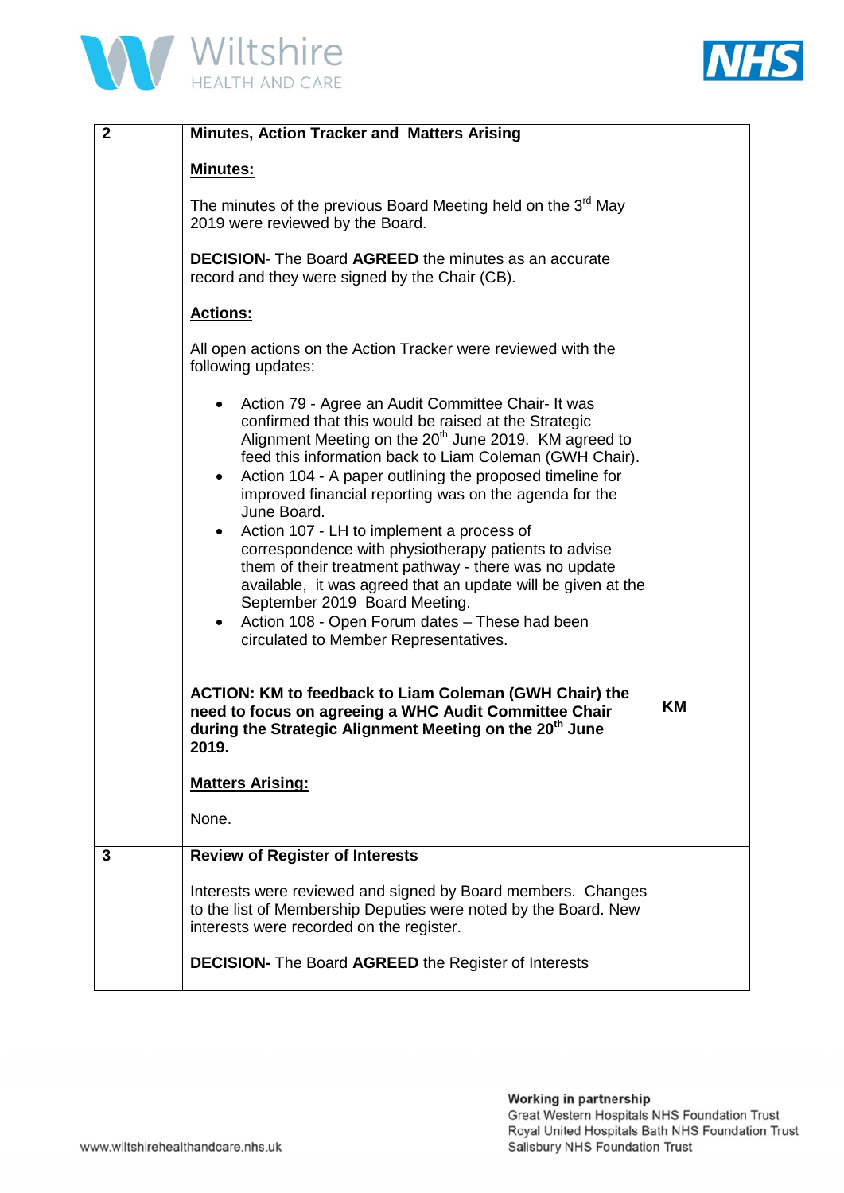| | | |
|---|---|---|
| **2** | **Minutes, Action Tracker and Matters Arising**<br><br>**Minutes:**<br><br>The minutes of the previous Board Meeting held on the 3rd May 2019 were reviewed by the Board.<br><br>**DECISION**- The Board **AGREED** the minutes as an accurate record and they were signed by the Chair (CB).<br><br>**Actions:**<br><br>All open actions on the Action Tracker were reviewed with the following updates:<br><br>• Action 79 - Agree an Audit Committee Chair- It was confirmed that this would be raised at the Strategic Alignment Meeting on the 20th June 2019. KM agreed to feed this information back to Liam Coleman (GWH Chair).<br>• Action 104 - A paper outlining the proposed timeline for improved financial reporting was on the agenda for the June Board.<br>• Action 107 - LH to implement a process of correspondence with physiotherapy patients to advise them of their treatment pathway - there was no update available, it was agreed that an update will be given at the September 2019 Board Meeting.<br>• Action 108 - Open Forum dates – These had been circulated to Member Representatives.<br><br>**ACTION: KM to feedback to Liam Coleman (GWH Chair) the need to focus on agreeing a WHC Audit Committee Chair during the Strategic Alignment Meeting on the 20th June 2019.**<br><br>**Matters Arising:**<br><br>None. | **KM** |
| **3** | **Review of Register of Interests**<br><br>Interests were reviewed and signed by Board members. Changes to the list of Membership Deputies were noted by the Board. New interests were recorded on the register.<br><br>**DECISION-** The Board **AGREED** the Register of Interests | |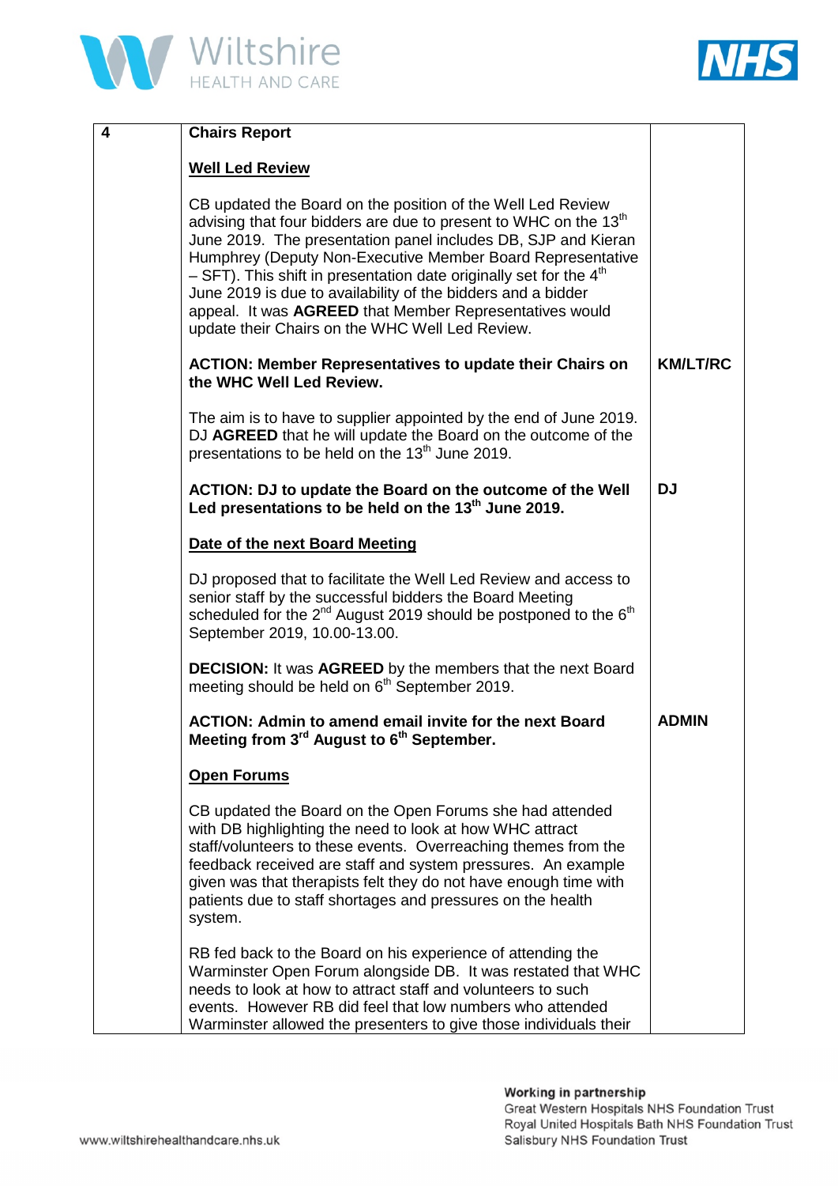| 4 | **Chairs Report** | |
|---|---|---|
| | **Well Led Review** | |
| | CB updated the Board on the position of the Well Led Review advising that four bidders are due to present to WHC on the 13th June 2019. The presentation panel includes DB, SJP and Kieran Humphrey (Deputy Non-Executive Member Board Representative – SFT). This shift in presentation date originally set for the 4th June 2019 is due to availability of the bidders and a bidder appeal. It was **AGREED** that Member Representatives would update their Chairs on the WHC Well Led Review. | |
| | **ACTION: Member Representatives to update their Chairs on the WHC Well Led Review.** | **KM/LT/RC** |
| | The aim is to have to supplier appointed by the end of June 2019. DJ **AGREED** that he will update the Board on the outcome of the presentations to be held on the 13th June 2019. | |
| | **ACTION: DJ to update the Board on the outcome of the Well Led presentations to be held on the 13th June 2019.** | **DJ** |
| | **Date of the next Board Meeting** | |
| | DJ proposed that to facilitate the Well Led Review and access to senior staff by the successful bidders the Board Meeting scheduled for the 2nd August 2019 should be postponed to the 6th September 2019, 10.00-13.00. | |
| | **DECISION:** It was **AGREED** by the members that the next Board meeting should be held on 6th September 2019. | |
| | **ACTION: Admin to amend email invite for the next Board Meeting from 3rd August to 6th September.** | **ADMIN** |
| | **Open Forums** | |
| | CB updated the Board on the Open Forums she had attended with DB highlighting the need to look at how WHC attract staff/volunteers to these events. Overreaching themes from the feedback received are staff and system pressures. An example given was that therapists felt they do not have enough time with patients due to staff shortages and pressures on the health system. | |
| | RB fed back to the Board on his experience of attending the Warminster Open Forum alongside DB. It was restated that WHC needs to look at how to attract staff and volunteers to such events. However RB did feel that low numbers who attended Warminster allowed the presenters to give those individuals their | |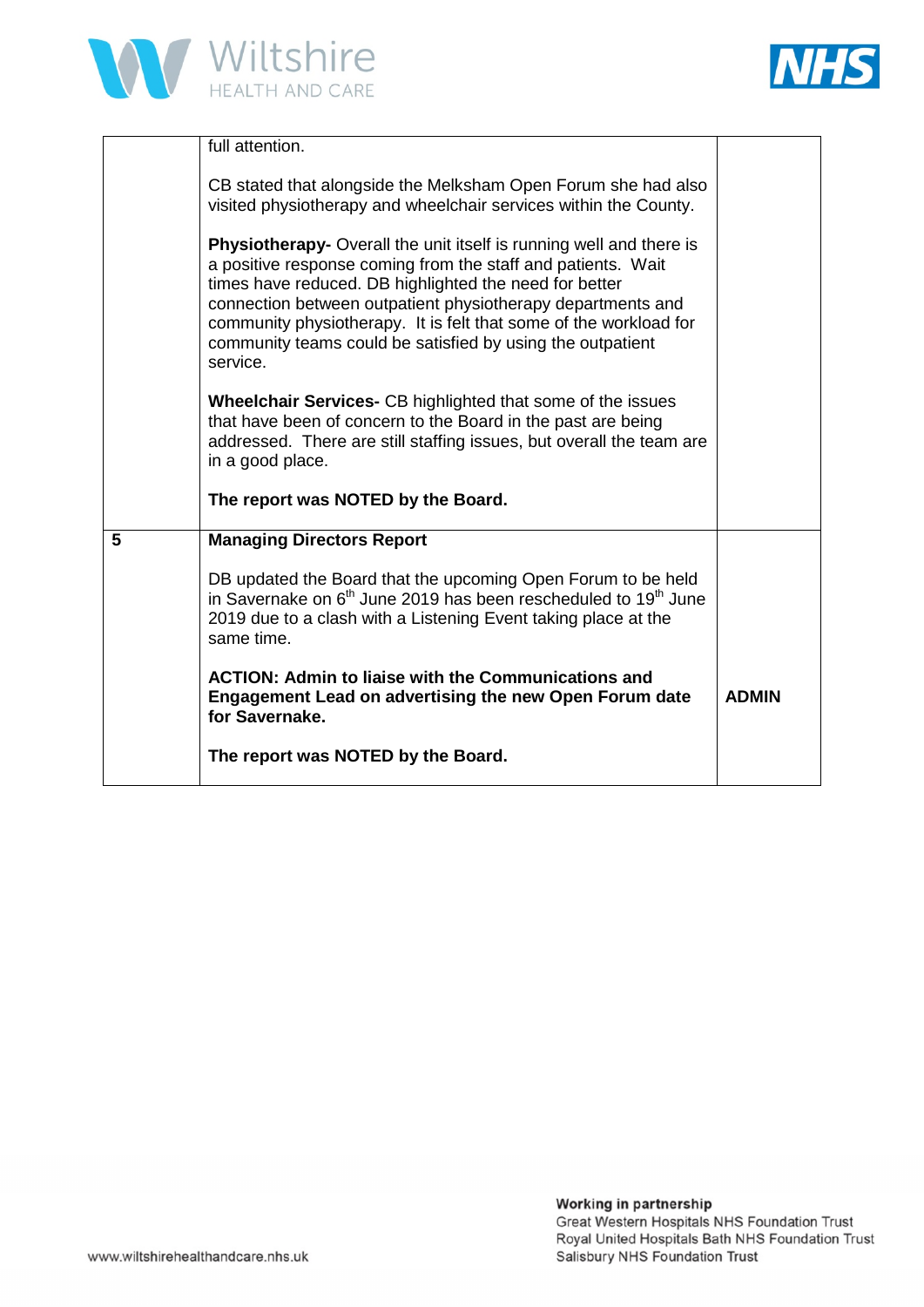| | | |
|---|---|---|
| | full attention.<br><br>CB stated that alongside the Melksham Open Forum she had also visited physiotherapy and wheelchair services within the County.<br><br>**Physiotherapy-** Overall the unit itself is running well and there is a positive response coming from the staff and patients. Wait times have reduced. DB highlighted the need for better connection between outpatient physiotherapy departments and community physiotherapy. It is felt that some of the workload for community teams could be satisfied by using the outpatient service.<br><br>**Wheelchair Services-** CB highlighted that some of the issues that have been of concern to the Board in the past are being addressed. There are still staffing issues, but overall the team are in a good place.<br><br>**The report was NOTED by the Board.** | |
| **5** | **Managing Directors Report**<br><br>DB updated the Board that the upcoming Open Forum to be held in Savernake on 6th June 2019 has been rescheduled to 19th June 2019 due to a clash with a Listening Event taking place at the same time.<br><br>**ACTION: Admin to liaise with the Communications and Engagement Lead on advertising the new Open Forum date for Savernake.**<br><br>**The report was NOTED by the Board.** | **ADMIN** |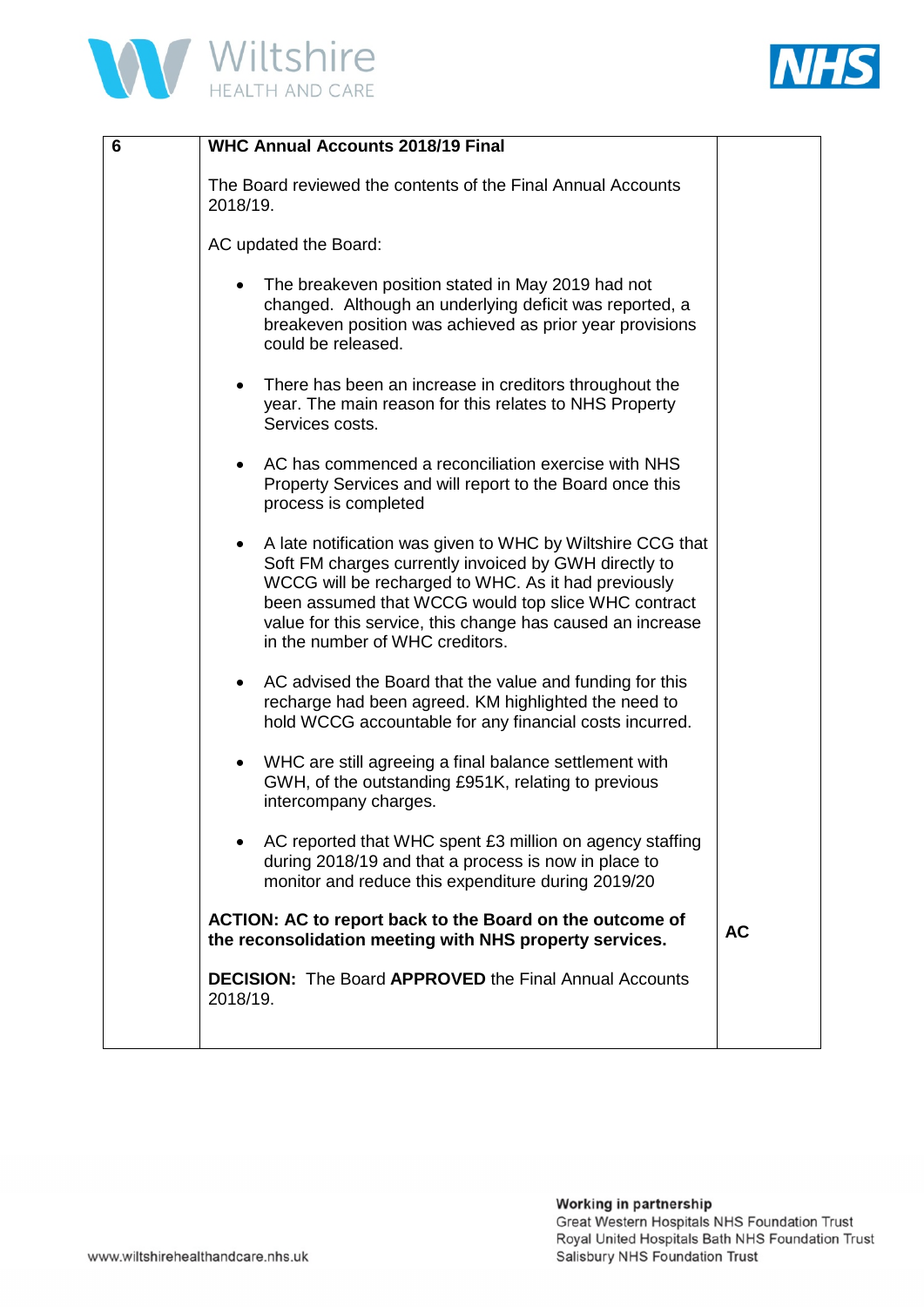| 6 | **WHC Annual Accounts 2018/19 Final**<br><br>The Board reviewed the contents of the Final Annual Accounts 2018/19.<br><br>AC updated the Board:<br><br>• The breakeven position stated in May 2019 had not changed. Although an underlying deficit was reported, a breakeven position was achieved as prior year provisions could be released.<br><br>• There has been an increase in creditors throughout the year. The main reason for this relates to NHS Property Services costs.<br><br>• AC has commenced a reconciliation exercise with NHS Property Services and will report to the Board once this process is completed<br><br>• A late notification was given to WHC by Wiltshire CCG that Soft FM charges currently invoiced by GWH directly to WCCG will be recharged to WHC. As it had previously been assumed that WCCG would top slice WHC contract value for this service, this change has caused an increase in the number of WHC creditors.<br><br>• AC advised the Board that the value and funding for this recharge had been agreed. KM highlighted the need to hold WCCG accountable for any financial costs incurred.<br><br>• WHC are still agreeing a final balance settlement with GWH, of the outstanding £951K, relating to previous intercompany charges.<br><br>• AC reported that WHC spent £3 million on agency staffing during 2018/19 and that a process is now in place to monitor and reduce this expenditure during 2019/20<br><br>**ACTION: AC to report back to the Board on the outcome of the reconsolidation meeting with NHS property services.**<br><br>**DECISION:** The Board **APPROVED** the Final Annual Accounts 2018/19. | **AC** |
|---|---|---|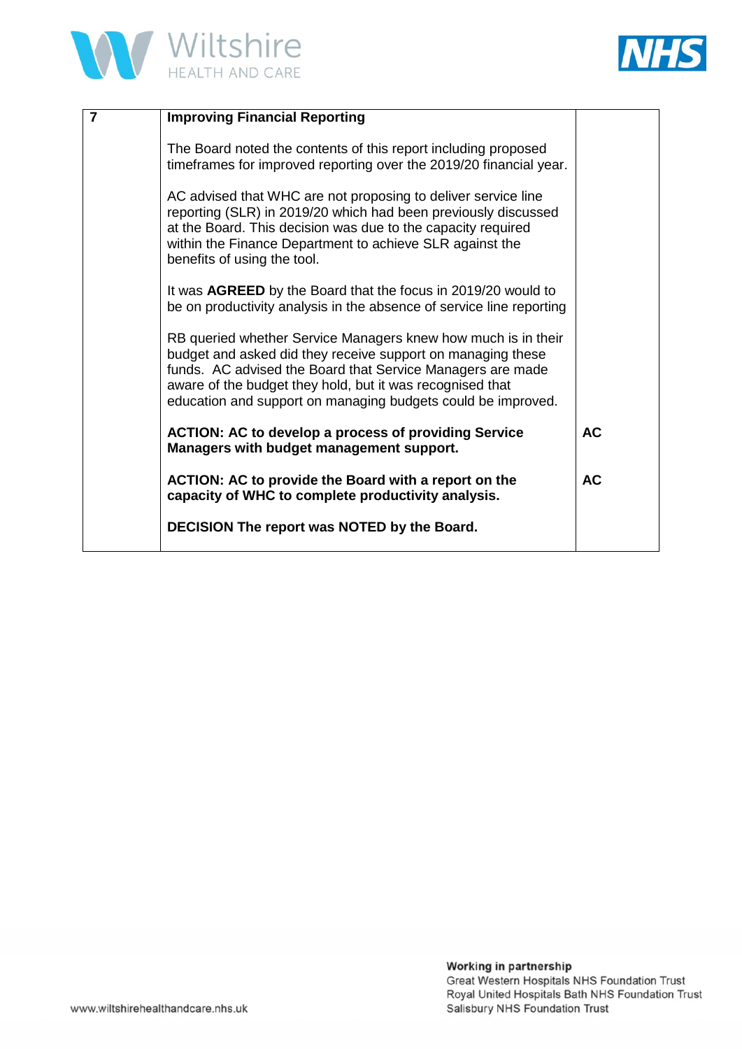| 7 | **Improving Financial Reporting**<br><br>The Board noted the contents of this report including proposed timeframes for improved reporting over the 2019/20 financial year.<br><br>AC advised that WHC are not proposing to deliver service line reporting (SLR) in 2019/20 which had been previously discussed at the Board. This decision was due to the capacity required within the Finance Department to achieve SLR against the benefits of using the tool.<br><br>It was **AGREED** by the Board that the focus in 2019/20 would to be on productivity analysis in the absence of service line reporting<br><br>RB queried whether Service Managers knew how much is in their budget and asked did they receive support on managing these funds. AC advised the Board that Service Managers are made aware of the budget they hold, but it was recognised that education and support on managing budgets could be improved.<br><br>**ACTION: AC to develop a process of providing Service Managers with budget management support.**<br><br>**ACTION: AC to provide the Board with a report on the capacity of WHC to complete productivity analysis.**<br><br>**DECISION The report was NOTED by the Board.** | <br><br><br><br><br><br><br><br><br><br><br><br><br><br><br><br><br><br><br>**AC**<br><br><br>**AC** |
|---|---|---|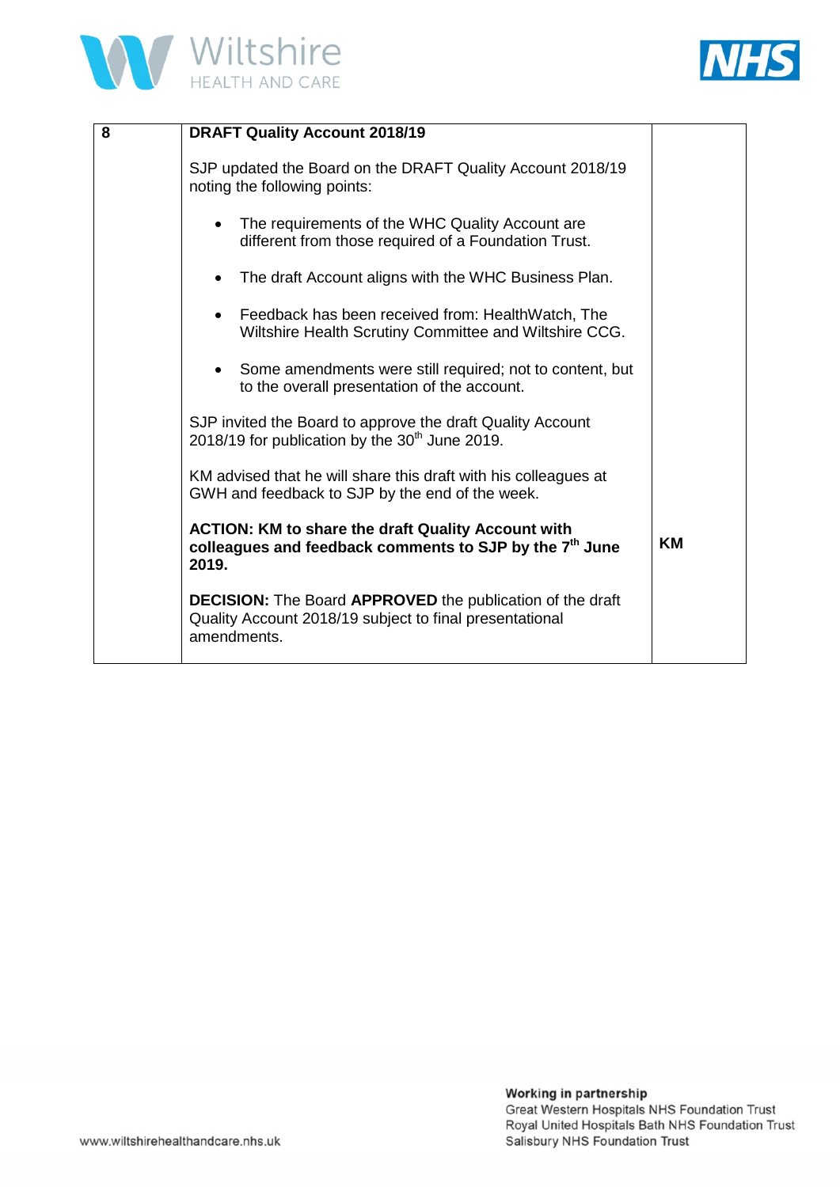| 8 | **DRAFT Quality Account 2018/19**<br><br>SJP updated the Board on the DRAFT Quality Account 2018/19 noting the following points:<br><br>• The requirements of the WHC Quality Account are different from those required of a Foundation Trust.<br><br>• The draft Account aligns with the WHC Business Plan.<br><br>• Feedback has been received from: HealthWatch, The Wiltshire Health Scrutiny Committee and Wiltshire CCG.<br><br>• Some amendments were still required; not to content, but to the overall presentation of the account.<br><br>SJP invited the Board to approve the draft Quality Account 2018/19 for publication by the 30th June 2019.<br><br>KM advised that he will share this draft with his colleagues at GWH and feedback to SJP by the end of the week.<br><br>**ACTION: KM to share the draft Quality Account with colleagues and feedback comments to SJP by the 7th June 2019.**<br><br>**DECISION:** The Board **APPROVED** the publication of the draft Quality Account 2018/19 subject to final presentational amendments. | <br><br><br><br><br><br><br><br><br><br><br><br><br><br><br><br><br><br>**KM** |
|---|---|---|

**Working in partnership**
Great Western Hospitals NHS Foundation Trust
Royal United Hospitals Bath NHS Foundation Trust
Salisbury NHS Foundation Trust

www.wiltshirehealthandcare.nhs.uk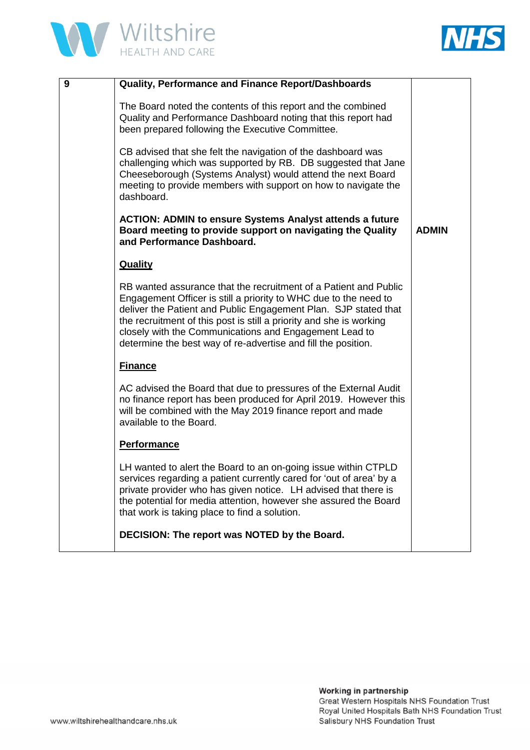| 9 | **Quality, Performance and Finance Report/Dashboards** | |
|---|---|---|
| | The Board noted the contents of this report and the combined Quality and Performance Dashboard noting that this report had been prepared following the Executive Committee. | |
| | CB advised that she felt the navigation of the dashboard was challenging which was supported by RB. DB suggested that Jane Cheeseborough (Systems Analyst) would attend the next Board meeting to provide members with support on how to navigate the dashboard. | |
| | **ACTION: ADMIN to ensure Systems Analyst attends a future Board meeting to provide support on navigating the Quality and Performance Dashboard.** | **ADMIN** |
| | **<u>Quality</u>** | |
| | RB wanted assurance that the recruitment of a Patient and Public Engagement Officer is still a priority to WHC due to the need to deliver the Patient and Public Engagement Plan. SJP stated that the recruitment of this post is still a priority and she is working closely with the Communications and Engagement Lead to determine the best way of re-advertise and fill the position. | |
| | **<u>Finance</u>** | |
| | AC advised the Board that due to pressures of the External Audit no finance report has been produced for April 2019. However this will be combined with the May 2019 finance report and made available to the Board. | |
| | **<u>Performance</u>** | |
| | LH wanted to alert the Board to an on-going issue within CTPLD services regarding a patient currently cared for 'out of area' by a private provider who has given notice. LH advised that there is the potential for media attention, however she assured the Board that work is taking place to find a solution. | |
| | **DECISION: The report was NOTED by the Board.** | |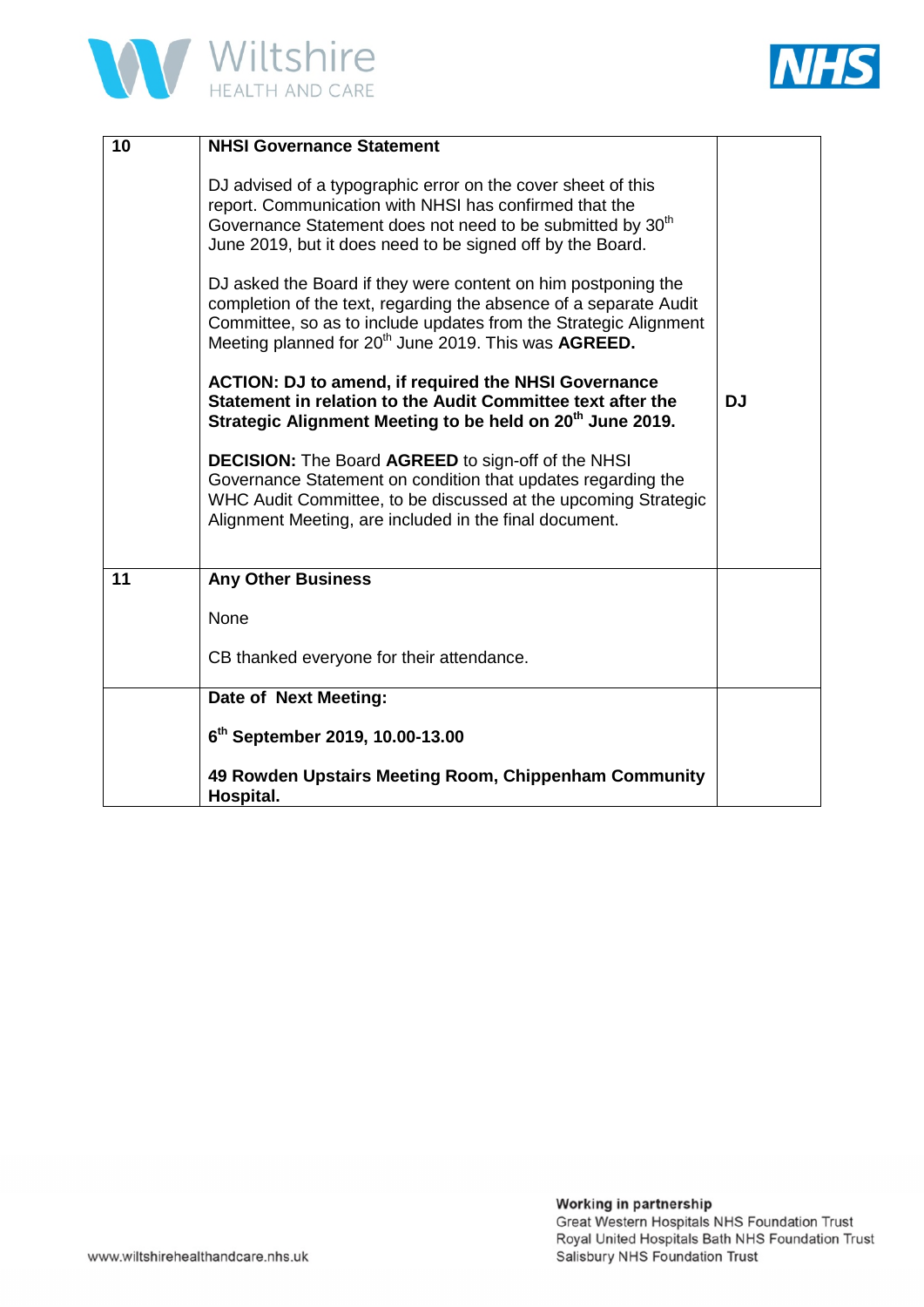| 10 | **NHSI Governance Statement**<br><br>DJ advised of a typographic error on the cover sheet of this report. Communication with NHSI has confirmed that the Governance Statement does not need to be submitted by 30th June 2019, but it does need to be signed off by the Board.<br><br>DJ asked the Board if they were content on him postponing the completion of the text, regarding the absence of a separate Audit Committee, so as to include updates from the Strategic Alignment Meeting planned for 20th June 2019. This was **AGREED.**<br><br>**ACTION: DJ to amend, if required the NHSI Governance Statement in relation to the Audit Committee text after the Strategic Alignment Meeting to be held on 20th June 2019.**<br><br>**DECISION:** The Board **AGREED** to sign-off of the NHSI Governance Statement on condition that updates regarding the WHC Audit Committee, to be discussed at the upcoming Strategic Alignment Meeting, are included in the final document. | **DJ** |
|---|---|---|
| 11 | **Any Other Business**<br><br>None<br><br>CB thanked everyone for their attendance. | |
| | **Date of Next Meeting:**<br><br>**6th September 2019, 10.00-13.00**<br><br>**49 Rowden Upstairs Meeting Room, Chippenham Community Hospital.** | |

Working in partnership
Great Western Hospitals NHS Foundation Trust
Royal United Hospitals Bath NHS Foundation Trust
Salisbury NHS Foundation Trust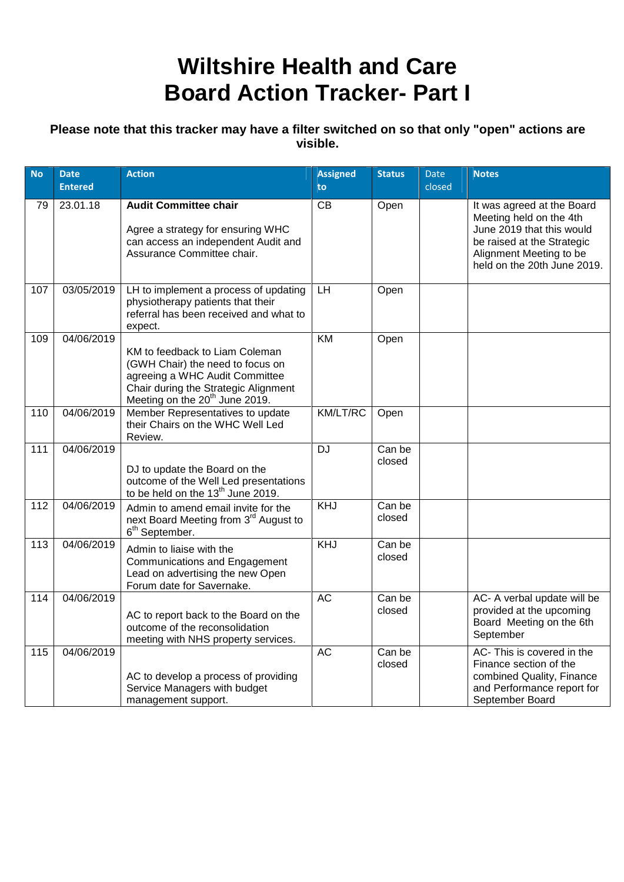# Wiltshire Health and Care Board Action Tracker- Part I

**Please note that this tracker may have a filter switched on so that only "open" actions are visible.**

| No | Date Entered | Action | Assigned to | Status | Date closed | Notes |
|---|---|---|---|---|---|---|
| 79 | 23.01.18 | **Audit Committee chair**<br><br>Agree a strategy for ensuring WHC can access an independent Audit and Assurance Committee chair. | CB | Open | | It was agreed at the Board Meeting held on the 4th June 2019 that this would be raised at the Strategic Alignment Meeting to be held on the 20th June 2019. |
| 107 | 03/05/2019 | LH to implement a process of updating physiotherapy patients that their referral has been received and what to expect. | LH | Open | | |
| 109 | 04/06/2019 | KM to feedback to Liam Coleman (GWH Chair) the need to focus on agreeing a WHC Audit Committee Chair during the Strategic Alignment Meeting on the 20th June 2019. | KM | Open | | |
| 110 | 04/06/2019 | Member Representatives to update their Chairs on the WHC Well Led Review. | KM/LT/RC | Open | | |
| 111 | 04/06/2019 | DJ to update the Board on the outcome of the Well Led presentations to be held on the 13th June 2019. | DJ | Can be closed | | |
| 112 | 04/06/2019 | Admin to amend email invite for the next Board Meeting from 3rd August to 6th September. | KHJ | Can be closed | | |
| 113 | 04/06/2019 | Admin to liaise with the Communications and Engagement Lead on advertising the new Open Forum date for Savernake. | KHJ | Can be closed | | |
| 114 | 04/06/2019 | AC to report back to the Board on the outcome of the reconsolidation meeting with NHS property services. | AC | Can be closed | | AC- A verbal update will be provided at the upcoming Board Meeting on the 6th September |
| 115 | 04/06/2019 | AC to develop a process of providing Service Managers with budget management support. | AC | Can be closed | | AC- This is covered in the Finance section of the combined Quality, Finance and Performance report for September Board |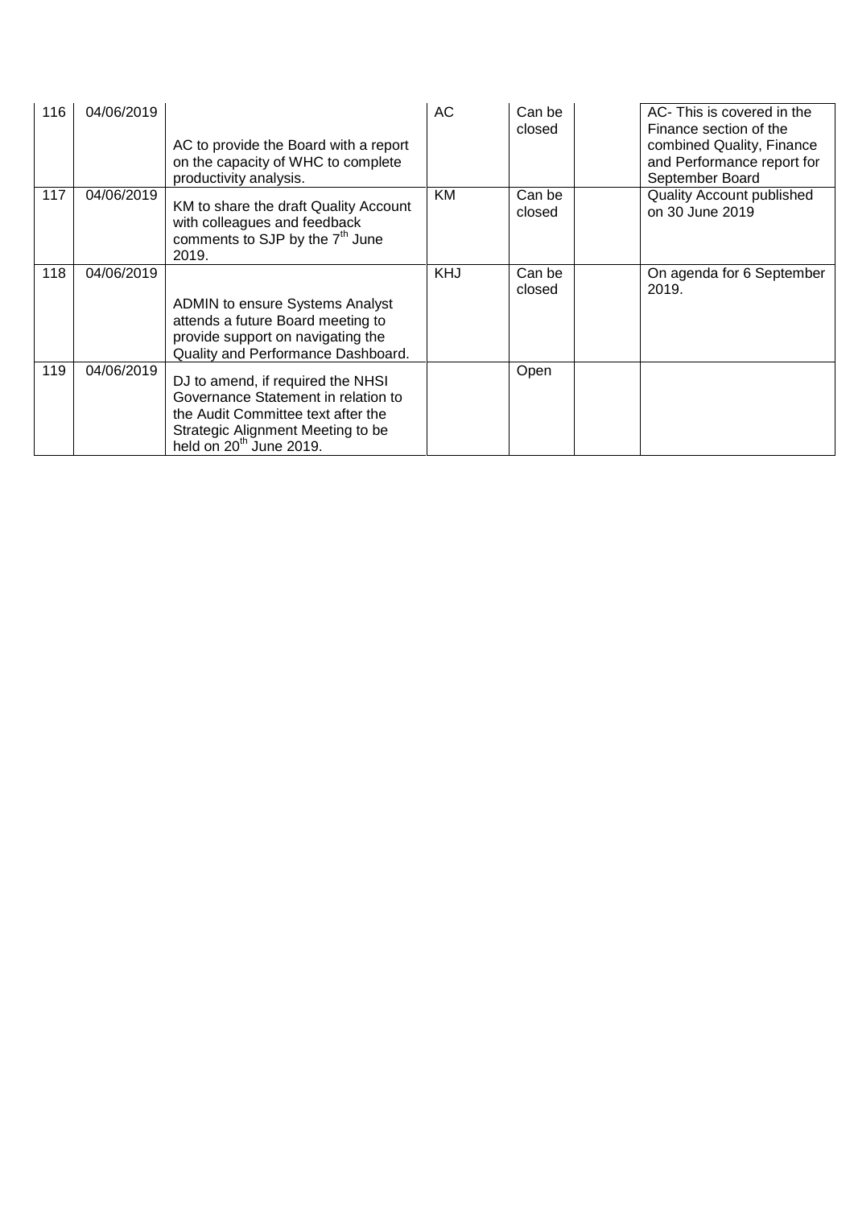| 116 | 04/06/2019 | AC to provide the Board with a report on the capacity of WHC to complete productivity analysis. | AC | Can be closed | | AC- This is covered in the Finance section of the combined Quality, Finance and Performance report for September Board |
|---|---|---|---|---|---|---|
| 117 | 04/06/2019 | KM to share the draft Quality Account with colleagues and feedback comments to SJP by the 7th June 2019. | KM | Can be closed | | Quality Account published on 30 June 2019 |
| 118 | 04/06/2019 | ADMIN to ensure Systems Analyst attends a future Board meeting to provide support on navigating the Quality and Performance Dashboard. | KHJ | Can be closed | | On agenda for 6 September 2019. |
| 119 | 04/06/2019 | DJ to amend, if required the NHSI Governance Statement in relation to the Audit Committee text after the Strategic Alignment Meeting to be held on 20th June 2019. | | Open | | |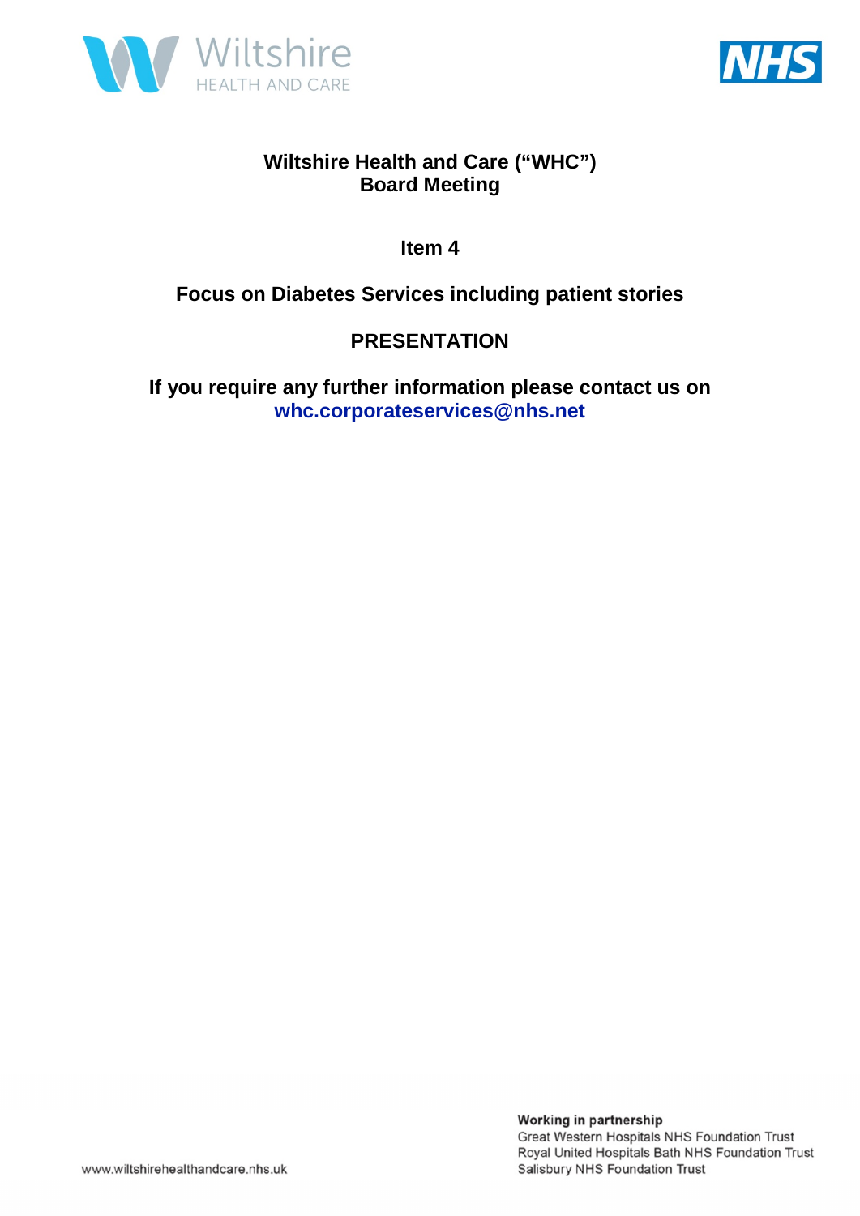# Wiltshire Health and Care (“WHC”)
## Board Meeting

**Item 4**

**Focus on Diabetes Services including patient stories**

**PRESENTATION**

**If you require any further information please contact us on whc.corporateservices@nhs.net**

**Working in partnership**
Great Western Hospitals NHS Foundation Trust
Royal United Hospitals Bath NHS Foundation Trust
Salisbury NHS Foundation Trust

www.wiltshirehealthandcare.nhs.uk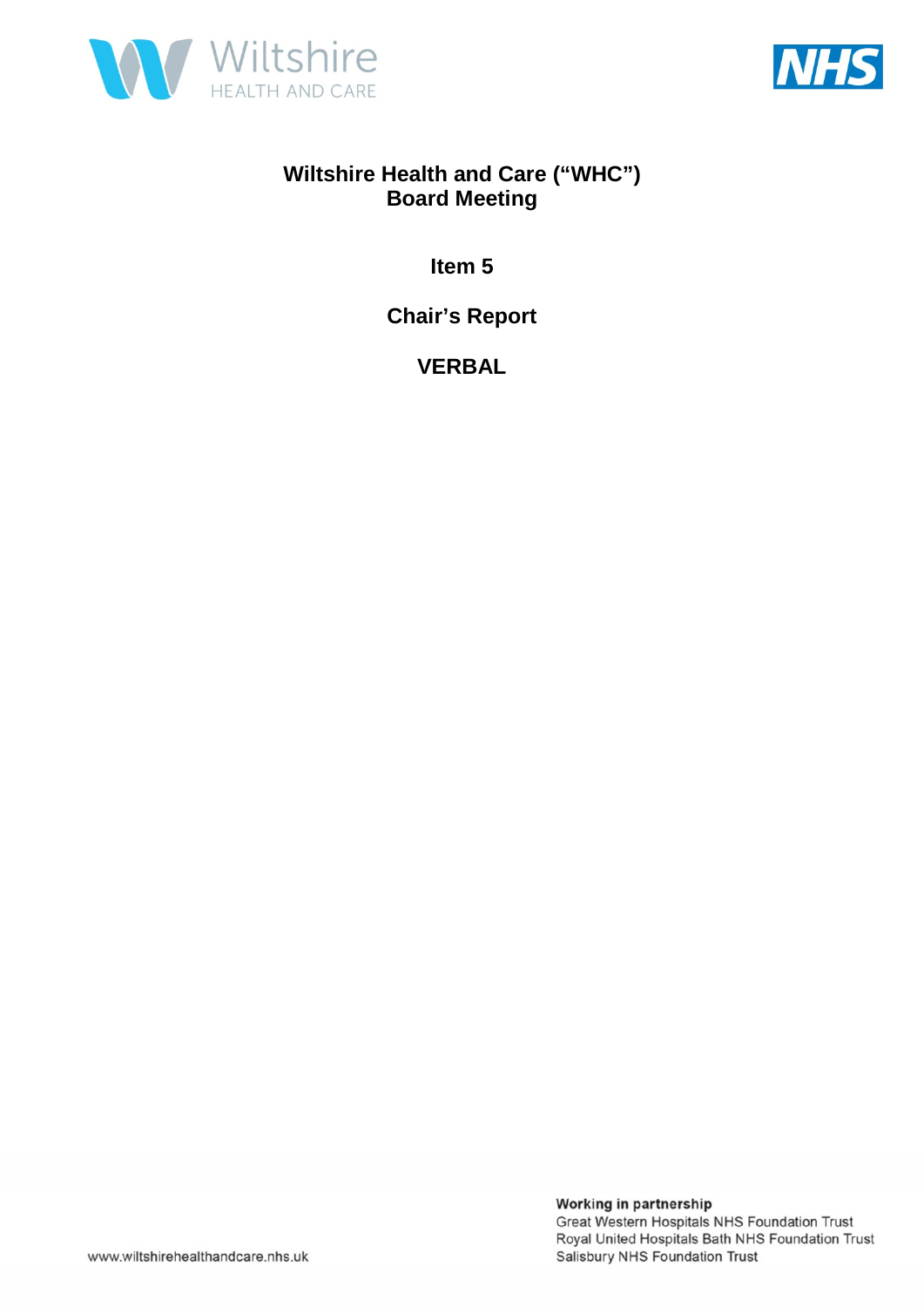# Wiltshire Health and Care ("WHC") Board Meeting

## Item 5

## Chair's Report

## VERBAL

**Working in partnership**
Great Western Hospitals NHS Foundation Trust
Royal United Hospitals Bath NHS Foundation Trust
Salisbury NHS Foundation Trust

www.wiltshirehealthandcare.nhs.uk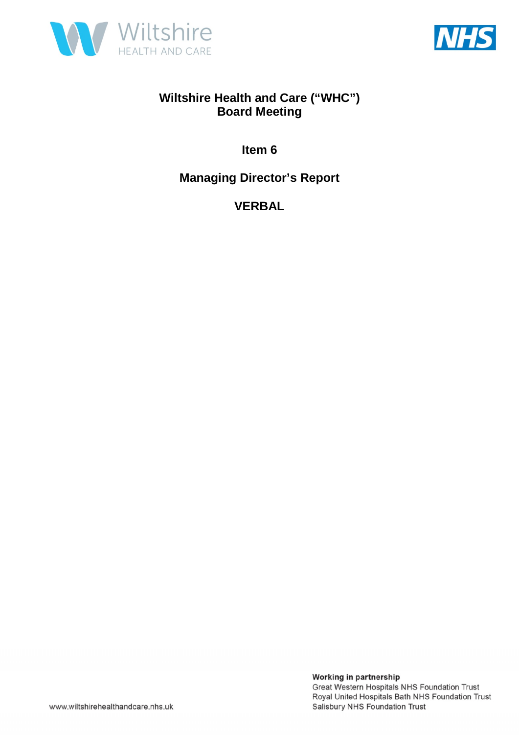# Wiltshire Health and Care ("WHC") Board Meeting

## Item 6

## Managing Director's Report

## VERBAL

Working in partnership
Great Western Hospitals NHS Foundation Trust
Royal United Hospitals Bath NHS Foundation Trust
Salisbury NHS Foundation Trust

www.wiltshirehealthandcare.nhs.uk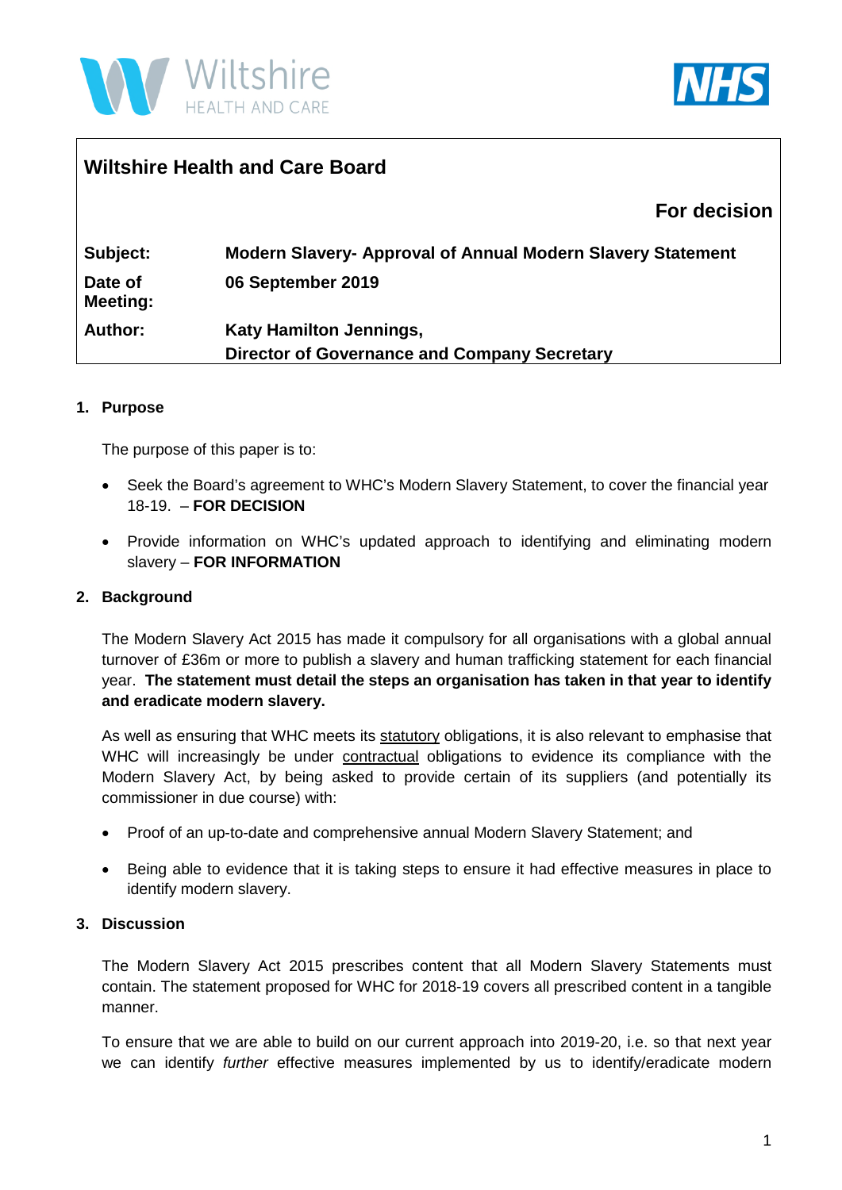## Wiltshire Health and Care Board

**For decision**

| | |
|---|---|
| **Subject:** | **Modern Slavery- Approval of Annual Modern Slavery Statement** |
| **Date of Meeting:** | **06 September 2019** |
| **Author:** | **Katy Hamilton Jennings, Director of Governance and Company Secretary** |

### 1. Purpose

The purpose of this paper is to:

- Seek the Board's agreement to WHC's Modern Slavery Statement, to cover the financial year 18-19. – **FOR DECISION**
- Provide information on WHC's updated approach to identifying and eliminating modern slavery – **FOR INFORMATION**

### 2. Background

The Modern Slavery Act 2015 has made it compulsory for all organisations with a global annual turnover of £36m or more to publish a slavery and human trafficking statement for each financial year. **The statement must detail the steps an organisation has taken in that year to identify and eradicate modern slavery.**

As well as ensuring that WHC meets its statutory obligations, it is also relevant to emphasise that WHC will increasingly be under contractual obligations to evidence its compliance with the Modern Slavery Act, by being asked to provide certain of its suppliers (and potentially its commissioner in due course) with:

- Proof of an up-to-date and comprehensive annual Modern Slavery Statement; and
- Being able to evidence that it is taking steps to ensure it had effective measures in place to identify modern slavery.

### 3. Discussion

The Modern Slavery Act 2015 prescribes content that all Modern Slavery Statements must contain. The statement proposed for WHC for 2018-19 covers all prescribed content in a tangible manner.

To ensure that we are able to build on our current approach into 2019-20, i.e. so that next year we can identify *further* effective measures implemented by us to identify/eradicate modern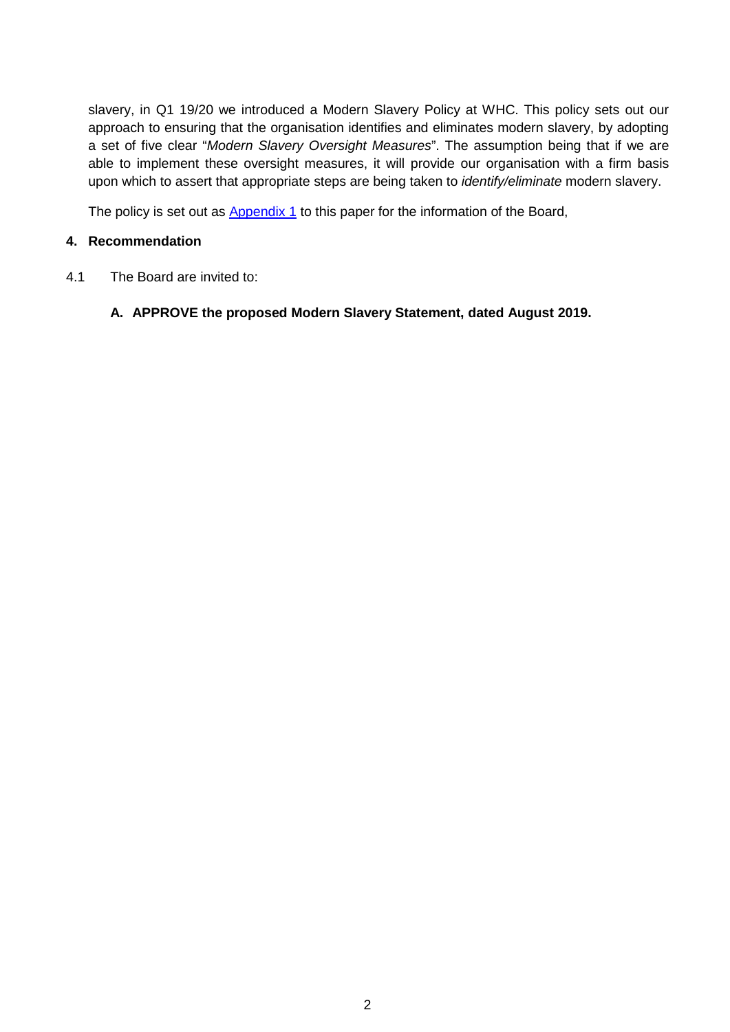slavery, in Q1 19/20 we introduced a Modern Slavery Policy at WHC. This policy sets out our approach to ensuring that the organisation identifies and eliminates modern slavery, by adopting a set of five clear "*Modern Slavery Oversight Measures*". The assumption being that if we are able to implement these oversight measures, it will provide our organisation with a firm basis upon which to assert that appropriate steps are being taken to *identify/eliminate* modern slavery.

The policy is set out as Appendix 1 to this paper for the information of the Board,

## 4. Recommendation

4.1 The Board are invited to:

**A. APPROVE the proposed Modern Slavery Statement, dated August 2019.**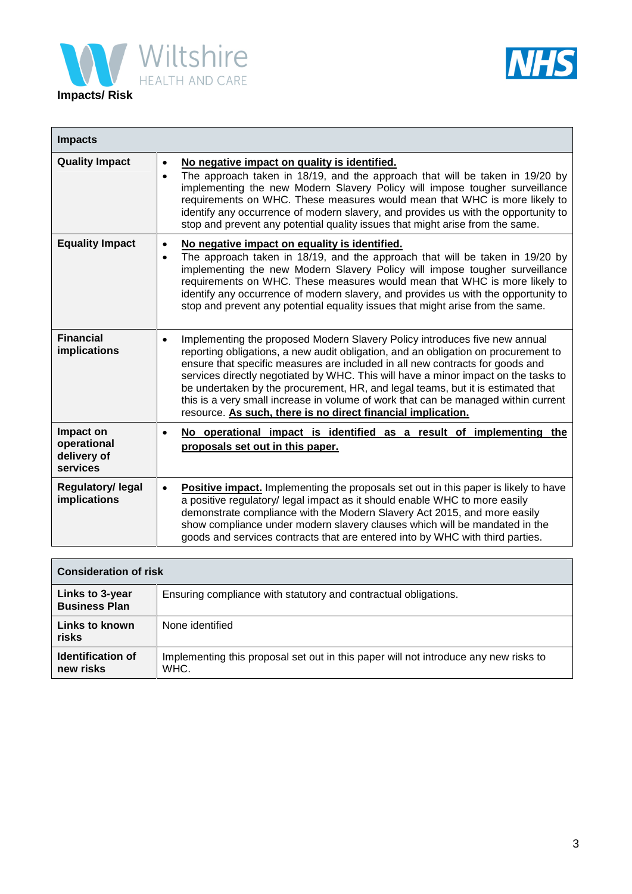**Impacts/ Risk**

| Impacts | |
|---|---|
| **Quality Impact** | • **No negative impact on quality is identified.**<br>• The approach taken in 18/19, and the approach that will be taken in 19/20 by implementing the new Modern Slavery Policy will impose tougher surveillance requirements on WHC. These measures would mean that WHC is more likely to identify any occurrence of modern slavery, and provides us with the opportunity to stop and prevent any potential quality issues that might arise from the same. |
| **Equality Impact** | • **No negative impact on equality is identified.**<br>• The approach taken in 18/19, and the approach that will be taken in 19/20 by implementing the new Modern Slavery Policy will impose tougher surveillance requirements on WHC. These measures would mean that WHC is more likely to identify any occurrence of modern slavery, and provides us with the opportunity to stop and prevent any potential equality issues that might arise from the same. |
| **Financial implications** | • Implementing the proposed Modern Slavery Policy introduces five new annual reporting obligations, a new audit obligation, and an obligation on procurement to ensure that specific measures are included in all new contracts for goods and services directly negotiated by WHC. This will have a minor impact on the tasks to be undertaken by the procurement, HR, and legal teams, but it is estimated that this is a very small increase in volume of work that can be managed within current resource. **As such, there is no direct financial implication.** |
| **Impact on operational delivery of services** | • **No operational impact is identified as a result of implementing the proposals set out in this paper.** |
| **Regulatory/ legal implications** | • **Positive impact.** Implementing the proposals set out in this paper is likely to have a positive regulatory/ legal impact as it should enable WHC to more easily demonstrate compliance with the Modern Slavery Act 2015, and more easily show compliance under modern slavery clauses which will be mandated in the goods and services contracts that are entered into by WHC with third parties. |

| Consideration of risk | |
|---|---|
| **Links to 3-year Business Plan** | Ensuring compliance with statutory and contractual obligations. |
| **Links to known risks** | None identified |
| **Identification of new risks** | Implementing this proposal set out in this paper will not introduce any new risks to WHC. |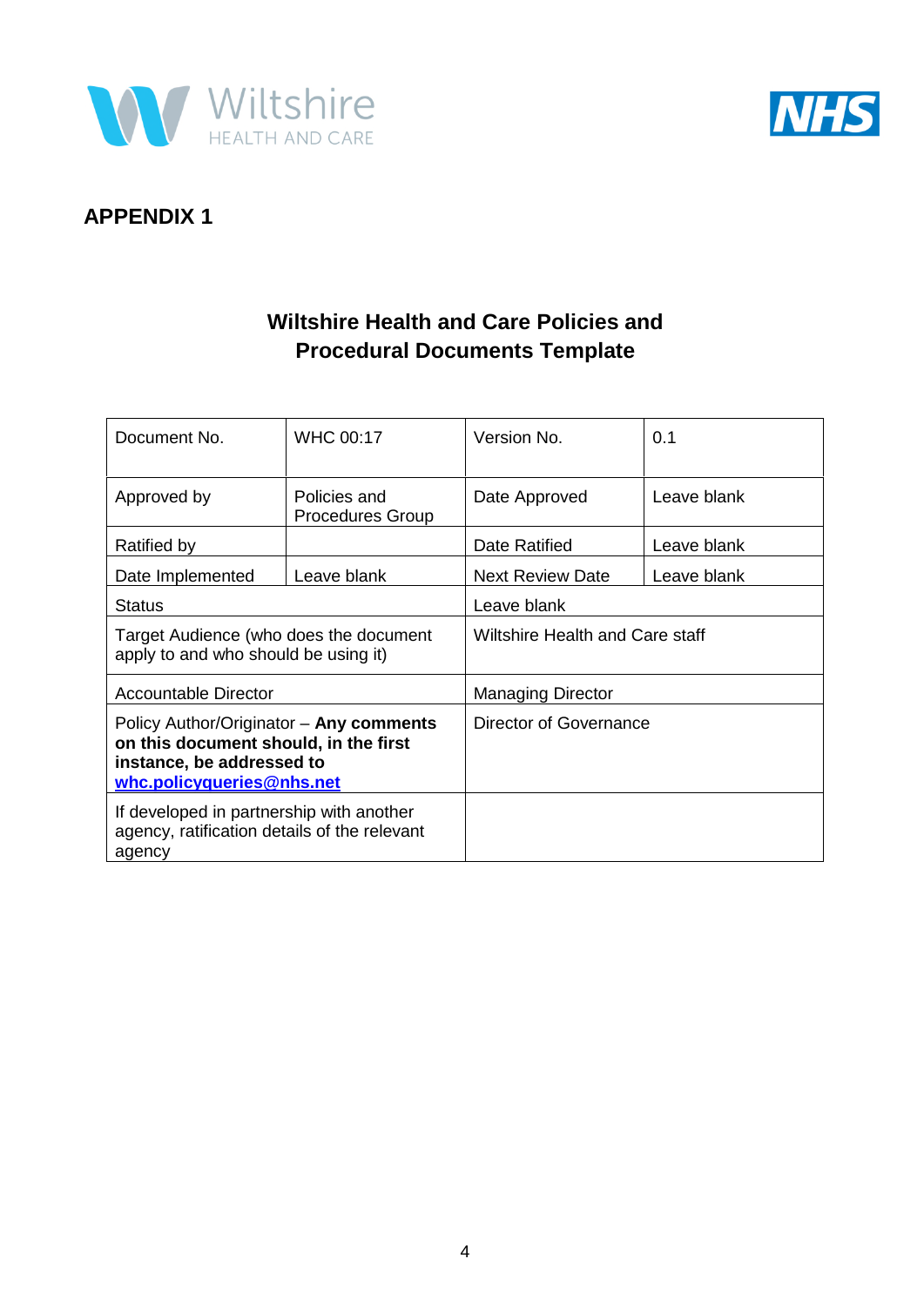## APPENDIX 1

### Wiltshire Health and Care Policies and Procedural Documents Template

| Document No. | WHC 00:17 | Version No. | 0.1 |
|---|---|---|---|
| Approved by | Policies and Procedures Group | Date Approved | Leave blank |
| Ratified by | | Date Ratified | Leave blank |
| Date Implemented | Leave blank | Next Review Date | Leave blank |
| Status | | Leave blank | |
| Target Audience (who does the document apply to and who should be using it) | | Wiltshire Health and Care staff | |
| Accountable Director | | Managing Director | |
| Policy Author/Originator – **Any comments on this document should, in the first instance, be addressed to whc.policyqueries@nhs.net** | | Director of Governance | |
| If developed in partnership with another agency, ratification details of the relevant agency | | | |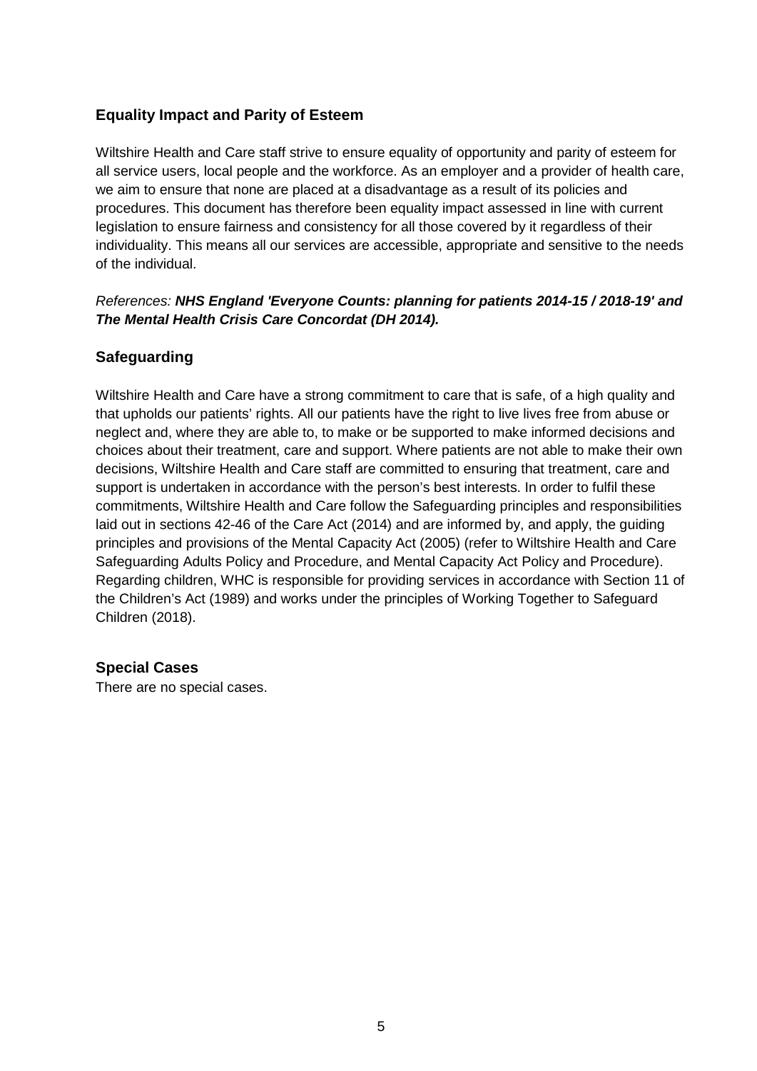## Equality Impact and Parity of Esteem

Wiltshire Health and Care staff strive to ensure equality of opportunity and parity of esteem for all service users, local people and the workforce. As an employer and a provider of health care, we aim to ensure that none are placed at a disadvantage as a result of its policies and procedures. This document has therefore been equality impact assessed in line with current legislation to ensure fairness and consistency for all those covered by it regardless of their individuality. This means all our services are accessible, appropriate and sensitive to the needs of the individual.

*References:* ***NHS England 'Everyone Counts: planning for patients 2014-15 / 2018-19' and The Mental Health Crisis Care Concordat (DH 2014).***

## Safeguarding

Wiltshire Health and Care have a strong commitment to care that is safe, of a high quality and that upholds our patients' rights. All our patients have the right to live lives free from abuse or neglect and, where they are able to, to make or be supported to make informed decisions and choices about their treatment, care and support. Where patients are not able to make their own decisions, Wiltshire Health and Care staff are committed to ensuring that treatment, care and support is undertaken in accordance with the person's best interests. In order to fulfil these commitments, Wiltshire Health and Care follow the Safeguarding principles and responsibilities laid out in sections 42-46 of the Care Act (2014) and are informed by, and apply, the guiding principles and provisions of the Mental Capacity Act (2005) (refer to Wiltshire Health and Care Safeguarding Adults Policy and Procedure, and Mental Capacity Act Policy and Procedure). Regarding children, WHC is responsible for providing services in accordance with Section 11 of the Children's Act (1989) and works under the principles of Working Together to Safeguard Children (2018).

## Special Cases

There are no special cases.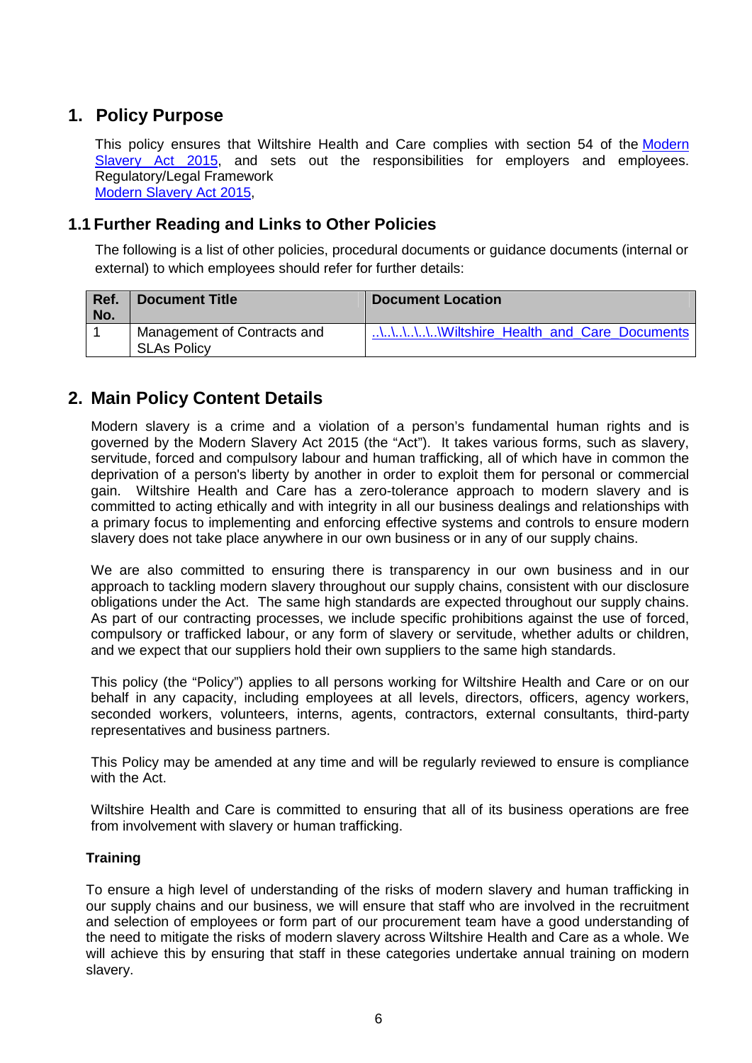## 1. Policy Purpose

This policy ensures that Wiltshire Health and Care complies with section 54 of the Modern Slavery Act 2015, and sets out the responsibilities for employers and employees. Regulatory/Legal Framework
Modern Slavery Act 2015,

### 1.1 Further Reading and Links to Other Policies

The following is a list of other policies, procedural documents or guidance documents (internal or external) to which employees should refer for further details:

| Ref. No. | Document Title | Document Location |
| --- | --- | --- |
| 1 | Management of Contracts and SLAs Policy | ..\..\..\..\..\..\Wiltshire_Health_and_Care_Documents |

## 2. Main Policy Content Details

Modern slavery is a crime and a violation of a person's fundamental human rights and is governed by the Modern Slavery Act 2015 (the "Act"). It takes various forms, such as slavery, servitude, forced and compulsory labour and human trafficking, all of which have in common the deprivation of a person's liberty by another in order to exploit them for personal or commercial gain. Wiltshire Health and Care has a zero-tolerance approach to modern slavery and is committed to acting ethically and with integrity in all our business dealings and relationships with a primary focus to implementing and enforcing effective systems and controls to ensure modern slavery does not take place anywhere in our own business or in any of our supply chains.

We are also committed to ensuring there is transparency in our own business and in our approach to tackling modern slavery throughout our supply chains, consistent with our disclosure obligations under the Act. The same high standards are expected throughout our supply chains. As part of our contracting processes, we include specific prohibitions against the use of forced, compulsory or trafficked labour, or any form of slavery or servitude, whether adults or children, and we expect that our suppliers hold their own suppliers to the same high standards.

This policy (the "Policy") applies to all persons working for Wiltshire Health and Care or on our behalf in any capacity, including employees at all levels, directors, officers, agency workers, seconded workers, volunteers, interns, agents, contractors, external consultants, third-party representatives and business partners.

This Policy may be amended at any time and will be regularly reviewed to ensure is compliance with the Act.

Wiltshire Health and Care is committed to ensuring that all of its business operations are free from involvement with slavery or human trafficking.

**Training**

To ensure a high level of understanding of the risks of modern slavery and human trafficking in our supply chains and our business, we will ensure that staff who are involved in the recruitment and selection of employees or form part of our procurement team have a good understanding of the need to mitigate the risks of modern slavery across Wiltshire Health and Care as a whole. We will achieve this by ensuring that staff in these categories undertake annual training on modern slavery.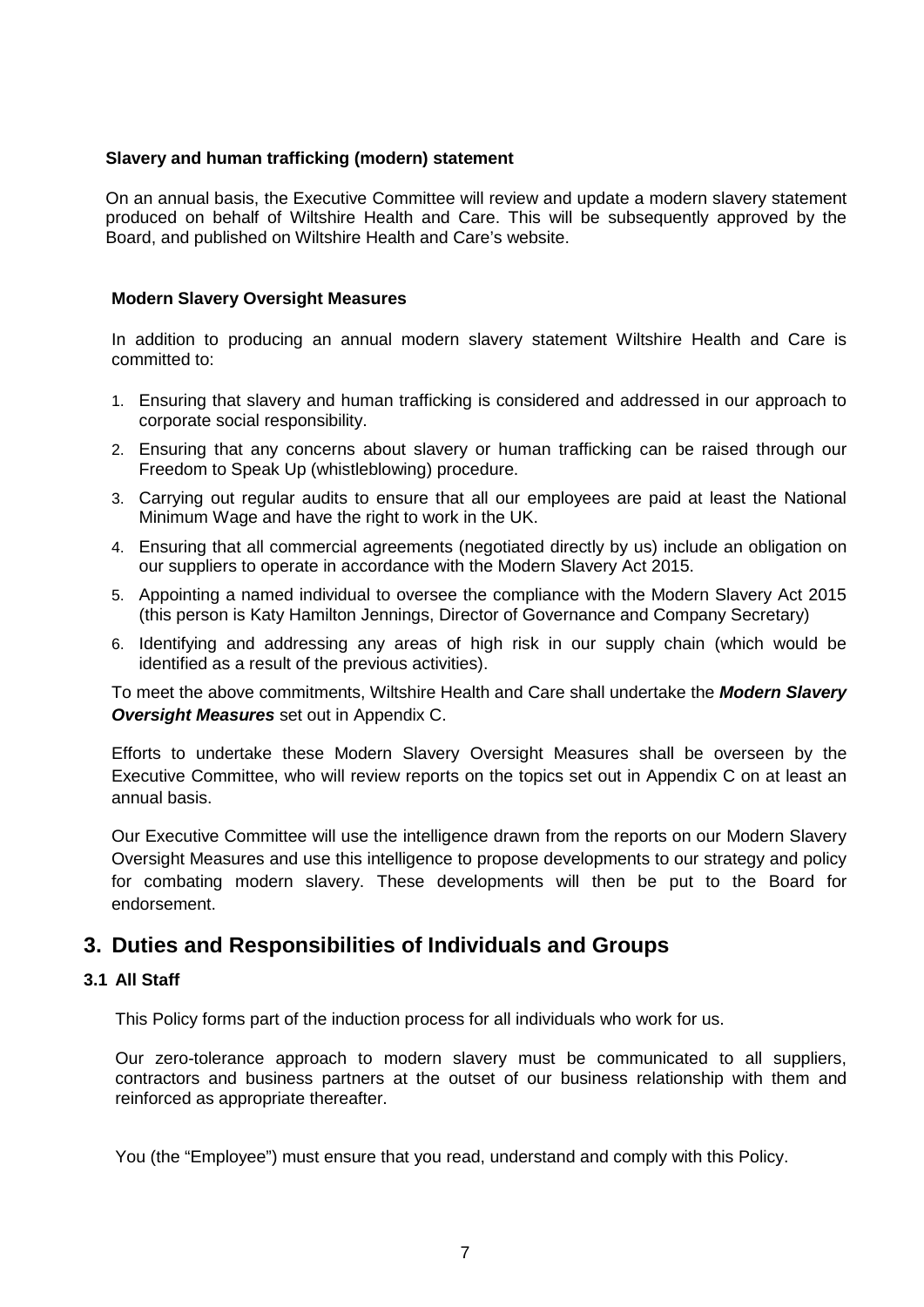**Slavery and human trafficking (modern) statement**

On an annual basis, the Executive Committee will review and update a modern slavery statement produced on behalf of Wiltshire Health and Care. This will be subsequently approved by the Board, and published on Wiltshire Health and Care's website.

**Modern Slavery Oversight Measures**

In addition to producing an annual modern slavery statement Wiltshire Health and Care is committed to:

1. Ensuring that slavery and human trafficking is considered and addressed in our approach to corporate social responsibility.
2. Ensuring that any concerns about slavery or human trafficking can be raised through our Freedom to Speak Up (whistleblowing) procedure.
3. Carrying out regular audits to ensure that all our employees are paid at least the National Minimum Wage and have the right to work in the UK.
4. Ensuring that all commercial agreements (negotiated directly by us) include an obligation on our suppliers to operate in accordance with the Modern Slavery Act 2015.
5. Appointing a named individual to oversee the compliance with the Modern Slavery Act 2015 (this person is Katy Hamilton Jennings, Director of Governance and Company Secretary)
6. Identifying and addressing any areas of high risk in our supply chain (which would be identified as a result of the previous activities).

To meet the above commitments, Wiltshire Health and Care shall undertake the ***Modern Slavery Oversight Measures*** set out in Appendix C.

Efforts to undertake these Modern Slavery Oversight Measures shall be overseen by the Executive Committee, who will review reports on the topics set out in Appendix C on at least an annual basis.

Our Executive Committee will use the intelligence drawn from the reports on our Modern Slavery Oversight Measures and use this intelligence to propose developments to our strategy and policy for combating modern slavery. These developments will then be put to the Board for endorsement.

## 3. Duties and Responsibilities of Individuals and Groups

### 3.1 All Staff

This Policy forms part of the induction process for all individuals who work for us.

Our zero-tolerance approach to modern slavery must be communicated to all suppliers, contractors and business partners at the outset of our business relationship with them and reinforced as appropriate thereafter.

You (the "Employee") must ensure that you read, understand and comply with this Policy.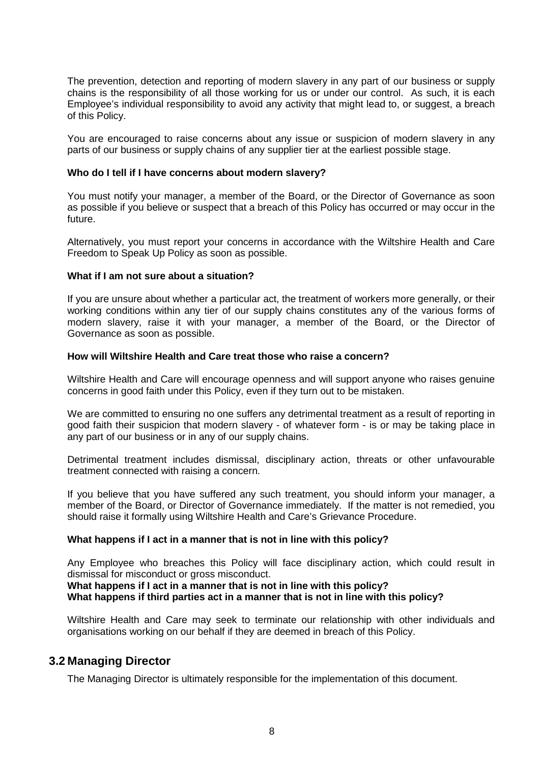The prevention, detection and reporting of modern slavery in any part of our business or supply chains is the responsibility of all those working for us or under our control. As such, it is each Employee's individual responsibility to avoid any activity that might lead to, or suggest, a breach of this Policy.

You are encouraged to raise concerns about any issue or suspicion of modern slavery in any parts of our business or supply chains of any supplier tier at the earliest possible stage.

**Who do I tell if I have concerns about modern slavery?**

You must notify your manager, a member of the Board, or the Director of Governance as soon as possible if you believe or suspect that a breach of this Policy has occurred or may occur in the future.

Alternatively, you must report your concerns in accordance with the Wiltshire Health and Care Freedom to Speak Up Policy as soon as possible.

**What if I am not sure about a situation?**

If you are unsure about whether a particular act, the treatment of workers more generally, or their working conditions within any tier of our supply chains constitutes any of the various forms of modern slavery, raise it with your manager, a member of the Board, or the Director of Governance as soon as possible.

**How will Wiltshire Health and Care treat those who raise a concern?**

Wiltshire Health and Care will encourage openness and will support anyone who raises genuine concerns in good faith under this Policy, even if they turn out to be mistaken.

We are committed to ensuring no one suffers any detrimental treatment as a result of reporting in good faith their suspicion that modern slavery - of whatever form - is or may be taking place in any part of our business or in any of our supply chains.

Detrimental treatment includes dismissal, disciplinary action, threats or other unfavourable treatment connected with raising a concern.

If you believe that you have suffered any such treatment, you should inform your manager, a member of the Board, or Director of Governance immediately. If the matter is not remedied, you should raise it formally using Wiltshire Health and Care's Grievance Procedure.

**What happens if I act in a manner that is not in line with this policy?**

Any Employee who breaches this Policy will face disciplinary action, which could result in dismissal for misconduct or gross misconduct.

**What happens if I act in a manner that is not in line with this policy?**

**What happens if third parties act in a manner that is not in line with this policy?**

Wiltshire Health and Care may seek to terminate our relationship with other individuals and organisations working on our behalf if they are deemed in breach of this Policy.

## 3.2 Managing Director

The Managing Director is ultimately responsible for the implementation of this document.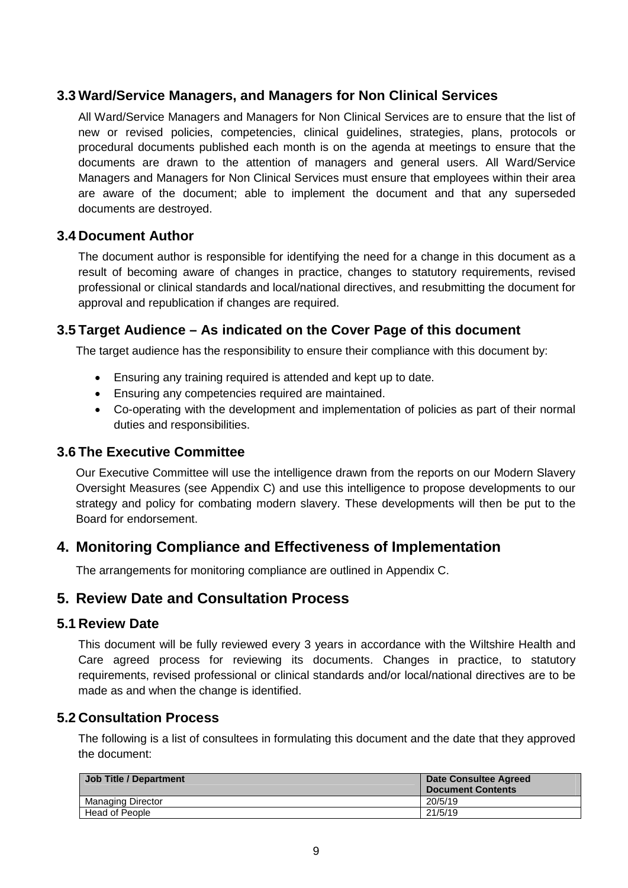### 3.3 Ward/Service Managers, and Managers for Non Clinical Services

All Ward/Service Managers and Managers for Non Clinical Services are to ensure that the list of new or revised policies, competencies, clinical guidelines, strategies, plans, protocols or procedural documents published each month is on the agenda at meetings to ensure that the documents are drawn to the attention of managers and general users. All Ward/Service Managers and Managers for Non Clinical Services must ensure that employees within their area are aware of the document; able to implement the document and that any superseded documents are destroyed.

### 3.4 Document Author

The document author is responsible for identifying the need for a change in this document as a result of becoming aware of changes in practice, changes to statutory requirements, revised professional or clinical standards and local/national directives, and resubmitting the document for approval and republication if changes are required.

### 3.5 Target Audience – As indicated on the Cover Page of this document

The target audience has the responsibility to ensure their compliance with this document by:

- Ensuring any training required is attended and kept up to date.
- Ensuring any competencies required are maintained.
- Co-operating with the development and implementation of policies as part of their normal duties and responsibilities.

### 3.6 The Executive Committee

Our Executive Committee will use the intelligence drawn from the reports on our Modern Slavery Oversight Measures (see Appendix C) and use this intelligence to propose developments to our strategy and policy for combating modern slavery. These developments will then be put to the Board for endorsement.

## 4. Monitoring Compliance and Effectiveness of Implementation

The arrangements for monitoring compliance are outlined in Appendix C.

## 5. Review Date and Consultation Process

### 5.1 Review Date

This document will be fully reviewed every 3 years in accordance with the Wiltshire Health and Care agreed process for reviewing its documents. Changes in practice, to statutory requirements, revised professional or clinical standards and/or local/national directives are to be made as and when the change is identified.

### 5.2 Consultation Process

The following is a list of consultees in formulating this document and the date that they approved the document:

| Job Title / Department | Date Consultee Agreed Document Contents |
|---|---|
| Managing Director | 20/5/19 |
| Head of People | 21/5/19 |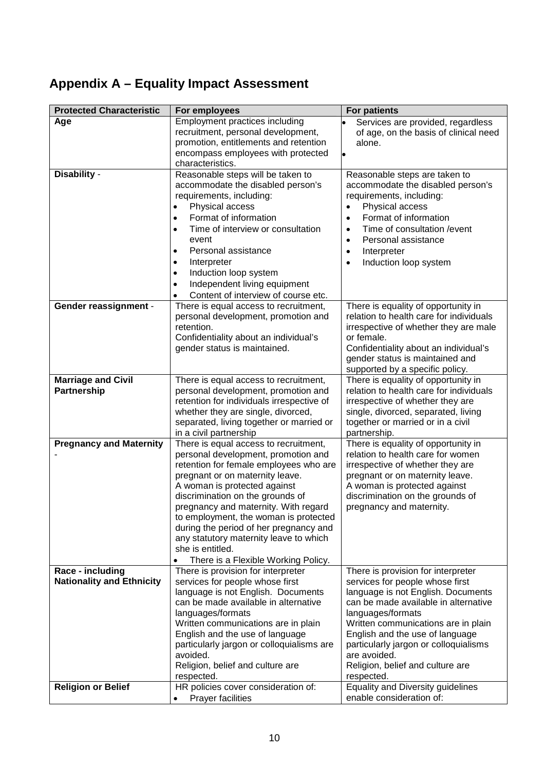## Appendix A – Equality Impact Assessment

| Protected Characteristic | For employees | For patients |
|---|---|---|
| **Age** | Employment practices including recruitment, personal development, promotion, entitlements and retention encompass employees with protected characteristics. | • Services are provided, regardless of age, on the basis of clinical need alone.<br>• |
| **Disability** - | Reasonable steps will be taken to accommodate the disabled person's requirements, including:<br>• Physical access<br>• Format of information<br>• Time of interview or consultation event<br>• Personal assistance<br>• Interpreter<br>• Induction loop system<br>• Independent living equipment<br>• Content of interview of course etc. | Reasonable steps are taken to accommodate the disabled person's requirements, including:<br>• Physical access<br>• Format of information<br>• Time of consultation /event<br>• Personal assistance<br>• Interpreter<br>• Induction loop system |
| **Gender reassignment** - | There is equal access to recruitment, personal development, promotion and retention.<br>Confidentiality about an individual's gender status is maintained. | There is equality of opportunity in relation to health care for individuals irrespective of whether they are male or female.<br>Confidentiality about an individual's gender status is maintained and supported by a specific policy. |
| **Marriage and Civil Partnership** | There is equal access to recruitment, personal development, promotion and retention for individuals irrespective of whether they are single, divorced, separated, living together or married or in a civil partnership | There is equality of opportunity in relation to health care for individuals irrespective of whether they are single, divorced, separated, living together or married or in a civil partnership. |
| **Pregnancy and Maternity** - | There is equal access to recruitment, personal development, promotion and retention for female employees who are pregnant or on maternity leave.<br>A woman is protected against discrimination on the grounds of pregnancy and maternity. With regard to employment, the woman is protected during the period of her pregnancy and any statutory maternity leave to which she is entitled.<br>• There is a Flexible Working Policy. | There is equality of opportunity in relation to health care for women irrespective of whether they are pregnant or on maternity leave.<br>A woman is protected against discrimination on the grounds of pregnancy and maternity. |
| **Race - including Nationality and Ethnicity** | There is provision for interpreter services for people whose first language is not English. Documents can be made available in alternative languages/formats<br>Written communications are in plain English and the use of language particularly jargon or colloquialisms are avoided.<br>Religion, belief and culture are respected. | There is provision for interpreter services for people whose first language is not English. Documents can be made available in alternative languages/formats<br>Written communications are in plain English and the use of language particularly jargon or colloquialisms are avoided.<br>Religion, belief and culture are respected. |
| **Religion or Belief** | HR policies cover consideration of:<br>• Prayer facilities | Equality and Diversity guidelines enable consideration of: |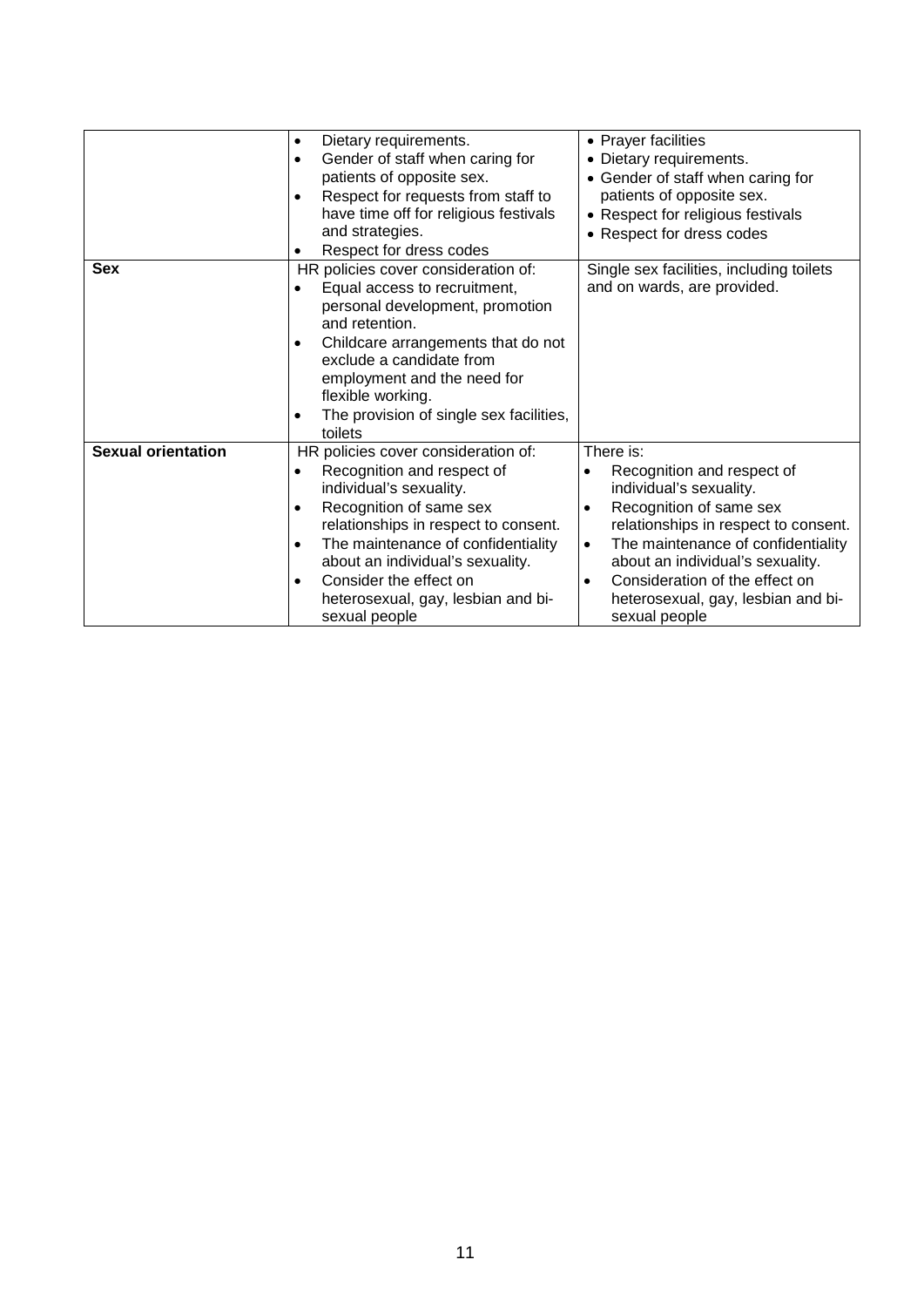| | | |
|---|---|---|
| | • Dietary requirements.<br>• Gender of staff when caring for patients of opposite sex.<br>• Respect for requests from staff to have time off for religious festivals and strategies.<br>• Respect for dress codes | • Prayer facilities<br>• Dietary requirements.<br>• Gender of staff when caring for patients of opposite sex.<br>• Respect for religious festivals<br>• Respect for dress codes |
| **Sex** | HR policies cover consideration of:<br>• Equal access to recruitment, personal development, promotion and retention.<br>• Childcare arrangements that do not exclude a candidate from employment and the need for flexible working.<br>• The provision of single sex facilities, toilets | Single sex facilities, including toilets and on wards, are provided. |
| **Sexual orientation** | HR policies cover consideration of:<br>• Recognition and respect of individual's sexuality.<br>• Recognition of same sex relationships in respect to consent.<br>• The maintenance of confidentiality about an individual's sexuality.<br>• Consider the effect on heterosexual, gay, lesbian and bi-sexual people | There is:<br>• Recognition and respect of individual's sexuality.<br>• Recognition of same sex relationships in respect to consent.<br>• The maintenance of confidentiality about an individual's sexuality.<br>• Consideration of the effect on heterosexual, gay, lesbian and bi-sexual people |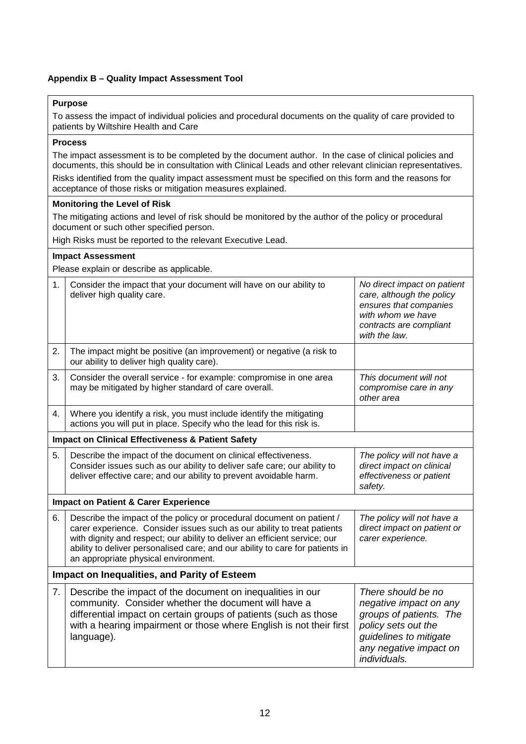**Appendix B – Quality Impact Assessment Tool**

| **Purpose**<br>To assess the impact of individual policies and procedural documents on the quality of care provided to patients by Wiltshire Health and Care | | |
|---|---|---|
| **Process**<br>The impact assessment is to be completed by the document author. In the case of clinical policies and documents, this should be in consultation with Clinical Leads and other relevant clinician representatives.<br>Risks identified from the quality impact assessment must be specified on this form and the reasons for acceptance of those risks or mitigation measures explained. | | |
| **Monitoring the Level of Risk**<br>The mitigating actions and level of risk should be monitored by the author of the policy or procedural document or such other specified person.<br>High Risks must be reported to the relevant Executive Lead. | | |
| **Impact Assessment**<br>Please explain or describe as applicable. | | |
| 1. | Consider the impact that your document will have on our ability to deliver high quality care. | *No direct impact on patient care, although the policy ensures that companies with whom we have contracts are compliant with the law.* |
| 2. | The impact might be positive (an improvement) or negative (a risk to our ability to deliver high quality care). | |
| 3. | Consider the overall service - for example: compromise in one area may be mitigated by higher standard of care overall. | *This document will not compromise care in any other area* |
| 4. | Where you identify a risk, you must include identify the mitigating actions you will put in place. Specify who the lead for this risk is. | |
| **Impact on Clinical Effectiveness & Patient Safety** | | |
| 5. | Describe the impact of the document on clinical effectiveness. Consider issues such as our ability to deliver safe care; our ability to deliver effective care; and our ability to prevent avoidable harm. | *The policy will not have a direct impact on clinical effectiveness or patient safety.* |
| **Impact on Patient & Carer Experience** | | |
| 6. | Describe the impact of the policy or procedural document on patient / carer experience. Consider issues such as our ability to treat patients with dignity and respect; our ability to deliver an efficient service; our ability to deliver personalised care; and our ability to care for patients in an appropriate physical environment. | *The policy will not have a direct impact on patient or carer experience.* |
| **Impact on Inequalities, and Parity of Esteem** | | |
| 7. | Describe the impact of the document on inequalities in our community. Consider whether the document will have a differential impact on certain groups of patients (such as those with a hearing impairment or those where English is not their first language). | *There should be no negative impact on any groups of patients. The policy sets out the guidelines to mitigate any negative impact on individuals.* |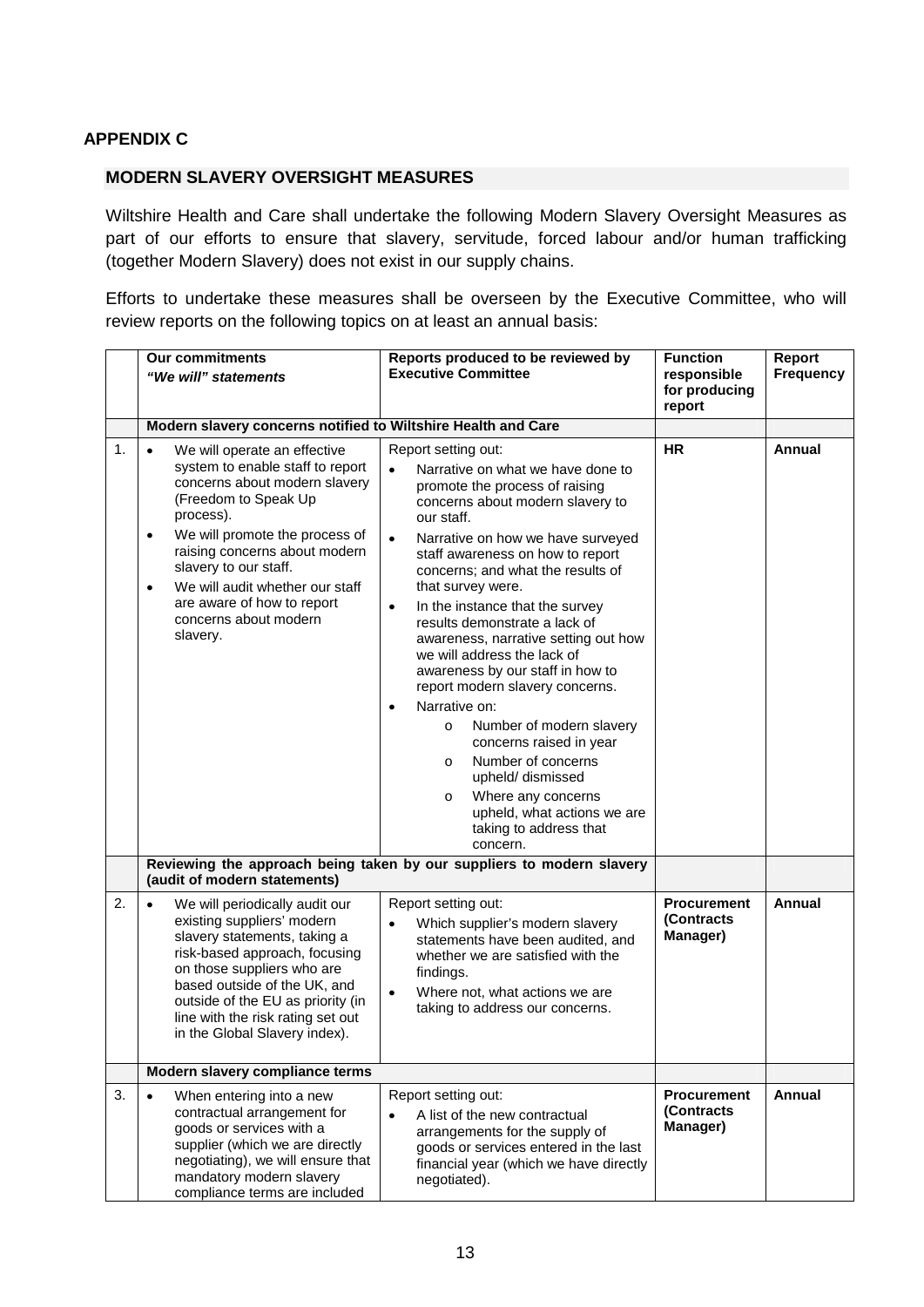## APPENDIX C

### MODERN SLAVERY OVERSIGHT MEASURES

Wiltshire Health and Care shall undertake the following Modern Slavery Oversight Measures as part of our efforts to ensure that slavery, servitude, forced labour and/or human trafficking (together Modern Slavery) does not exist in our supply chains.

Efforts to undertake these measures shall be overseen by the Executive Committee, who will review reports on the following topics on at least an annual basis:

| | **Our commitments** ***"We will" statements*** | **Reports produced to be reviewed by Executive Committee** | **Function responsible for producing report** | **Report Frequency** |
|---|---|---|---|---|
| | **Modern slavery concerns notified to Wiltshire Health and Care** | | | |
| 1. | • We will operate an effective system to enable staff to report concerns about modern slavery (Freedom to Speak Up process).<br>• We will promote the process of raising concerns about modern slavery to our staff.<br>• We will audit whether our staff are aware of how to report concerns about modern slavery. | Report setting out:<br>• Narrative on what we have done to promote the process of raising concerns about modern slavery to our staff.<br>• Narrative on how we have surveyed staff awareness on how to report concerns; and what the results of that survey were.<br>• In the instance that the survey results demonstrate a lack of awareness, narrative setting out how we will address the lack of awareness by our staff in how to report modern slavery concerns.<br>• Narrative on:<br>o Number of modern slavery concerns raised in year<br>o Number of concerns upheld/ dismissed<br>o Where any concerns upheld, what actions we are taking to address that concern. | **HR** | **Annual** |
| | **Reviewing the approach being taken by our suppliers to modern slavery (audit of modern statements)** | | | |
| 2. | • We will periodically audit our existing suppliers' modern slavery statements, taking a risk-based approach, focusing on those suppliers who are based outside of the UK, and outside of the EU as priority (in line with the risk rating set out in the Global Slavery index). | Report setting out:<br>• Which supplier's modern slavery statements have been audited, and whether we are satisfied with the findings.<br>• Where not, what actions we are taking to address our concerns. | **Procurement (Contracts Manager)** | **Annual** |
| | **Modern slavery compliance terms** | | | |
| 3. | • When entering into a new contractual arrangement for goods or services with a supplier (which we are directly negotiating), we will ensure that mandatory modern slavery compliance terms are included | Report setting out:<br>• A list of the new contractual arrangements for the supply of goods or services entered in the last financial year (which we have directly negotiated). | **Procurement (Contracts Manager)** | **Annual** |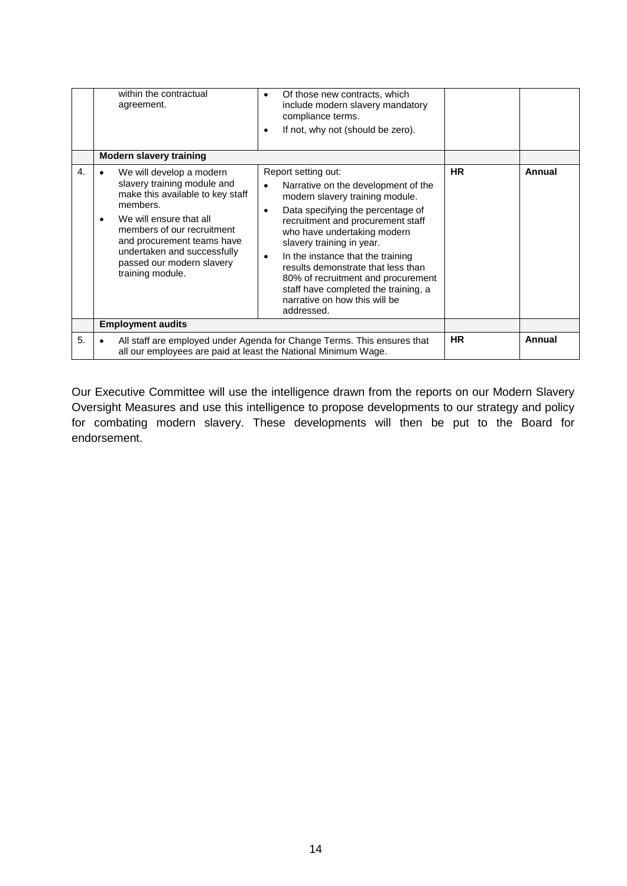| | | | | |
|---|---|---|---|---|
| | within the contractual agreement. | • Of those new contracts, which include modern slavery mandatory compliance terms.<br>• If not, why not (should be zero). | | |
| | **Modern slavery training** | | | |
| 4. | • We will develop a modern slavery training module and make this available to key staff members.<br>• We will ensure that all members of our recruitment and procurement teams have undertaken and successfully passed our modern slavery training module. | Report setting out:<br>• Narrative on the development of the modern slavery training module.<br>• Data specifying the percentage of recruitment and procurement staff who have undertaking modern slavery training in year.<br>• In the instance that the training results demonstrate that less than 80% of recruitment and procurement staff have completed the training, a narrative on how this will be addressed. | **HR** | **Annual** |
| | **Employment audits** | | | |
| 5. | • All staff are employed under Agenda for Change Terms. This ensures that all our employees are paid at least the National Minimum Wage. | | **HR** | **Annual** |

Our Executive Committee will use the intelligence drawn from the reports on our Modern Slavery Oversight Measures and use this intelligence to propose developments to our strategy and policy for combating modern slavery. These developments will then be put to the Board for endorsement.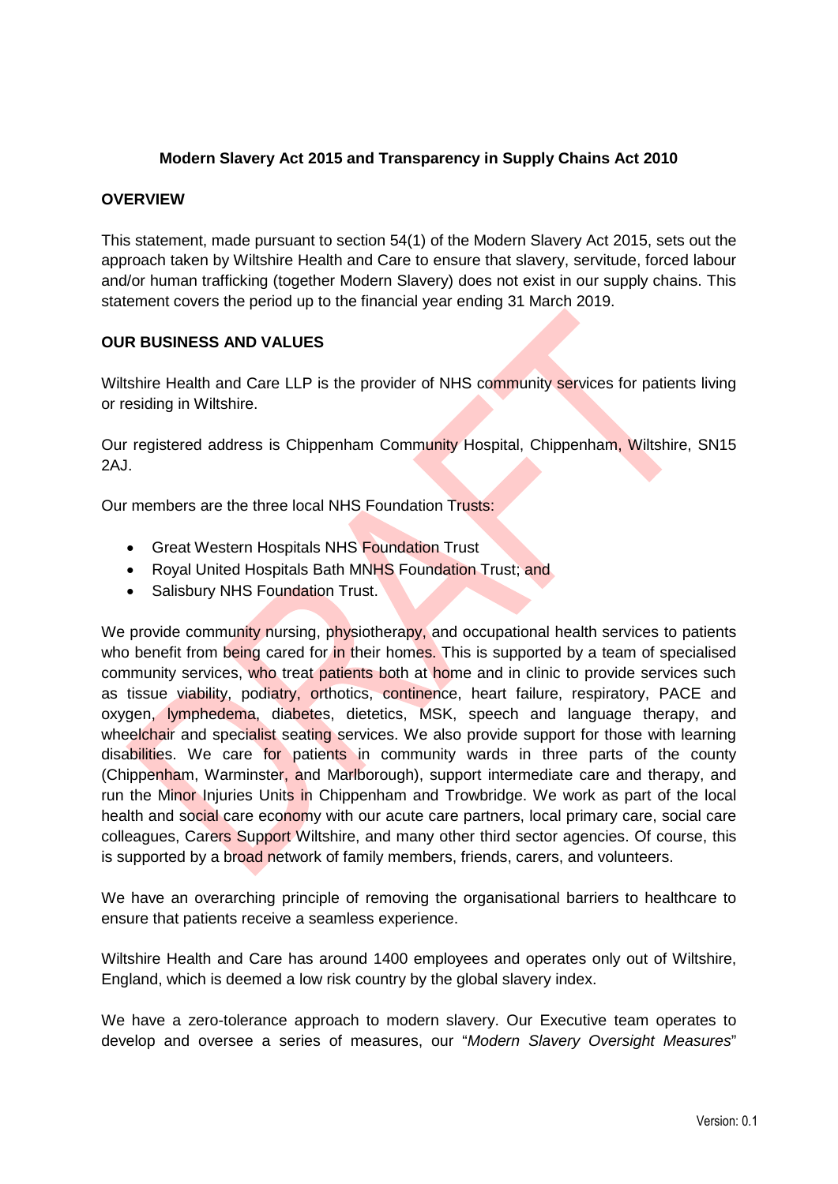**Modern Slavery Act 2015 and Transparency in Supply Chains Act 2010**

**OVERVIEW**

This statement, made pursuant to section 54(1) of the Modern Slavery Act 2015, sets out the approach taken by Wiltshire Health and Care to ensure that slavery, servitude, forced labour and/or human trafficking (together Modern Slavery) does not exist in our supply chains. This statement covers the period up to the financial year ending 31 March 2019.

**OUR BUSINESS AND VALUES**

Wiltshire Health and Care LLP is the provider of NHS community services for patients living or residing in Wiltshire.

Our registered address is Chippenham Community Hospital, Chippenham, Wiltshire, SN15 2AJ.

Our members are the three local NHS Foundation Trusts:

- Great Western Hospitals NHS Foundation Trust
- Royal United Hospitals Bath MNHS Foundation Trust; and
- Salisbury NHS Foundation Trust.

We provide community nursing, physiotherapy, and occupational health services to patients who benefit from being cared for in their homes. This is supported by a team of specialised community services, who treat patients both at home and in clinic to provide services such as tissue viability, podiatry, orthotics, continence, heart failure, respiratory, PACE and oxygen, lymphedema, diabetes, dietetics, MSK, speech and language therapy, and wheelchair and specialist seating services. We also provide support for those with learning disabilities. We care for patients in community wards in three parts of the county (Chippenham, Warminster, and Marlborough), support intermediate care and therapy, and run the Minor Injuries Units in Chippenham and Trowbridge. We work as part of the local health and social care economy with our acute care partners, local primary care, social care colleagues, Carers Support Wiltshire, and many other third sector agencies. Of course, this is supported by a broad network of family members, friends, carers, and volunteers.

We have an overarching principle of removing the organisational barriers to healthcare to ensure that patients receive a seamless experience.

Wiltshire Health and Care has around 1400 employees and operates only out of Wiltshire, England, which is deemed a low risk country by the global slavery index.

We have a zero-tolerance approach to modern slavery. Our Executive team operates to develop and oversee a series of measures, our "*Modern Slavery Oversight Measures*"

Version: 0.1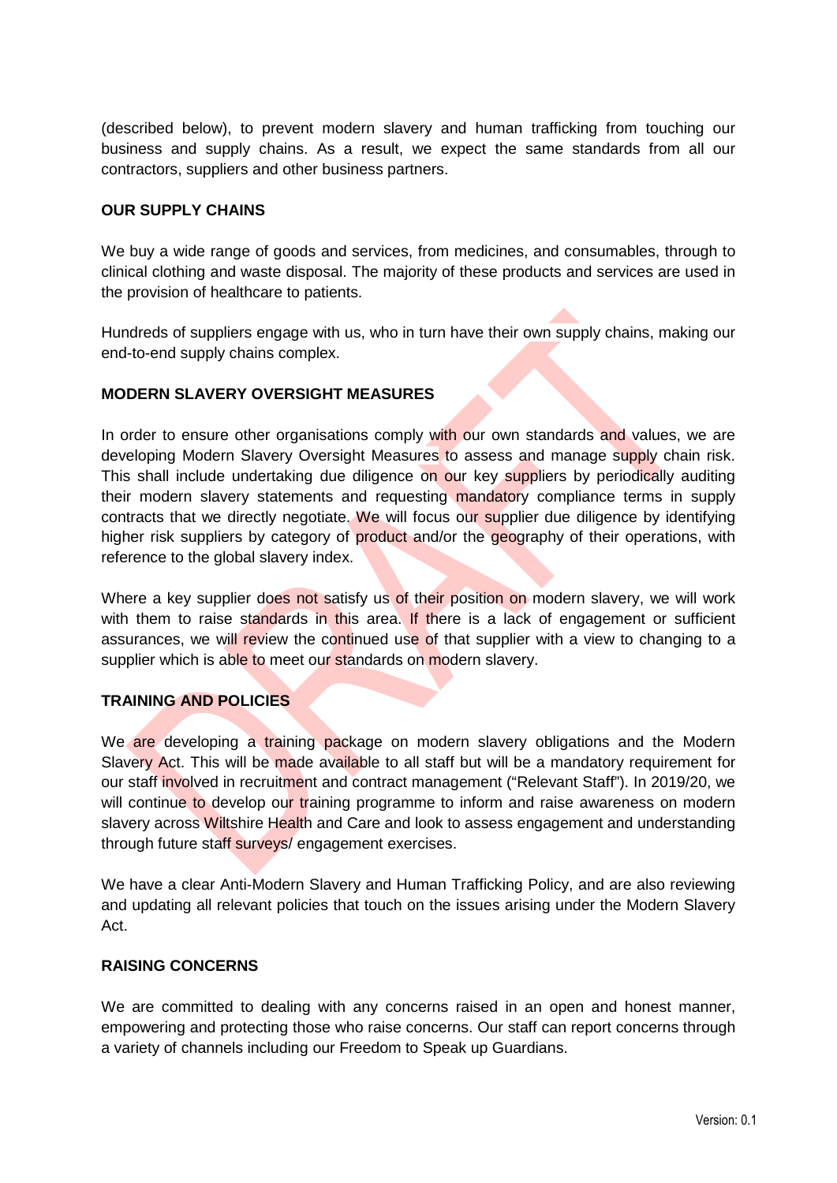(described below), to prevent modern slavery and human trafficking from touching our business and supply chains. As a result, we expect the same standards from all our contractors, suppliers and other business partners.

**OUR SUPPLY CHAINS**

We buy a wide range of goods and services, from medicines, and consumables, through to clinical clothing and waste disposal. The majority of these products and services are used in the provision of healthcare to patients.

Hundreds of suppliers engage with us, who in turn have their own supply chains, making our end-to-end supply chains complex.

**MODERN SLAVERY OVERSIGHT MEASURES**

In order to ensure other organisations comply with our own standards and values, we are developing Modern Slavery Oversight Measures to assess and manage supply chain risk. This shall include undertaking due diligence on our key suppliers by periodically auditing their modern slavery statements and requesting mandatory compliance terms in supply contracts that we directly negotiate. We will focus our supplier due diligence by identifying higher risk suppliers by category of product and/or the geography of their operations, with reference to the global slavery index.

Where a key supplier does not satisfy us of their position on modern slavery, we will work with them to raise standards in this area. If there is a lack of engagement or sufficient assurances, we will review the continued use of that supplier with a view to changing to a supplier which is able to meet our standards on modern slavery.

**TRAINING AND POLICIES**

We are developing a training package on modern slavery obligations and the Modern Slavery Act. This will be made available to all staff but will be a mandatory requirement for our staff involved in recruitment and contract management ("Relevant Staff"). In 2019/20, we will continue to develop our training programme to inform and raise awareness on modern slavery across Wiltshire Health and Care and look to assess engagement and understanding through future staff surveys/ engagement exercises.

We have a clear Anti-Modern Slavery and Human Trafficking Policy, and are also reviewing and updating all relevant policies that touch on the issues arising under the Modern Slavery Act.

**RAISING CONCERNS**

We are committed to dealing with any concerns raised in an open and honest manner, empowering and protecting those who raise concerns. Our staff can report concerns through a variety of channels including our Freedom to Speak up Guardians.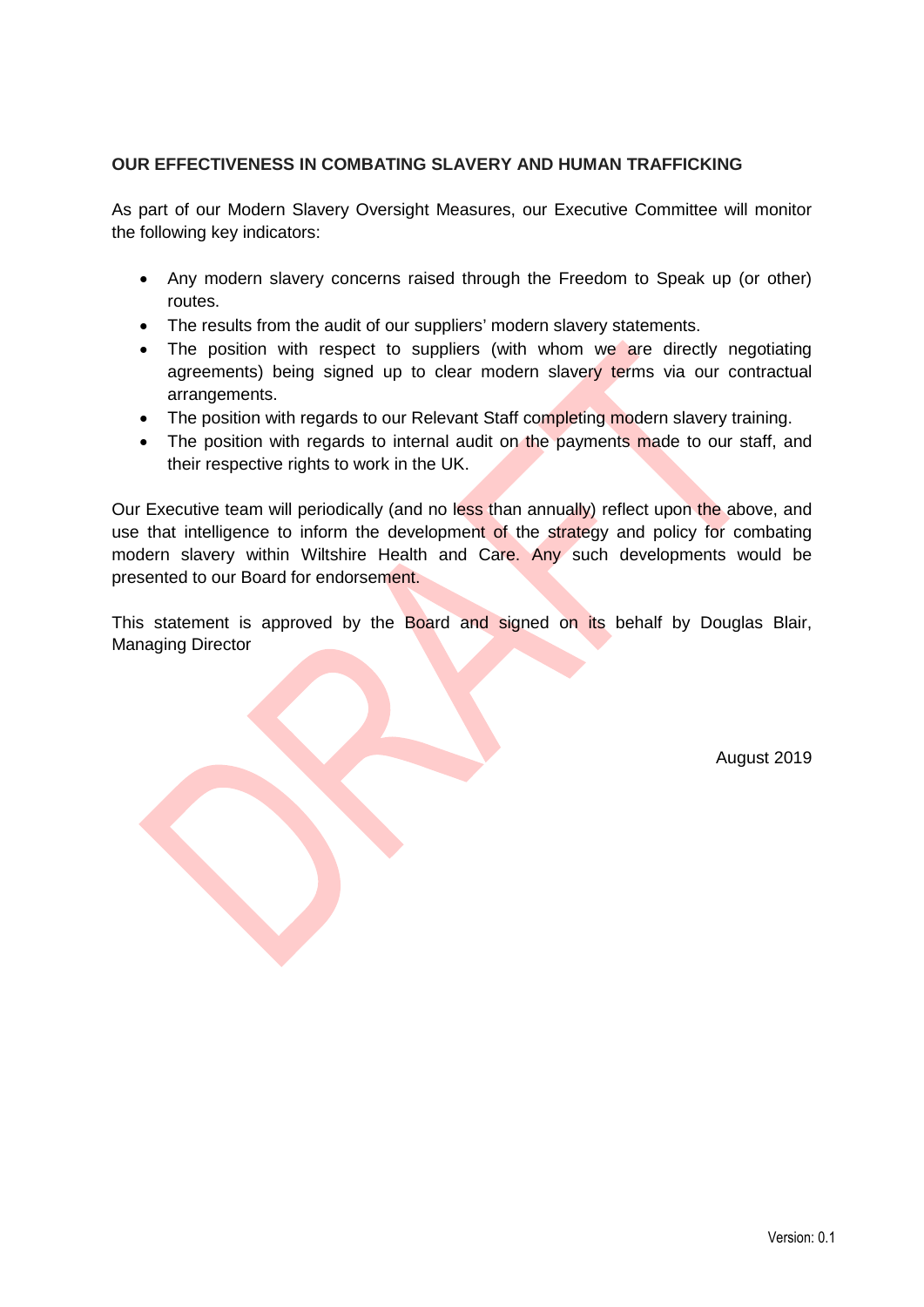## OUR EFFECTIVENESS IN COMBATING SLAVERY AND HUMAN TRAFFICKING

As part of our Modern Slavery Oversight Measures, our Executive Committee will monitor the following key indicators:

- Any modern slavery concerns raised through the Freedom to Speak up (or other) routes.
- The results from the audit of our suppliers' modern slavery statements.
- The position with respect to suppliers (with whom we are directly negotiating agreements) being signed up to clear modern slavery terms via our contractual arrangements.
- The position with regards to our Relevant Staff completing modern slavery training.
- The position with regards to internal audit on the payments made to our staff, and their respective rights to work in the UK.

Our Executive team will periodically (and no less than annually) reflect upon the above, and use that intelligence to inform the development of the strategy and policy for combating modern slavery within Wiltshire Health and Care. Any such developments would be presented to our Board for endorsement.

This statement is approved by the Board and signed on its behalf by Douglas Blair, Managing Director

August 2019

Version: 0.1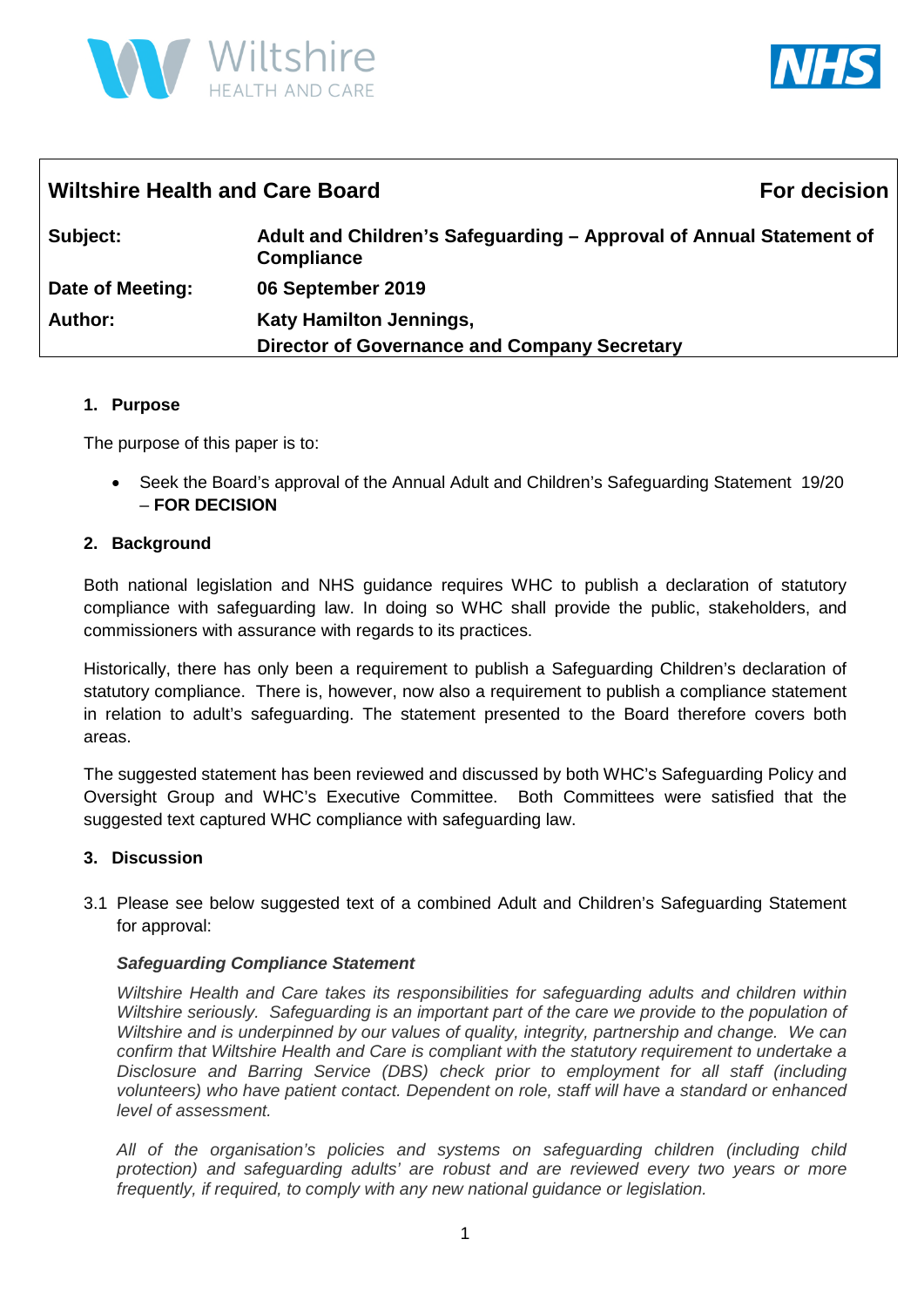| **Wiltshire Health and Care Board** | **For decision** |
|---|---|
| **Subject:** | **Adult and Children's Safeguarding – Approval of Annual Statement of Compliance** |
| **Date of Meeting:** | **06 September 2019** |
| **Author:** | **Katy Hamilton Jennings, Director of Governance and Company Secretary** |

## 1. Purpose

The purpose of this paper is to:

- Seek the Board's approval of the Annual Adult and Children's Safeguarding Statement 19/20 – **FOR DECISION**

## 2. Background

Both national legislation and NHS guidance requires WHC to publish a declaration of statutory compliance with safeguarding law. In doing so WHC shall provide the public, stakeholders, and commissioners with assurance with regards to its practices.

Historically, there has only been a requirement to publish a Safeguarding Children's declaration of statutory compliance. There is, however, now also a requirement to publish a compliance statement in relation to adult's safeguarding. The statement presented to the Board therefore covers both areas.

The suggested statement has been reviewed and discussed by both WHC's Safeguarding Policy and Oversight Group and WHC's Executive Committee. Both Committees were satisfied that the suggested text captured WHC compliance with safeguarding law.

## 3. Discussion

3.1 Please see below suggested text of a combined Adult and Children's Safeguarding Statement for approval:

***Safeguarding Compliance Statement***

*Wiltshire Health and Care takes its responsibilities for safeguarding adults and children within Wiltshire seriously. Safeguarding is an important part of the care we provide to the population of Wiltshire and is underpinned by our values of quality, integrity, partnership and change. We can confirm that Wiltshire Health and Care is compliant with the statutory requirement to undertake a Disclosure and Barring Service (DBS) check prior to employment for all staff (including volunteers) who have patient contact. Dependent on role, staff will have a standard or enhanced level of assessment.*

*All of the organisation's policies and systems on safeguarding children (including child protection) and safeguarding adults' are robust and are reviewed every two years or more frequently, if required, to comply with any new national guidance or legislation.*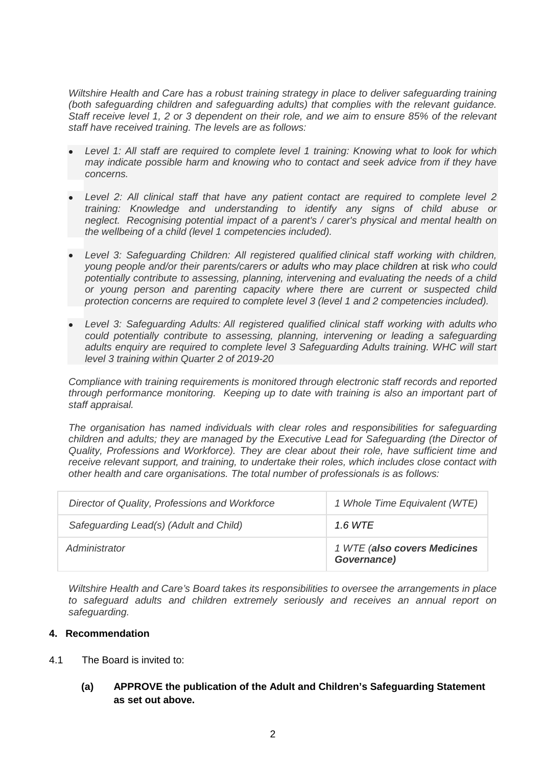*Wiltshire Health and Care has a robust training strategy in place to deliver safeguarding training (both safeguarding children and safeguarding adults) that complies with the relevant guidance. Staff receive level 1, 2 or 3 dependent on their role, and we aim to ensure 85% of the relevant staff have received training. The levels are as follows:*

- *Level 1: All staff are required to complete level 1 training: Knowing what to look for which may indicate possible harm and knowing who to contact and seek advice from if they have concerns.*
- *Level 2: All clinical staff that have any patient contact are required to complete level 2 training: Knowledge and understanding to identify any signs of child abuse or neglect. Recognising potential impact of a parent's / carer's physical and mental health on the wellbeing of a child (level 1 competencies included).*
- *Level 3: Safeguarding Children: All registered qualified clinical staff working with children, young people and/or their parents/carers or adults who may place children* at risk *who could potentially contribute to assessing, planning, intervening and evaluating the needs of a child or young person and parenting capacity where there are current or suspected child protection concerns are required to complete level 3 (level 1 and 2 competencies included).*
- *Level 3: Safeguarding Adults: All registered qualified clinical staff working with adults who could potentially contribute to assessing, planning, intervening or leading a safeguarding adults enquiry are required to complete level 3 Safeguarding Adults training. WHC will start level 3 training within Quarter 2 of 2019-20*

*Compliance with training requirements is monitored through electronic staff records and reported through performance monitoring. Keeping up to date with training is also an important part of staff appraisal.*

*The organisation has named individuals with clear roles and responsibilities for safeguarding children and adults; they are managed by the Executive Lead for Safeguarding (the Director of Quality, Professions and Workforce). They are clear about their role, have sufficient time and receive relevant support, and training, to undertake their roles, which includes close contact with other health and care organisations. The total number of professionals is as follows:*

| | |
|---|---|
| *Director of Quality, Professions and Workforce* | *1 Whole Time Equivalent (WTE)* |
| *Safeguarding Lead(s) (Adult and Child)* | *1.6 WTE* |
| *Administrator* | *1 WTE (**also covers Medicines Governance**)* |

*Wiltshire Health and Care's Board takes its responsibilities to oversee the arrangements in place to safeguard adults and children extremely seriously and receives an annual report on safeguarding.*

## 4. Recommendation

4.1 The Board is invited to:

**(a) APPROVE the publication of the Adult and Children's Safeguarding Statement as set out above.**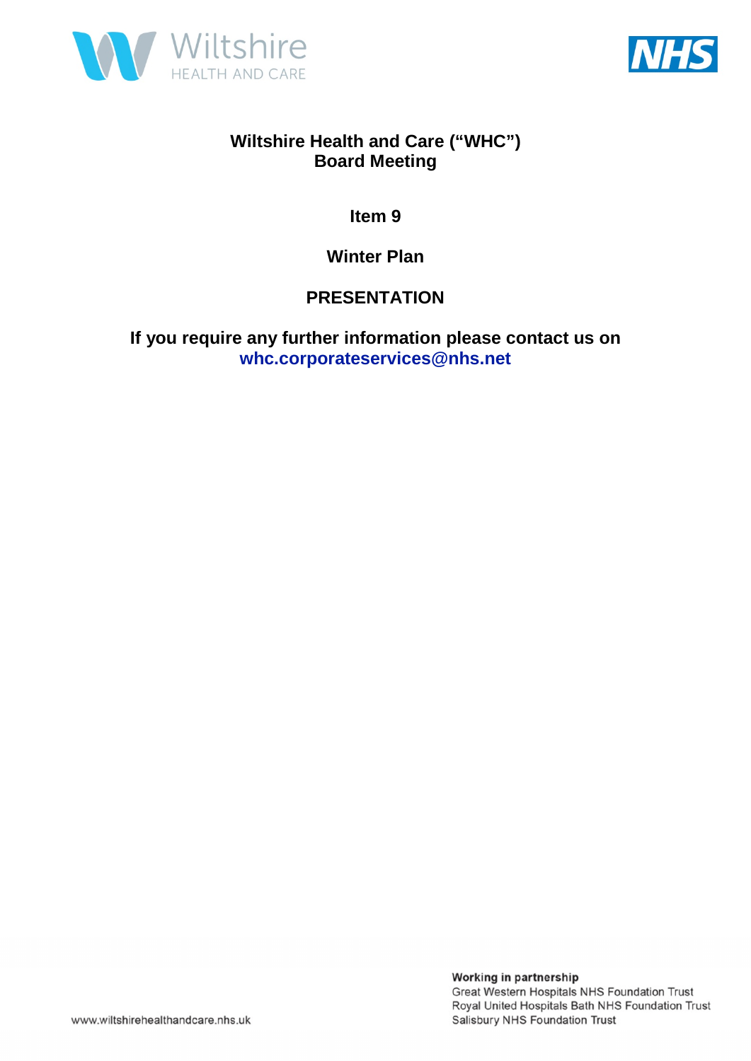**Wiltshire Health and Care ("WHC")**
**Board Meeting**

**Item 9**

**Winter Plan**

**PRESENTATION**

**If you require any further information please contact us on whc.corporateservices@nhs.net**

**Working in partnership**
Great Western Hospitals NHS Foundation Trust
Royal United Hospitals Bath NHS Foundation Trust
Salisbury NHS Foundation Trust

www.wiltshirehealthandcare.nhs.uk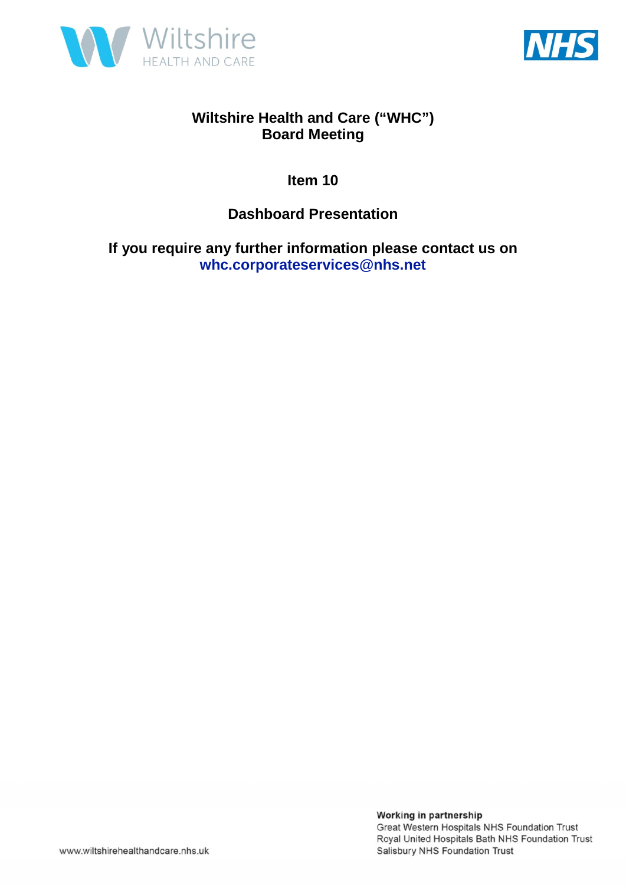# Wiltshire Health and Care ("WHC") Board Meeting

## Item 10

## Dashboard Presentation

**If you require any further information please contact us on whc.corporateservices@nhs.net**

www.wiltshirehealthandcare.nhs.uk

**Working in partnership**
Great Western Hospitals NHS Foundation Trust
Royal United Hospitals Bath NHS Foundation Trust
Salisbury NHS Foundation Trust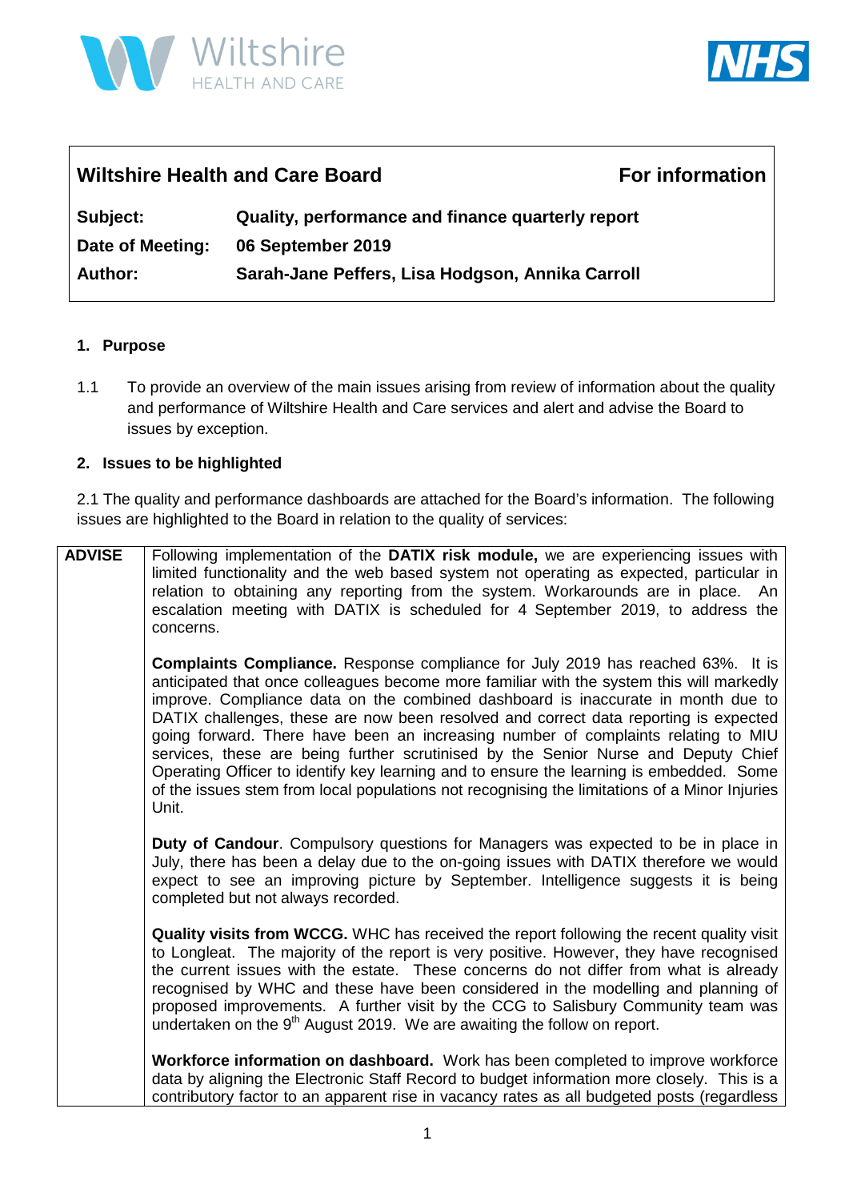| Wiltshire Health and Care Board | For information |
|---|---|
| **Subject:** | **Quality, performance and finance quarterly report** |
| **Date of Meeting:** | **06 September 2019** |
| **Author:** | **Sarah-Jane Peffers, Lisa Hodgson, Annika Carroll** |

## 1. Purpose

1.1 To provide an overview of the main issues arising from review of information about the quality and performance of Wiltshire Health and Care services and alert and advise the Board to issues by exception.

## 2. Issues to be highlighted

2.1 The quality and performance dashboards are attached for the Board's information. The following issues are highlighted to the Board in relation to the quality of services:

| | |
|---|---|
| **ADVISE** | Following implementation of the **DATIX risk module,** we are experiencing issues with limited functionality and the web based system not operating as expected, particular in relation to obtaining any reporting from the system. Workarounds are in place. An escalation meeting with DATIX is scheduled for 4 September 2019, to address the concerns.<br><br>**Complaints Compliance.** Response compliance for July 2019 has reached 63%. It is anticipated that once colleagues become more familiar with the system this will markedly improve. Compliance data on the combined dashboard is inaccurate in month due to DATIX challenges, these are now been resolved and correct data reporting is expected going forward. There have been an increasing number of complaints relating to MIU services, these are being further scrutinised by the Senior Nurse and Deputy Chief Operating Officer to identify key learning and to ensure the learning is embedded. Some of the issues stem from local populations not recognising the limitations of a Minor Injuries Unit.<br><br>**Duty of Candour**. Compulsory questions for Managers was expected to be in place in July, there has been a delay due to the on-going issues with DATIX therefore we would expect to see an improving picture by September. Intelligence suggests it is being completed but not always recorded.<br><br>**Quality visits from WCCG.** WHC has received the report following the recent quality visit to Longleat. The majority of the report is very positive. However, they have recognised the current issues with the estate. These concerns do not differ from what is already recognised by WHC and these have been considered in the modelling and planning of proposed improvements. A further visit by the CCG to Salisbury Community team was undertaken on the 9th August 2019. We are awaiting the follow on report.<br><br>**Workforce information on dashboard.** Work has been completed to improve workforce data by aligning the Electronic Staff Record to budget information more closely. This is a contributory factor to an apparent rise in vacancy rates as all budgeted posts (regardless |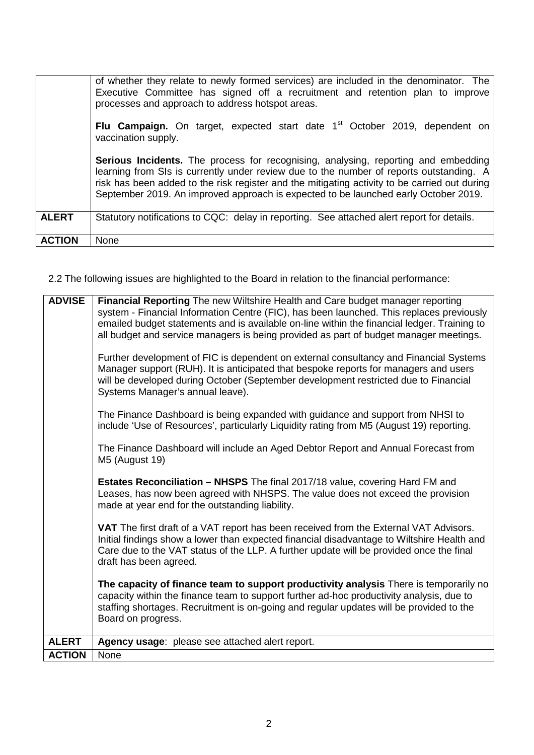| | |
|---|---|
| | of whether they relate to newly formed services) are included in the denominator. The Executive Committee has signed off a recruitment and retention plan to improve processes and approach to address hotspot areas.<br><br>**Flu Campaign.** On target, expected start date 1st October 2019, dependent on vaccination supply.<br><br>**Serious Incidents.** The process for recognising, analysing, reporting and embedding learning from SIs is currently under review due to the number of reports outstanding. A risk has been added to the risk register and the mitigating activity to be carried out during September 2019. An improved approach is expected to be launched early October 2019. |
| **ALERT** | Statutory notifications to CQC: delay in reporting. See attached alert report for details. |
| **ACTION** | None |

2.2 The following issues are highlighted to the Board in relation to the financial performance:

| | |
|---|---|
| **ADVISE** | **Financial Reporting** The new Wiltshire Health and Care budget manager reporting system - Financial Information Centre (FIC), has been launched. This replaces previously emailed budget statements and is available on-line within the financial ledger. Training to all budget and service managers is being provided as part of budget manager meetings.<br><br>Further development of FIC is dependent on external consultancy and Financial Systems Manager support (RUH). It is anticipated that bespoke reports for managers and users will be developed during October (September development restricted due to Financial Systems Manager's annual leave).<br><br>The Finance Dashboard is being expanded with guidance and support from NHSI to include 'Use of Resources', particularly Liquidity rating from M5 (August 19) reporting.<br><br>The Finance Dashboard will include an Aged Debtor Report and Annual Forecast from M5 (August 19)<br><br>**Estates Reconciliation – NHSPS** The final 2017/18 value, covering Hard FM and Leases, has now been agreed with NHSPS. The value does not exceed the provision made at year end for the outstanding liability.<br><br>**VAT** The first draft of a VAT report has been received from the External VAT Advisors. Initial findings show a lower than expected financial disadvantage to Wiltshire Health and Care due to the VAT status of the LLP. A further update will be provided once the final draft has been agreed.<br><br>**The capacity of finance team to support productivity analysis** There is temporarily no capacity within the finance team to support further ad-hoc productivity analysis, due to staffing shortages. Recruitment is on-going and regular updates will be provided to the Board on progress. |
| **ALERT** | **Agency usage**: please see attached alert report. |
| **ACTION** | None |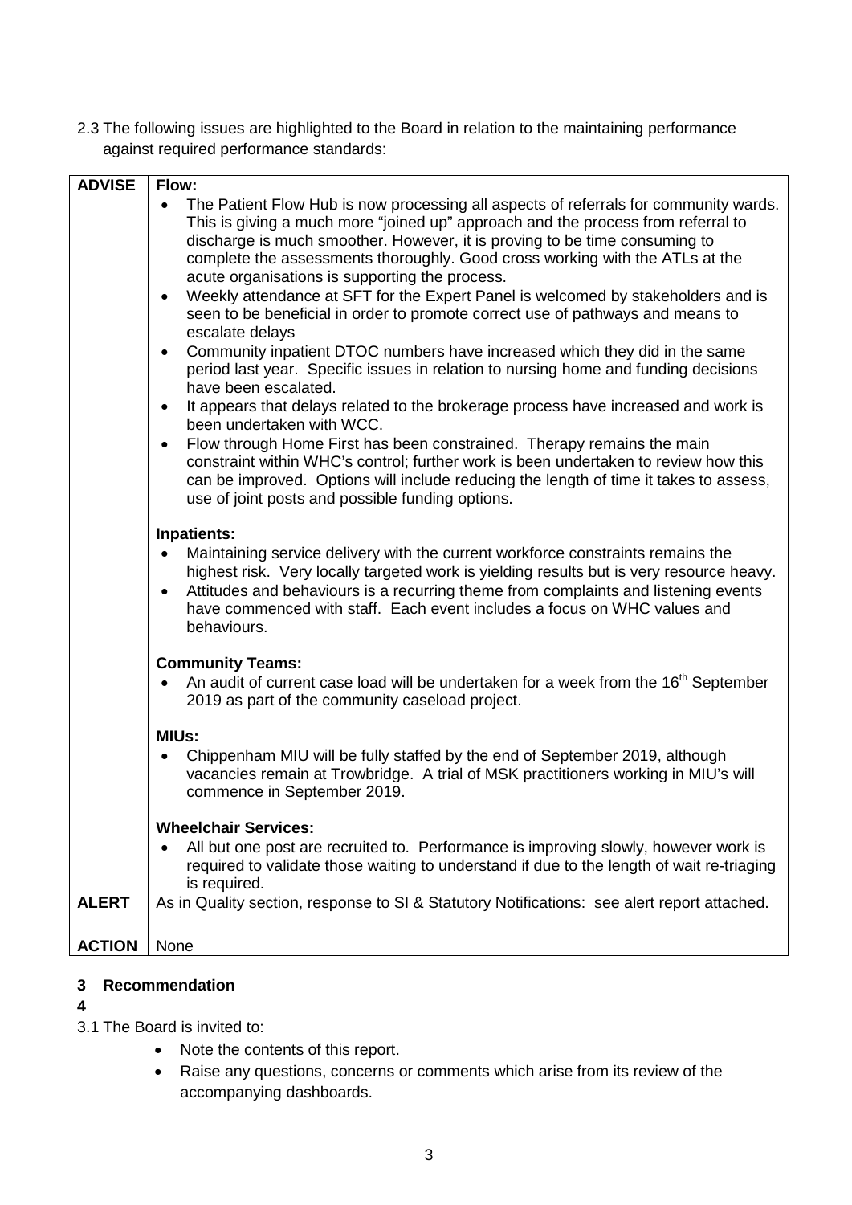2.3 The following issues are highlighted to the Board in relation to the maintaining performance against required performance standards:

| ADVISE | **Flow:**<br>• The Patient Flow Hub is now processing all aspects of referrals for community wards. This is giving a much more "joined up" approach and the process from referral to discharge is much smoother. However, it is proving to be time consuming to complete the assessments thoroughly. Good cross working with the ATLs at the acute organisations is supporting the process.<br>• Weekly attendance at SFT for the Expert Panel is welcomed by stakeholders and is seen to be beneficial in order to promote correct use of pathways and means to escalate delays<br>• Community inpatient DTOC numbers have increased which they did in the same period last year. Specific issues in relation to nursing home and funding decisions have been escalated.<br>• It appears that delays related to the brokerage process have increased and work is been undertaken with WCC.<br>• Flow through Home First has been constrained. Therapy remains the main constraint within WHC's control; further work is been undertaken to review how this can be improved. Options will include reducing the length of time it takes to assess, use of joint posts and possible funding options.<br><br>**Inpatients:**<br>• Maintaining service delivery with the current workforce constraints remains the highest risk. Very locally targeted work is yielding results but is very resource heavy.<br>• Attitudes and behaviours is a recurring theme from complaints and listening events have commenced with staff. Each event includes a focus on WHC values and behaviours.<br><br>**Community Teams:**<br>• An audit of current case load will be undertaken for a week from the 16th September 2019 as part of the community caseload project.<br><br>**MIUs:**<br>• Chippenham MIU will be fully staffed by the end of September 2019, although vacancies remain at Trowbridge. A trial of MSK practitioners working in MIU's will commence in September 2019.<br><br>**Wheelchair Services:**<br>• All but one post are recruited to. Performance is improving slowly, however work is required to validate those waiting to understand if due to the length of wait re-triaging is required. |
|---|---|
| **ALERT** | As in Quality section, response to SI & Statutory Notifications: see alert report attached. |
| **ACTION** | None |

## 3 Recommendation

**4**

3.1 The Board is invited to:

- Note the contents of this report.
- Raise any questions, concerns or comments which arise from its review of the accompanying dashboards.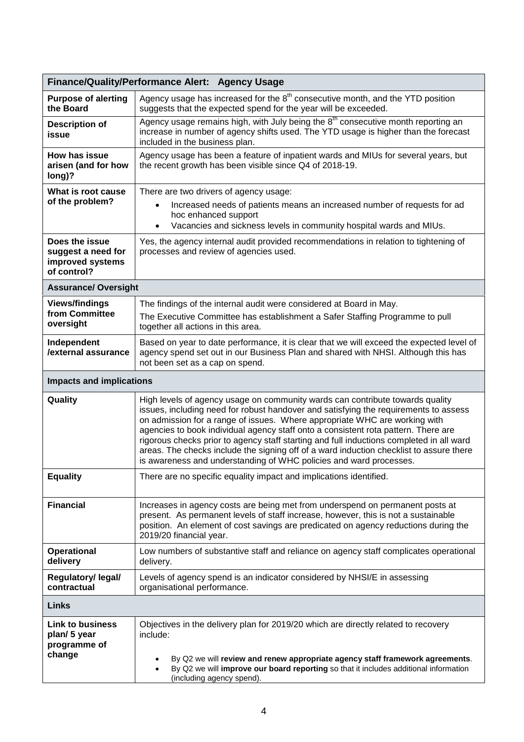| Finance/Quality/Performance Alert: Agency Usage | |
|---|---|
| **Purpose of alerting the Board** | Agency usage has increased for the 8th consecutive month, and the YTD position suggests that the expected spend for the year will be exceeded. |
| **Description of issue** | Agency usage remains high, with July being the 8th consecutive month reporting an increase in number of agency shifts used. The YTD usage is higher than the forecast included in the business plan. |
| **How has issue arisen (and for how long)?** | Agency usage has been a feature of inpatient wards and MIUs for several years, but the recent growth has been visible since Q4 of 2018-19. |
| **What is root cause of the problem?** | There are two drivers of agency usage:<br>• Increased needs of patients means an increased number of requests for ad hoc enhanced support<br>• Vacancies and sickness levels in community hospital wards and MIUs. |
| **Does the issue suggest a need for improved systems of control?** | Yes, the agency internal audit provided recommendations in relation to tightening of processes and review of agencies used. |
| **Assurance/ Oversight** | |
| **Views/findings from Committee oversight** | The findings of the internal audit were considered at Board in May.<br>The Executive Committee has establishment a Safer Staffing Programme to pull together all actions in this area. |
| **Independent /external assurance** | Based on year to date performance, it is clear that we will exceed the expected level of agency spend set out in our Business Plan and shared with NHSI. Although this has not been set as a cap on spend. |
| **Impacts and implications** | |
| **Quality** | High levels of agency usage on community wards can contribute towards quality issues, including need for robust handover and satisfying the requirements to assess on admission for a range of issues. Where appropriate WHC are working with agencies to book individual agency staff onto a consistent rota pattern. There are rigorous checks prior to agency staff starting and full inductions completed in all ward areas. The checks include the signing off of a ward induction checklist to assure there is awareness and understanding of WHC policies and ward processes. |
| **Equality** | There are no specific equality impact and implications identified. |
| **Financial** | Increases in agency costs are being met from underspend on permanent posts at present. As permanent levels of staff increase, however, this is not a sustainable position. An element of cost savings are predicated on agency reductions during the 2019/20 financial year. |
| **Operational delivery** | Low numbers of substantive staff and reliance on agency staff complicates operational delivery. |
| **Regulatory/ legal/ contractual** | Levels of agency spend is an indicator considered by NHSI/E in assessing organisational performance. |
| **Links** | |
| **Link to business plan/ 5 year programme of change** | Objectives in the delivery plan for 2019/20 which are directly related to recovery include:<br>• By Q2 we will **review and renew appropriate agency staff framework agreements**.<br>• By Q2 we will **improve our board reporting** so that it includes additional information (including agency spend). |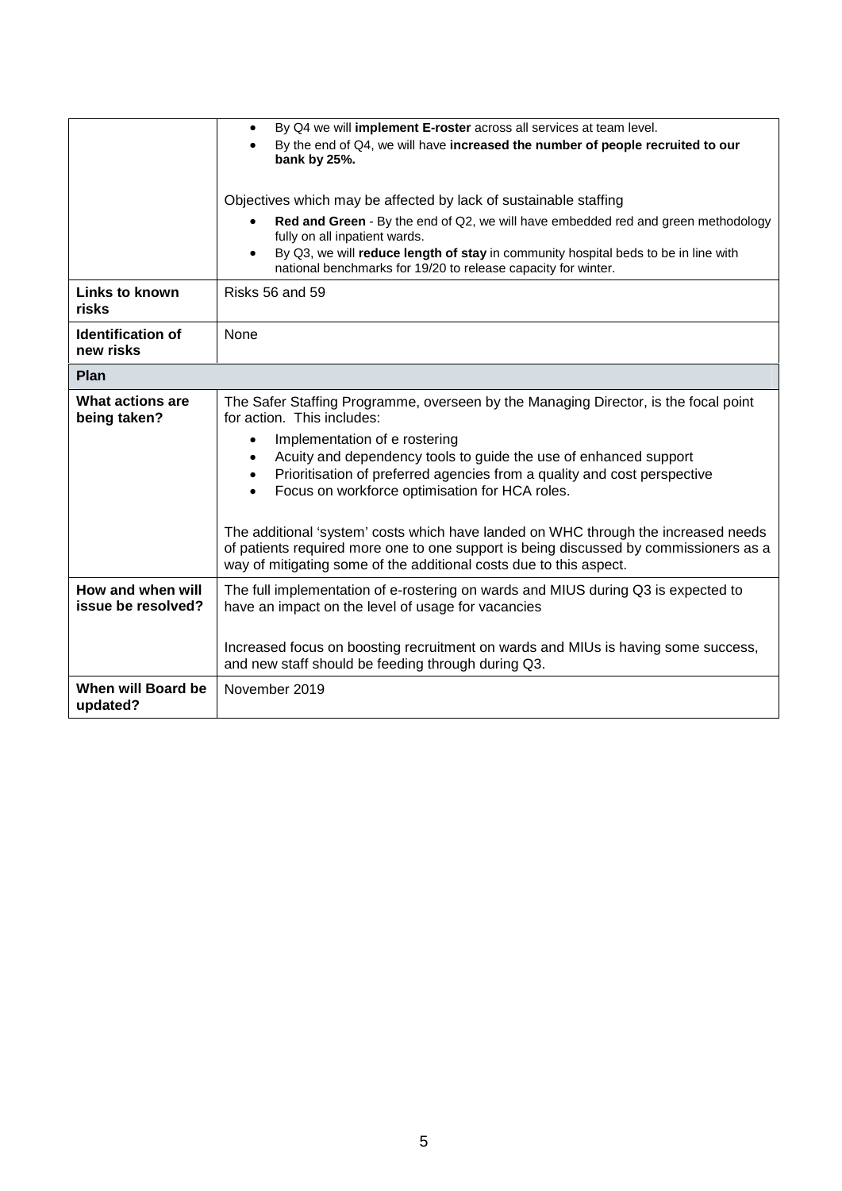| | |
|---|---|
| | • By Q4 we will **implement E-roster** across all services at team level.<br>• By the end of Q4, we will have **increased the number of people recruited to our bank by 25%.**<br><br>Objectives which may be affected by lack of sustainable staffing<br>• **Red and Green** - By the end of Q2, we will have embedded red and green methodology fully on all inpatient wards.<br>• By Q3, we will **reduce length of stay** in community hospital beds to be in line with national benchmarks for 19/20 to release capacity for winter. |
| **Links to known risks** | Risks 56 and 59 |
| **Identification of new risks** | None |
| **Plan** | |
| **What actions are being taken?** | The Safer Staffing Programme, overseen by the Managing Director, is the focal point for action. This includes:<br>• Implementation of e rostering<br>• Acuity and dependency tools to guide the use of enhanced support<br>• Prioritisation of preferred agencies from a quality and cost perspective<br>• Focus on workforce optimisation for HCA roles.<br><br>The additional 'system' costs which have landed on WHC through the increased needs of patients required more one to one support is being discussed by commissioners as a way of mitigating some of the additional costs due to this aspect. |
| **How and when will issue be resolved?** | The full implementation of e-rostering on wards and MIUS during Q3 is expected to have an impact on the level of usage for vacancies<br><br>Increased focus on boosting recruitment on wards and MIUs is having some success, and new staff should be feeding through during Q3. |
| **When will Board be updated?** | November 2019 |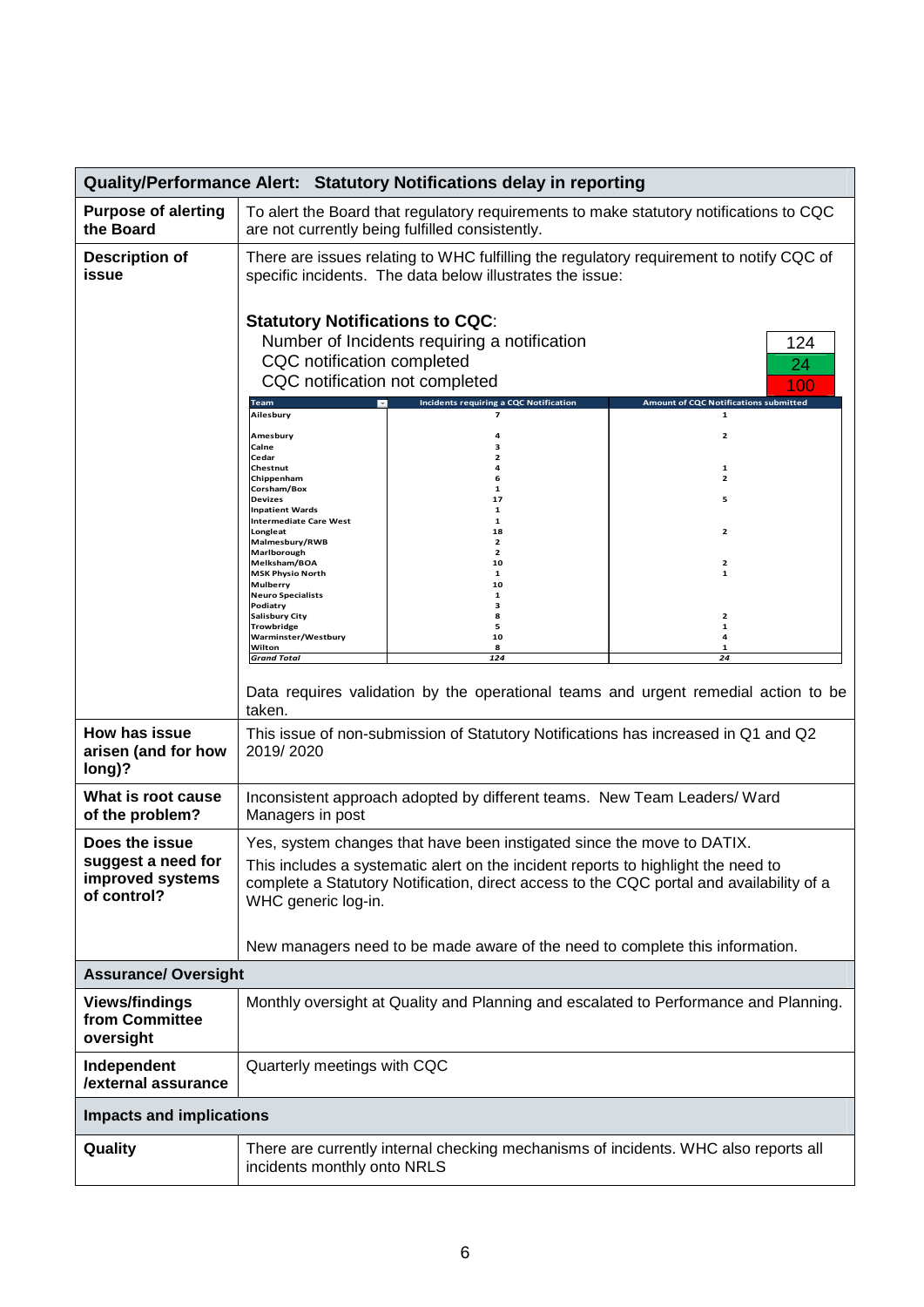| Quality/Performance Alert: Statutory Notifications delay in reporting | |
|---|---|
| **Purpose of alerting the Board** | To alert the Board that regulatory requirements to make statutory notifications to CQC are not currently being fulfilled consistently. |
| **Description of issue** | There are issues relating to WHC fulfilling the regulatory requirement to notify CQC of specific incidents. The data below illustrates the issue: |

**Statutory Notifications to CQC:**

| | |
|---|---|
| Number of Incidents requiring a notification | 124 |
| CQC notification completed | 24 |
| CQC notification not completed | 100 |

| Team | Incidents requiring a CQC Notification | Amount of CQC Notifications submitted |
|---|---|---|
| Ailesbury | 7 | 1 |
| Amesbury | 4 | 2 |
| Calne | 3 | |
| Cedar | 2 | |
| Chestnut | 4 | 1 |
| Chippenham | 6 | 2 |
| Corsham/Box | 1 | |
| Devizes | 17 | 5 |
| Inpatient Wards | 1 | |
| Intermediate Care West | 1 | |
| Longleat | 18 | 2 |
| Malmesbury/RWB | 2 | |
| Marlborough | 2 | |
| Melksham/BOA | 10 | 2 |
| MSK Physio North | 1 | 1 |
| Mulberry | 10 | |
| Neuro Specialists | 1 | |
| Podiatry | 3 | |
| Salisbury City | 8 | 2 |
| Trowbridge | 5 | 1 |
| Warminster/Westbury | 10 | 4 |
| Wilton | 8 | 1 |
| *Grand Total* | *124* | *24* |

Data requires validation by the operational teams and urgent remedial action to be taken.

| | |
|---|---|
| **How has issue arisen (and for how long)?** | This issue of non-submission of Statutory Notifications has increased in Q1 and Q2 2019/ 2020 |
| **What is root cause of the problem?** | Inconsistent approach adopted by different teams. New Team Leaders/ Ward Managers in post |
| **Does the issue suggest a need for improved systems of control?** | Yes, system changes that have been instigated since the move to DATIX. This includes a systematic alert on the incident reports to highlight the need to complete a Statutory Notification, direct access to the CQC portal and availability of a WHC generic log-in. New managers need to be made aware of the need to complete this information. |
| **Assurance/ Oversight** | |
| **Views/findings from Committee oversight** | Monthly oversight at Quality and Planning and escalated to Performance and Planning. |
| **Independent /external assurance** | Quarterly meetings with CQC |
| **Impacts and implications** | |
| **Quality** | There are currently internal checking mechanisms of incidents. WHC also reports all incidents monthly onto NRLS |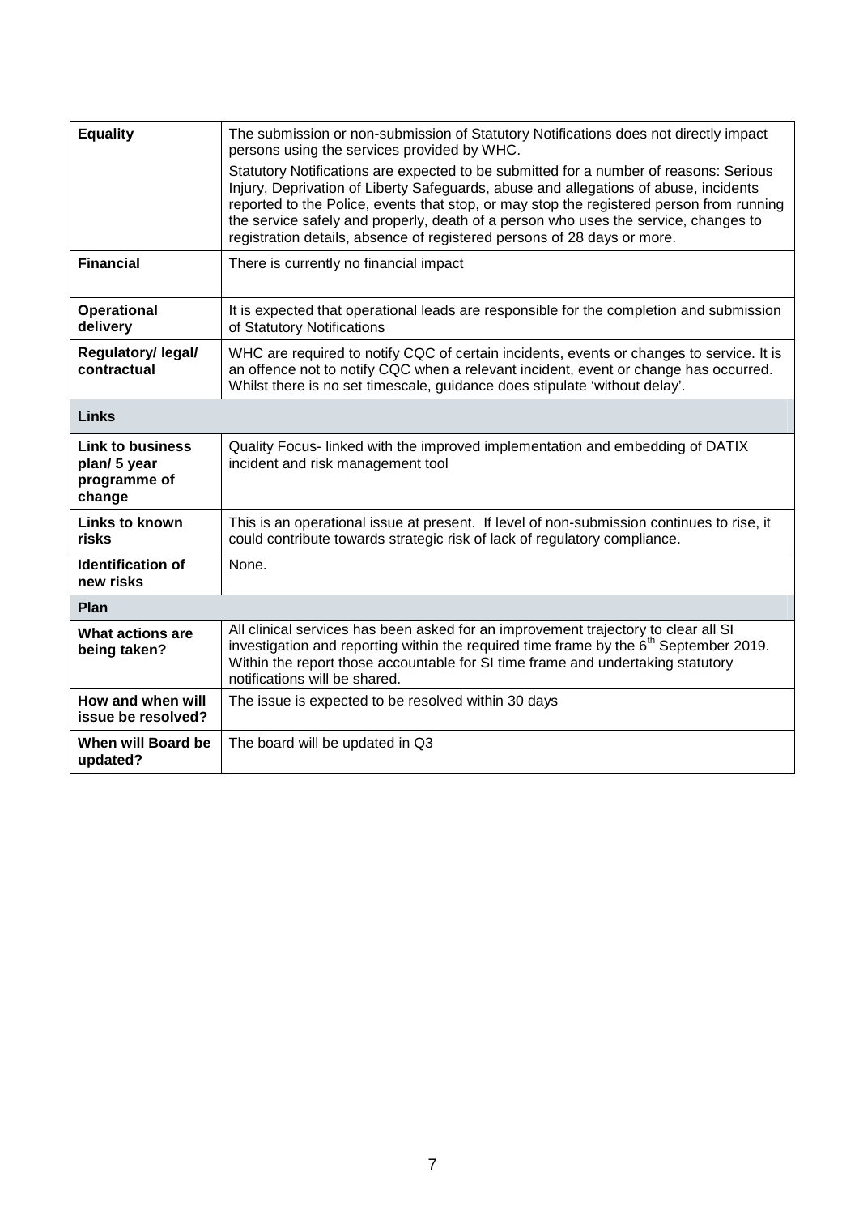| | |
|---|---|
| **Equality** | The submission or non-submission of Statutory Notifications does not directly impact persons using the services provided by WHC.<br>Statutory Notifications are expected to be submitted for a number of reasons: Serious Injury, Deprivation of Liberty Safeguards, abuse and allegations of abuse, incidents reported to the Police, events that stop, or may stop the registered person from running the service safely and properly, death of a person who uses the service, changes to registration details, absence of registered persons of 28 days or more. |
| **Financial** | There is currently no financial impact |
| **Operational delivery** | It is expected that operational leads are responsible for the completion and submission of Statutory Notifications |
| **Regulatory/ legal/ contractual** | WHC are required to notify CQC of certain incidents, events or changes to service. It is an offence not to notify CQC when a relevant incident, event or change has occurred. Whilst there is no set timescale, guidance does stipulate 'without delay'. |
| **Links** | |
| **Link to business plan/ 5 year programme of change** | Quality Focus- linked with the improved implementation and embedding of DATIX incident and risk management tool |
| **Links to known risks** | This is an operational issue at present. If level of non-submission continues to rise, it could contribute towards strategic risk of lack of regulatory compliance. |
| **Identification of new risks** | None. |
| **Plan** | |
| **What actions are being taken?** | All clinical services has been asked for an improvement trajectory to clear all SI investigation and reporting within the required time frame by the 6th September 2019. Within the report those accountable for SI time frame and undertaking statutory notifications will be shared. |
| **How and when will issue be resolved?** | The issue is expected to be resolved within 30 days |
| **When will Board be updated?** | The board will be updated in Q3 |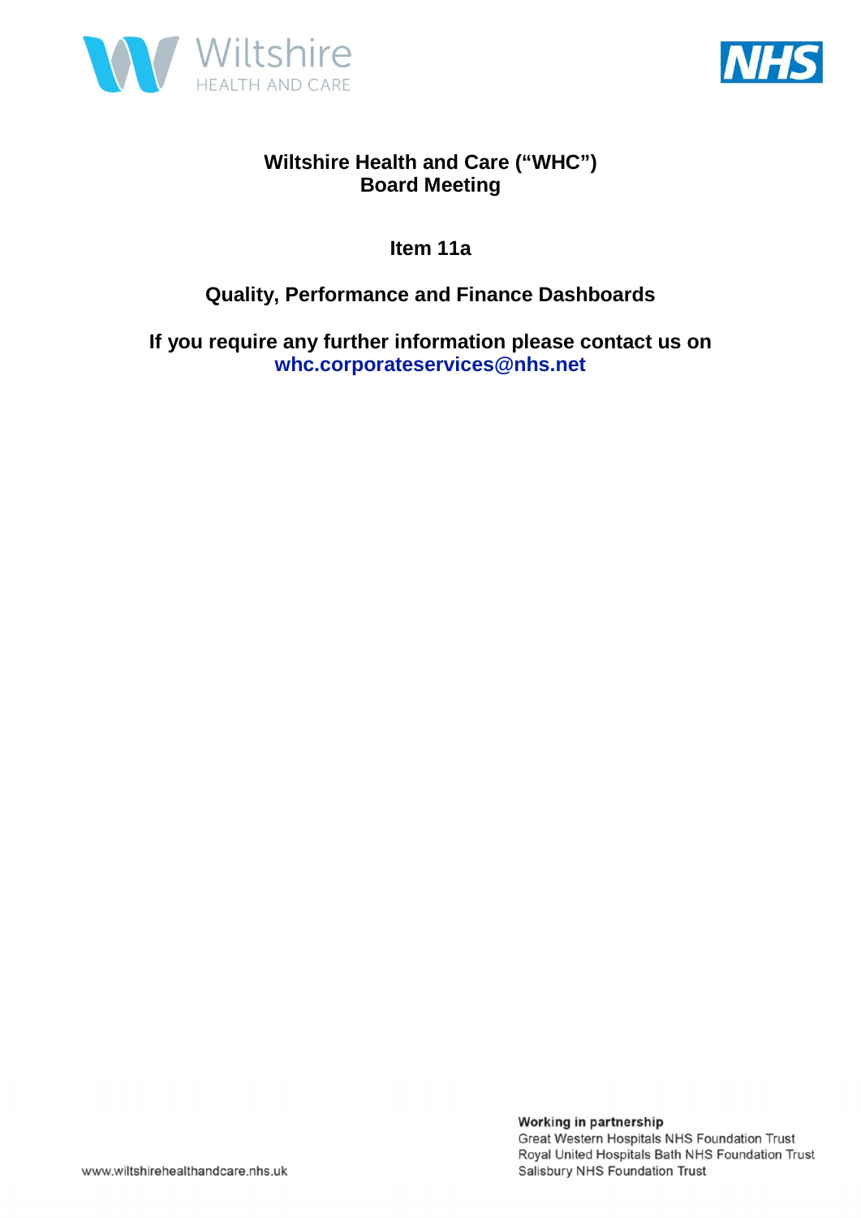# Wiltshire Health and Care ("WHC") Board Meeting

## Item 11a

## Quality, Performance and Finance Dashboards

**If you require any further information please contact us on whc.corporateservices@nhs.net**

**Working in partnership**
Great Western Hospitals NHS Foundation Trust
Royal United Hospitals Bath NHS Foundation Trust
Salisbury NHS Foundation Trust

www.wiltshirehealthandcare.nhs.uk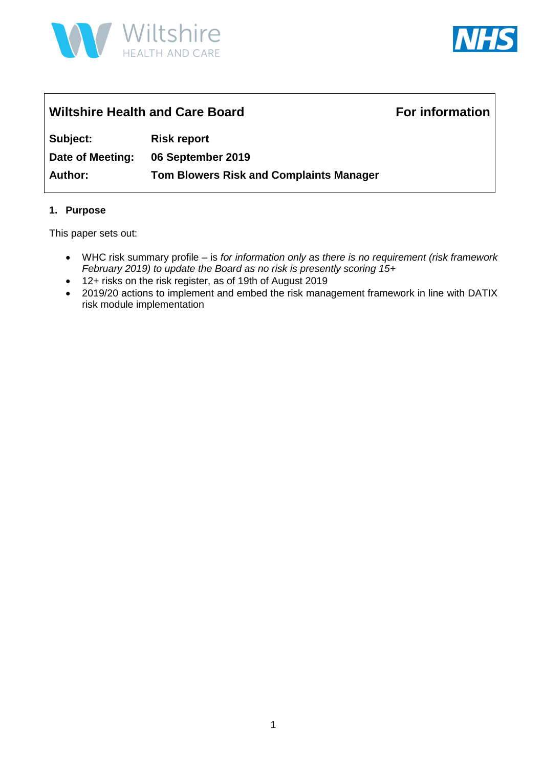| **Wiltshire Health and Care Board** | | **For information** |
|---|---|---|
| **Subject:** | **Risk report** | |
| **Date of Meeting:** | **06 September 2019** | |
| **Author:** | **Tom Blowers Risk and Complaints Manager** | |

## 1. Purpose

This paper sets out:

- WHC risk summary profile – is *for information only as there is no requirement (risk framework February 2019) to update the Board as no risk is presently scoring 15+*
- 12+ risks on the risk register, as of 19th of August 2019
- 2019/20 actions to implement and embed the risk management framework in line with DATIX risk module implementation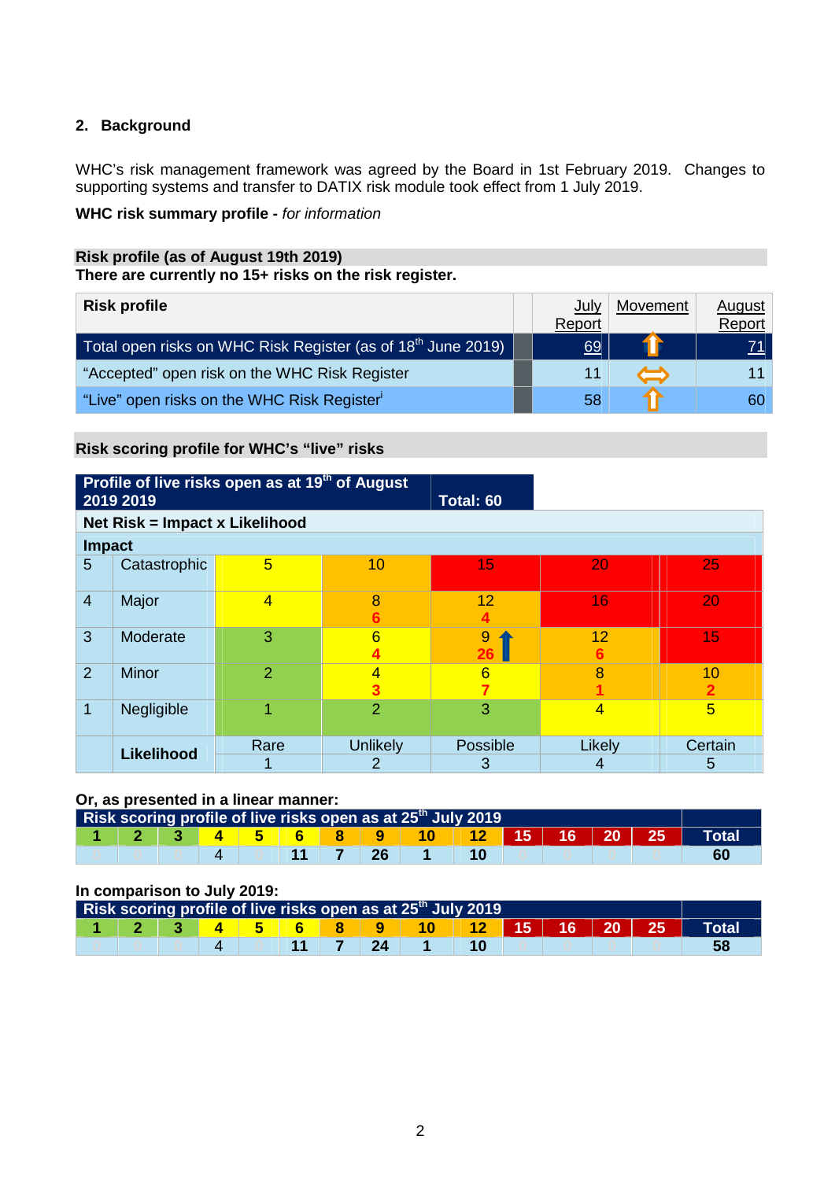## 2. Background

WHC's risk management framework was agreed by the Board in 1st February 2019. Changes to supporting systems and transfer to DATIX risk module took effect from 1 July 2019.

**WHC risk summary profile -** *for information*

**Risk profile (as of August 19th 2019)**

**There are currently no 15+ risks on the risk register.**

| Risk profile | | July Report | Movement | August Report |
|---|---|---|---|---|
| Total open risks on WHC Risk Register (as of 18th June 2019) | | 69 | ⇧ | 71 |
| "Accepted" open risk on the WHC Risk Register | | 11 | ⇔ | 11 |
| "Live" open risks on the WHC Risk Register[i] | | 58 | ⇧ | 60 |

**Risk scoring profile for WHC's "live" risks**

| **Profile of live risks open as at 19th of August 2019 2019** | | **Total: 60** | | | | |
|---|---|---|---|---|---|---|
| **Net Risk = Impact x Likelihood** | | | | | | |
| **Impact** | | | | | | |
| 5 | Catastrophic | 5 | 10 | 15 | 20 | 25 |
| 4 | Major | 4 | 8<br>6 | 12<br>4 | 16 | 20 |
| 3 | Moderate | 3 | 6<br>4 | 9<br>26 ↑ | 12<br>6 | 15 |
| 2 | Minor | 2 | 4<br>3 | 6<br>7 | 8<br>1 | 10<br>2 |
| 1 | Negligible | 1 | 2 | 3 | 4 | 5 |
| | **Likelihood** | Rare<br>1 | Unlikely<br>2 | Possible<br>3 | Likely<br>4 | Certain<br>5 |

**Or, as presented in a linear manner:**

| Risk scoring profile of live risks open as at 25th July 2019 | | | | | | | | | | | | | | |
|---|---|---|---|---|---|---|---|---|---|---|---|---|---|---|
| **1** | **2** | **3** | **4** | **5** | **6** | **8** | **9** | **10** | **12** | **15** | **16** | **20** | **25** | **Total** |
| 0 | 0 | 0 | 4 | 0 | 11 | 7 | 26 | 1 | 10 | 0 | 0 | 0 | 0 | 60 |

**In comparison to July 2019:**

| Risk scoring profile of live risks open as at 25th July 2019 | | | | | | | | | | | | | | |
|---|---|---|---|---|---|---|---|---|---|---|---|---|---|---|
| **1** | **2** | **3** | **4** | **5** | **6** | **8** | **9** | **10** | **12** | **15** | **16** | **20** | **25** | **Total** |
| 0 | 0 | 0 | 4 | 0 | 11 | 7 | 24 | 1 | 10 | 0 | 0 | 0 | 0 | 58 |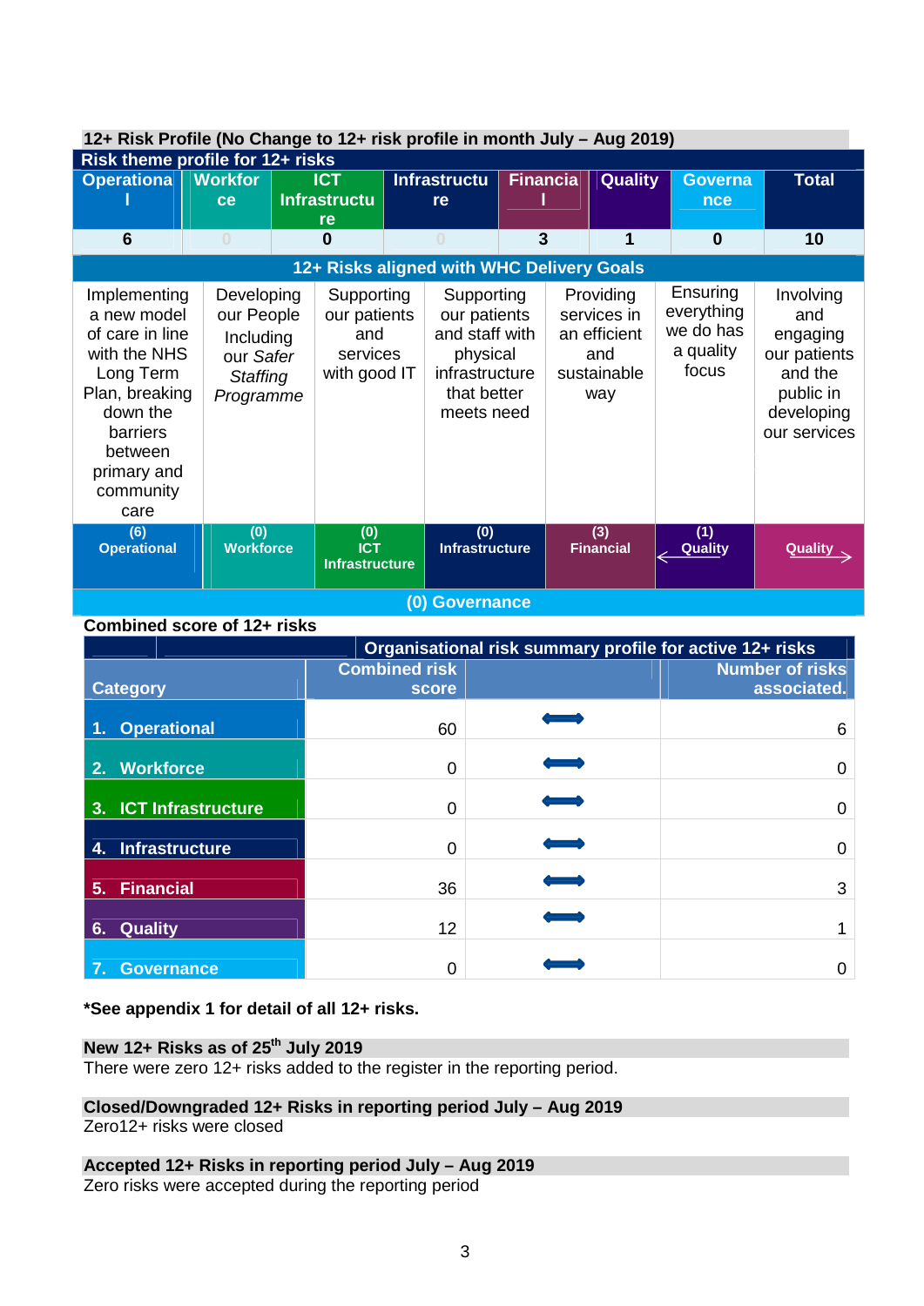**12+ Risk Profile (No Change to 12+ risk profile in month July – Aug 2019)**

**Risk theme profile for 12+ risks**

| Operational | Workforce | ICT Infrastructure | Infrastructure | Financial | Quality | Governance | Total |
|---|---|---|---|---|---|---|---|
| 6 | 0 | 0 | 0 | 3 | 1 | 0 | 10 |

**12+ Risks aligned with WHC Delivery Goals**

| Implementing a new model of care in line with the NHS Long Term Plan, breaking down the barriers between primary and community care | Developing our People Including our *Safer Staffing Programme* | Supporting our patients and services with good IT | Supporting our patients and staff with physical infrastructure that better meets need | Providing services in an efficient and sustainable way | Ensuring everything we do has a quality focus | Involving and engaging our patients and the public in developing our services |
|---|---|---|---|---|---|---|
| (6) Operational | (0) Workforce | (0) ICT Infrastructure | (0) Infrastructure | (3) Financial | (1) Quality ← | Quality → |
| (0) Governance | | | | | | |

**Combined score of 12+ risks**

| Organisational risk summary profile for active 12+ risks | | | |
|---|---|---|---|
| **Category** | **Combined risk score** | | **Number of risks associated.** |
| 1. Operational | 60 | ⟷ | 6 |
| 2. Workforce | 0 | ⟷ | 0 |
| 3. ICT Infrastructure | 0 | ⟷ | 0 |
| 4. Infrastructure | 0 | ⟷ | 0 |
| 5. Financial | 36 | ⟷ | 3 |
| 6. Quality | 12 | ⟷ | 1 |
| 7. Governance | 0 | ⟷ | 0 |

**\*See appendix 1 for detail of all 12+ risks.**

**New 12+ Risks as of 25th July 2019**

There were zero 12+ risks added to the register in the reporting period.

**Closed/Downgraded 12+ Risks in reporting period July – Aug 2019**

Zero12+ risks were closed

**Accepted 12+ Risks in reporting period July – Aug 2019**

Zero risks were accepted during the reporting period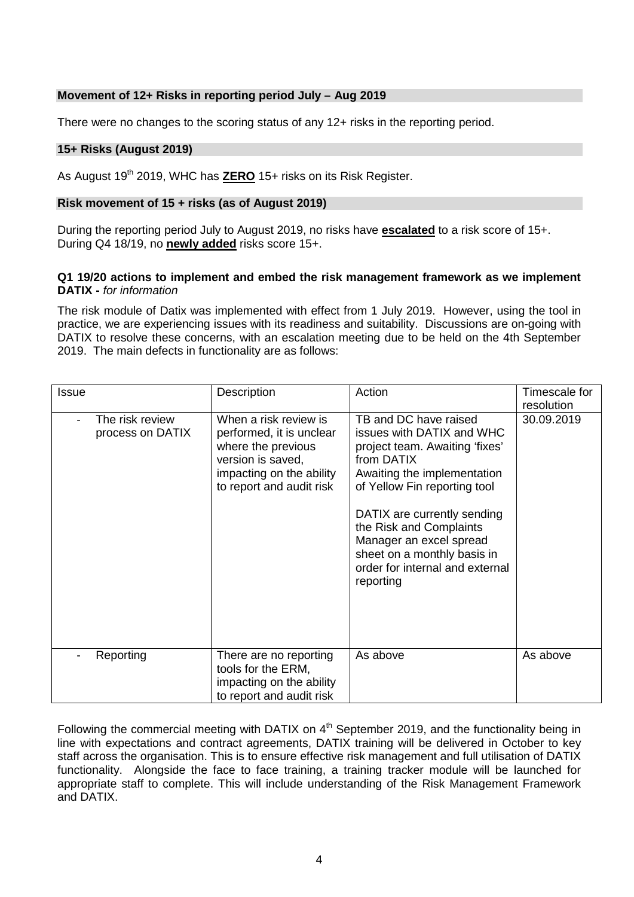**Movement of 12+ Risks in reporting period July – Aug 2019**

There were no changes to the scoring status of any 12+ risks in the reporting period.

**15+ Risks (August 2019)**

As August 19th 2019, WHC has **ZERO** 15+ risks on its Risk Register.

**Risk movement of 15 + risks (as of August 2019)**

During the reporting period July to August 2019, no risks have **escalated** to a risk score of 15+. During Q4 18/19, no **newly added** risks score 15+.

**Q1 19/20 actions to implement and embed the risk management framework as we implement DATIX -** *for information*

The risk module of Datix was implemented with effect from 1 July 2019. However, using the tool in practice, we are experiencing issues with its readiness and suitability. Discussions are on-going with DATIX to resolve these concerns, with an escalation meeting due to be held on the 4th September 2019. The main defects in functionality are as follows:

| Issue | Description | Action | Timescale for resolution |
|---|---|---|---|
| - The risk review process on DATIX | When a risk review is performed, it is unclear where the previous version is saved, impacting on the ability to report and audit risk | TB and DC have raised issues with DATIX and WHC project team. Awaiting 'fixes' from DATIX<br>Awaiting the implementation of Yellow Fin reporting tool<br><br>DATIX are currently sending the Risk and Complaints Manager an excel spread sheet on a monthly basis in order for internal and external reporting | 30.09.2019 |
| - Reporting | There are no reporting tools for the ERM, impacting on the ability to report and audit risk | As above | As above |

Following the commercial meeting with DATIX on 4th September 2019, and the functionality being in line with expectations and contract agreements, DATIX training will be delivered in October to key staff across the organisation. This is to ensure effective risk management and full utilisation of DATIX functionality. Alongside the face to face training, a training tracker module will be launched for appropriate staff to complete. This will include understanding of the Risk Management Framework and DATIX.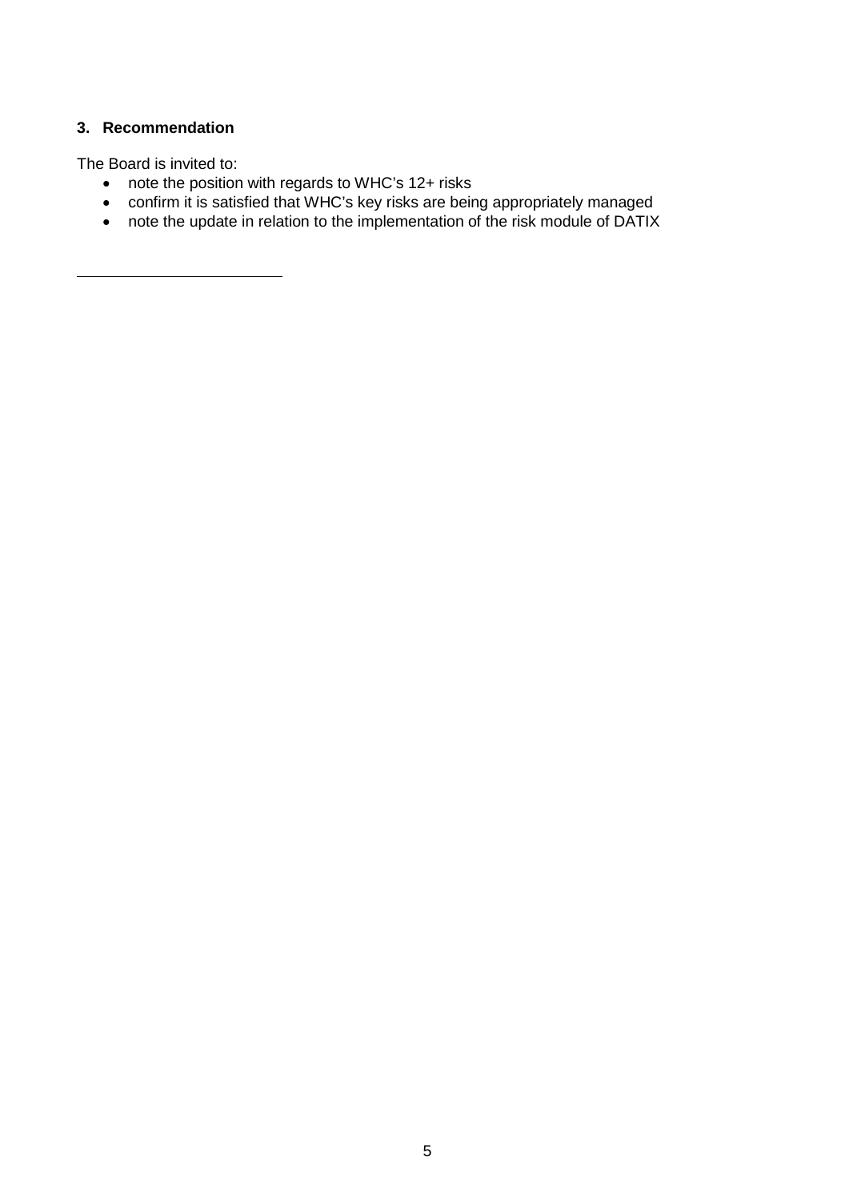## 3. Recommendation

The Board is invited to:

- note the position with regards to WHC's 12+ risks
- confirm it is satisfied that WHC's key risks are being appropriately managed
- note the update in relation to the implementation of the risk module of DATIX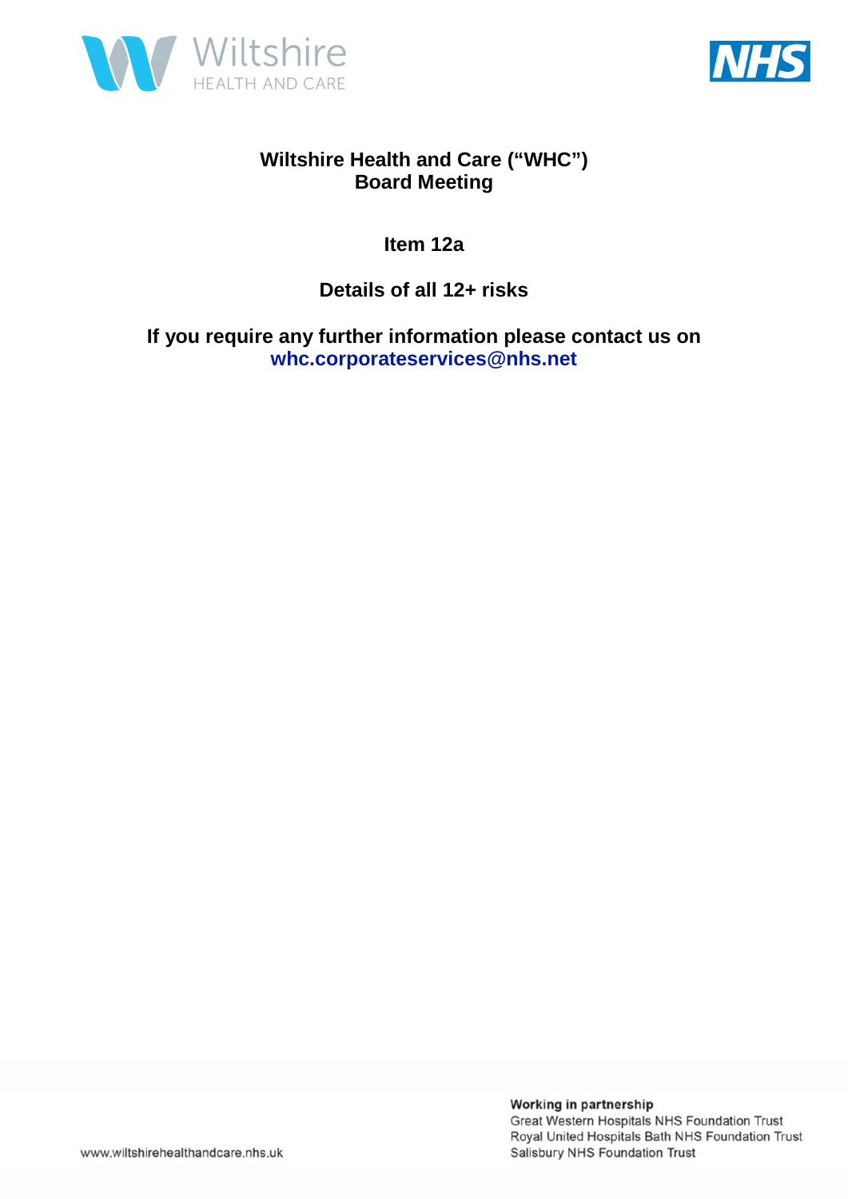# Wiltshire Health and Care ("WHC")
# Board Meeting

## Item 12a

## Details of all 12+ risks

**If you require any further information please contact us on whc.corporateservices@nhs.net**

**Working in partnership**
Great Western Hospitals NHS Foundation Trust
Royal United Hospitals Bath NHS Foundation Trust
Salisbury NHS Foundation Trust

www.wiltshirehealthandcare.nhs.uk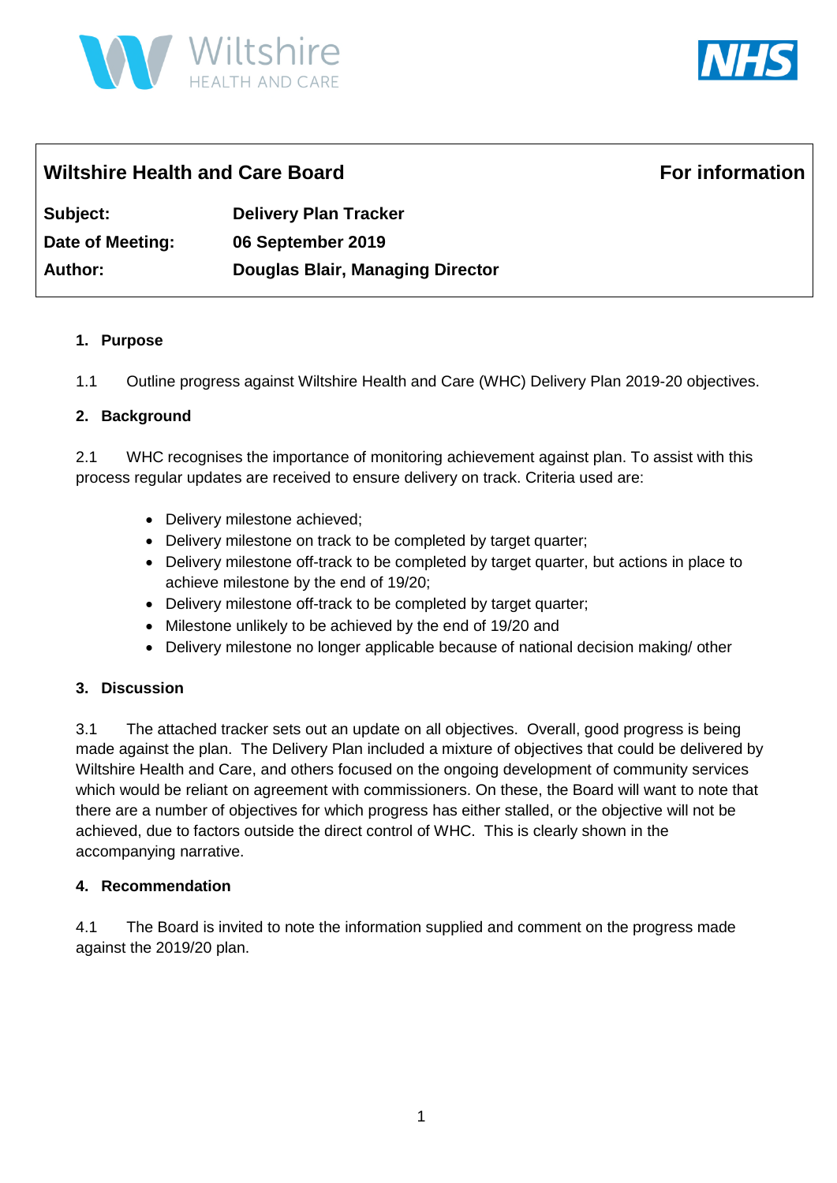**Wiltshire Health and Care Board** **For information**

| | |
|---|---|
| **Subject:** | **Delivery Plan Tracker** |
| **Date of Meeting:** | **06 September 2019** |
| **Author:** | **Douglas Blair, Managing Director** |

## 1. Purpose

1.1 Outline progress against Wiltshire Health and Care (WHC) Delivery Plan 2019-20 objectives.

## 2. Background

2.1 WHC recognises the importance of monitoring achievement against plan. To assist with this process regular updates are received to ensure delivery on track. Criteria used are:

- Delivery milestone achieved;
- Delivery milestone on track to be completed by target quarter;
- Delivery milestone off-track to be completed by target quarter, but actions in place to achieve milestone by the end of 19/20;
- Delivery milestone off-track to be completed by target quarter;
- Milestone unlikely to be achieved by the end of 19/20 and
- Delivery milestone no longer applicable because of national decision making/ other

## 3. Discussion

3.1 The attached tracker sets out an update on all objectives. Overall, good progress is being made against the plan. The Delivery Plan included a mixture of objectives that could be delivered by Wiltshire Health and Care, and others focused on the ongoing development of community services which would be reliant on agreement with commissioners. On these, the Board will want to note that there are a number of objectives for which progress has either stalled, or the objective will not be achieved, due to factors outside the direct control of WHC. This is clearly shown in the accompanying narrative.

## 4. Recommendation

4.1 The Board is invited to note the information supplied and comment on the progress made against the 2019/20 plan.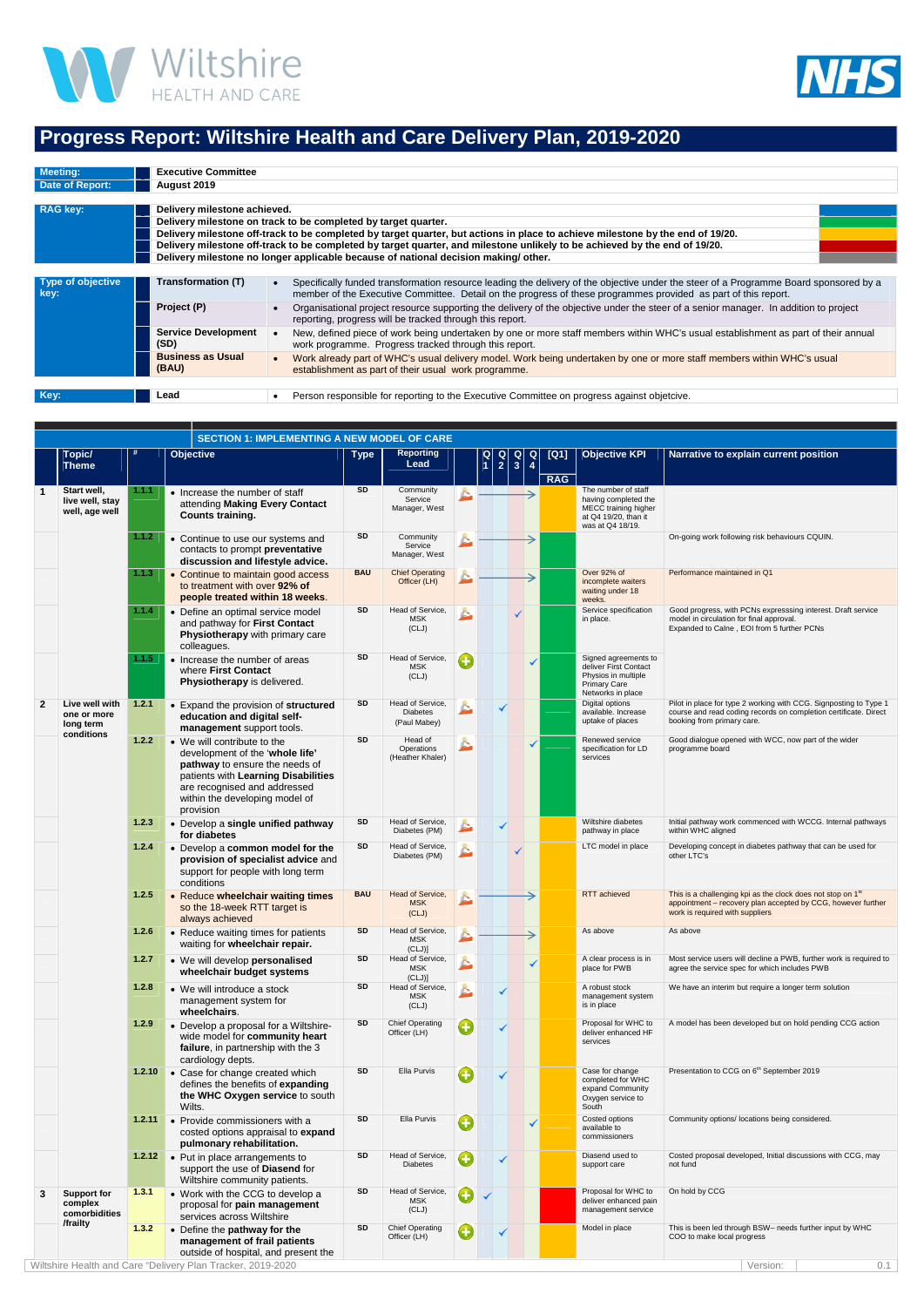# Progress Report: Wiltshire Health and Care Delivery Plan, 2019-2020

| | |
|---|---|
| **Meeting:** | **Executive Committee** |
| **Date of Report:** | **August 2019** |

| RAG key: | |
|---|---|
| | **Delivery milestone achieved.** (Blue) |
| | **Delivery milestone on track to be completed by target quarter.** (Green) |
| | **Delivery milestone off-track to be completed by target quarter, but actions in place to achieve milestone by the end of 19/20.** (Amber) |
| | **Delivery milestone off-track to be completed by target quarter, and milestone unlikely to be achieved by the end of 19/20.** (Red) |
| | **Delivery milestone no longer applicable because of national decision making/ other.** (Grey) |

| Type of objective key: | | |
|---|---|---|
| | **Transformation (T)** | • Specifically funded transformation resource leading the delivery of the objective under the steer of a Programme Board sponsored by a member of the Executive Committee. Detail on the progress of these programmes provided as part of this report. |
| | **Project (P)** | • Organisational project resource supporting the delivery of the objective under the steer of a senior manager. In addition to project reporting, progress will be tracked through this report. |
| | **Service Development (SD)** | • New, defined piece of work being undertaken by one or more staff members within WHC's usual establishment as part of their annual work programme. Progress tracked through this report. |
| | **Business as Usual (BAU)** | • Work already part of WHC's usual delivery model. Work being undertaken by one or more staff members within WHC's usual establishment as part of their usual work programme. |

| Key: | | |
|---|---|---|
| | **Lead** | • Person responsible for reporting to the Executive Committee on progress against objetcive. |

## SECTION 1: IMPLEMENTING A NEW MODEL OF CARE

| | Topic/ Theme | # | Objective | Type | Reporting Lead | | Q1 | Q2 | Q3 | Q4 | [Q1] RAG | Objective KPI | Narrative to explain current position |
|---|---|---|---|---|---|---|---|---|---|---|---|---|---|
| 1 | **Start well, live well, stay well, age well** | 1.1.1 | • Increase the number of staff attending **Making Every Contact Counts training.** | SD | Community Service Manager, West | | → | → | → | → | Amber | The number of staff having completed the MECC training higher at Q4 19/20, than it was at Q4 18/19. | |
| | | 1.1.2 | • Continue to use our systems and contacts to prompt **preventative discussion and lifestyle advice.** | SD | Community Service Manager, West | | → | → | → | → | Green | | On-going work following risk behaviours CQUIN. |
| | | 1.1.3 | • Continue to maintain good access to treatment with over **92% of people treated within 18 weeks.** | BAU | Chief Operating Officer (LH) | | → | → | → | → | Green | Over 92% of incomplete waiters waiting under 18 weeks. | Performance maintained in Q1 |
| | | 1.1.4 | • Define an optimal service model and pathway for **First Contact Physiotherapy** with primary care colleagues. | SD | Head of Service, MSK (CLJ) | | | | ✓ | | Green | Service specification in place. | Good progress, with PCNs expresssing interest. Draft service model in circulation for final approval. Expanded to Calne , EOI from 5 further PCNs |
| | | 1.1.5 | • Increase the number of areas where **First Contact Physiotherapy** is delivered. | SD | Head of Service, MSK (CLJ) | | | | | ✓ | Green | Signed agreements to deliver First Contact Physios in multiple Primary Care Networks in place | |
| 2 | **Live well with one or more long term conditions** | 1.2.1 | • Expand the provision of **structured education and digital self-management** support tools. | SD | Head of Service, Diabetes (Paul Mabey) | | | ✓ | | | Green | Digital options available. Increase uptake of places | Pilot in place for type 2 working with CCG. Signposting to Type 1 course and read coding records on completion certificate. Direct booking from primary care. |
| | | 1.2.2 | • We will contribute to the development of the '**whole life'** **pathway** to ensure the needs of patients with **Learning Disabilities** are recognised and addressed within the developing model of provision | SD | Head of Operations (Heather Khaler) | | | | | ✓ | Green | Renewed service specification for LD services | Good dialogue opened with WCC, now part of the wider programme board |
| | | 1.2.3 | • Develop a **single unified pathway for diabetes** | SD | Head of Service, Diabetes (PM) | | | ✓ | | | Amber | Wiltshire diabetes pathway in place | Initial pathway work commenced with WCCG. Internal pathways within WHC aligned |
| | | 1.2.4 | • Develop a **common model for the provision of specialist advice and** support for people with long term conditions | SD | Head of Service, Diabetes (PM) | | | | ✓ | | Amber | LTC model in place | Developing concept in diabetes pathway that can be used for other LTC's |
| | | 1.2.5 | • Reduce **wheelchair waiting times** so the 18-week RTT target is always achieved | BAU | Head of Service, MSK (CLJ) | | → | → | → | → | Amber | RTT achieved | This is a challenging kpi as the clock does not stop on 1[st] appointment – recovery plan accepted by CCG, however further work is required with suppliers |
| | | 1.2.6 | • Reduce waiting times for patients waiting for **wheelchair repair.** | SD | Head of Service, MSK (CLJ)] | | → | → | → | → | Amber | As above | As above |
| | | 1.2.7 | • We will develop **personalised wheelchair budget systems** | SD | Head of Service, MSK (CLJ)] | | | | | ✓ | Amber | A clear process is in place for PWB | Most service users will decline a PWB, further work is required to agree the service spec for which includes PWB |
| | | 1.2.8 | • We will introduce a stock management system for **wheelchairs.** | SD | Head of Service, MSK (CLJ) | | | ✓ | | | Amber | A robust stock management system is in place | We have an interim but require a longer term solution |
| | | 1.2.9 | • Develop a proposal for a Wiltshire-wide model for **community heart failure**, in partnership with the 3 cardiology depts. | SD | Chief Operating Officer (LH) | | | ✓ | | | Amber | Proposal for WHC to deliver enhanced HF services | A model has been developed but on hold pending CCG action |
| | | 1.2.10 | • Case for change created which defines the benefits of **expanding the WHC Oxygen service** to south Wilts. | SD | Ella Purvis | | | ✓ | | | Amber | Case for change completed for WHC expand Community Oxygen service to South | Presentation to CCG on 6[th] September 2019 |
| | | 1.2.11 | • Provide commissioners with a costed options appraisal to **expand pulmonary rehabilitation.** | SD | Ella Purvis | | | | | ✓ | Amber | Costed options available to commissioners | Community options/ locations being considered. |
| | | 1.2.12 | • Put in place arrangements to support the use of **Diasend** for Wiltshire community patients. | SD | Head of Service, Diabetes | | | ✓ | | | Amber | Diasend used to support care | Costed proposal developed, Initial discussions with CCG, may not fund |
| 3 | **Support for complex comorbidities /frailty** | 1.3.1 | • Work with the CCG to develop a proposal for **pain management** services across Wiltshire | SD | Head of Service, MSK (CLJ) | | ✓ | | | | Red | Proposal for WHC to deliver enhanced pain management service | On hold by CCG |
| | | 1.3.2 | • Define the **pathway for the management of frail patients** outside of hospital, and present the | SD | Chief Operating Officer (LH) | | | ✓ | | | Amber | Model in place | This is been led through BSW– needs further input by WHC COO to make local progress |

Wiltshire Health and Care "Delivery Plan Tracker, 2019-2020 | Version: 0.1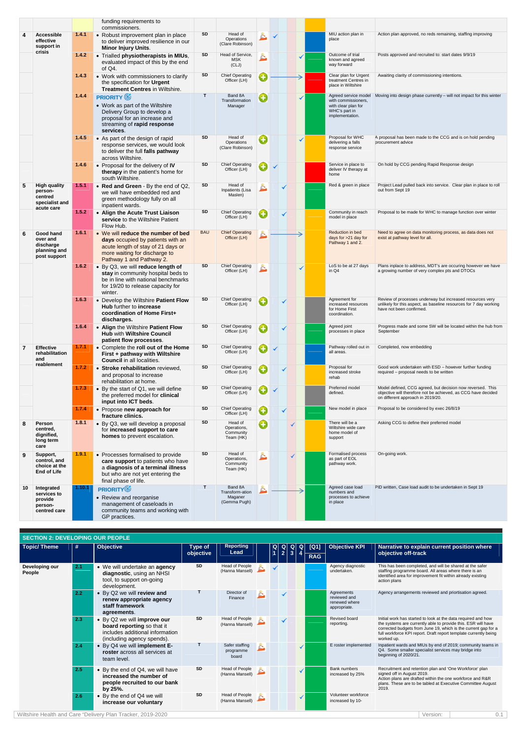| | | | | | | | | | | | | | |
|---|---|---|---|---|---|---|---|---|---|---|---|---|---|
| | | | funding requirements to commissioners. | | | | | | | | | | |
| 4 | Accessible effective support in crisis | 1.4.1 | • Robust improvement plan in place to deliver improved resilience in our **Minor Injury Units**. | SD | Head of Operations (Clare Robinson) | | ✓ | | | | | MIU action plan in place | Action plan approved, no reds remaining, staffing improving |
| | | 1.4.2 | • Trialled **physiotherapists in MIUs**, evaluated impact of this by the end of Q4. | SD | Head of Service, MSK (CLJ) | | | | | ✓ | | Outcome of trial known and agreed way forward | Posts approved and recruited to: start dates 9/9/19 |
| | | 1.4.3 | • Work with commissioners to clarify the specification for **Urgent Treatment Centres** in Wiltshire. | SD | Chief Operating Officer (LH) | | → | → | → | → | | Clear plan for Urgent treatment Centres in place in Wiltshire | Awaiting clarity of commissioning intentions. |
| | | 1.4.4 | PRIORITY • Work as part of the Wiltshire Delivery Group to develop a proposal for an increase and streaming of **rapid response services**. | T | Band 8A Transformation Manager | | | | | ✓ | | Agreed service model with commissioners, with clear plan for WHC's part in implementation. | Moving into design phase currently – will not impact for this winter |
| | | 1.4.5 | • As part of the design of rapid response services, we would look to deliver the full **falls pathway** across Wiltshire. | SD | Head of Operations (Clare Robinson) | | | | | ✓ | | Proposal for WHC delivering a falls response service | A proposal has been made to the CCG and is on hold pending procurement advice |
| | | 1.4.6 | • Proposal for the delivery of **IV therapy** in the patient's home for south Wiltshire. | SD | Chief Operating Officer (LH) | | ✓ | | | | | Service in place to deliver IV therapy at home | On hold by CCG pending Rapid Response design |
| 5 | High quality person-centred specialist and acute care | 1.5.1 | • **Red and Green** - By the end of Q2, we will have embedded red and green methodology fully on all inpatient wards. | SD | Head of Inpatients (Lisa Maslen) | | | ✓ | | | | Red & green in place | Project Lead pulled back into service. Clear plan in place to roll out from Sept 19 |
| | | 1.5.2 | • **Align the Acute Trust Liaison service** to the Wiltshire Patient Flow Hub. | SD | Chief Operating Officer (LH) | | | ✓ | | | | Community in reach model in place | Proposal to be made for WHC to manage function over winter |
| 6 | Good hand over and discharge planning and post support | 1.6.1 | • We will **reduce the number of bed days** occupied by patients with an acute length of stay of 21 days or more waiting for discharge to Pathway 1 and Pathway 2. | BAU | Chief Operating Officer (LH) | | → | → | → | → | | Reduction in bed days for >21 day for Pathway 1 and 2. | Need to agree on data monitoring process, as data does not exist at pathway level for all. |
| | | 1.6.2 | • By Q3, we will **reduce length of stay** in community hospital beds to be in line with national benchmarks for 19/20 to release capacity for winter. | SD | Chief Operating Officer (LH) | | | | | ✓ | | LoS to be at 27 days in Q4 | Plans inplace to address, MDT's are occuring however we have a growing number of very complex pts and DTOCs |
| | | 1.6.3 | • Develop the Wiltshire **Patient Flow Hub** further to **increase coordination of Home First+ discharges.** | SD | Chief Operating Officer (LH) | | | ✓ | | | | Agreement for increased resources for Home First coordination. | Review of processes underway but increased resources very unlikely for this aspect, as baseline resources for 7 day working have not been confirmed. |
| | | 1.6.4 | • **Align** the Wiltshire **Patient Flow Hub** with **Wiltshire Council patient flow processes.** | SD | Chief Operating Officer (LH) | | | ✓ | | | | Agreed joint processes in place | Progress made and some SW will be located within the hub from September |
| 7 | Effective rehabilitation and reablement | 1.7.1 | • Complete the **roll out of the Home First + pathway with Wiltshire Council** in all localities. | SD | Chief Operating Officer (LH) | | ✓ | | | | | Pathway rolled out in all areas. | Completed, now embedding |
| | | 1.7.2 | • **Stroke rehabilitation** reviewed, and proposal to increase rehabilitation at home. | SD | Chief Operating Officer (LH) | | | ✓ | | | | Proposal for increased stroke rehab | Good work undertaken with ESD – however further funding required – proposal needs to be written |
| | | 1.7.3 | • By the start of Q1, we will define the preferred model for **clinical input into ICT beds**. | SD | Chief Operating Officer (LH) | | ✓ | | | | | Preferred model defined. | Model defined, CCG agreed, but decision now reversed. This objective will therefore not be achieved, as CCG have decided on different approach in 2019/20. |
| | | 1.7.4 | • Propose **new approach for fracture clinics.** | SD | Chief Operating Officer (LH) | | | ✓ | | | | New model in place | Proposal to be considered by exec 26/8/19 |
| 8 | Person centred, dignified, long term care | 1.8.1 | • By Q3, we will develop a proposal for **increased support to care homes** to prevent escalation. | SD | Head of Operations, Community Team (HK) | | | | ✓ | | | There will be a Wiltshire wide care home model of support | Asking CCG to define their preferred model |
| 9 | Support, control, and choice at the End of Life | 1.9.1 | • Processes formalised to provide **care support** to patients who have **a diagnosis of a terminal illness** but who are not yet entering the final phase of life. | SD | Head of Operations, Community Team (HK) | | | | ✓ | | | Formalised process as part of EOL pathway work. | On-going work. |
| 10 | Integrated services to provide person-centred care | 1.10.1 | PRIORITY • Review and reorganise management of caseloads in community teams and working with GP practices. | T | Band 8A Transform-ation Maganer (Gemma Pugh) | | → | → | → | → | | Agreed case load numbers and processes to achieve in place | PID written, Case load audit to be undertaken in Sept 19 |

## SECTION 2: DEVELOPING OUR PEOPLE

| Topic/ Theme | # | Objective | Type of objective | Reporting Lead | | Q 1 | Q 2 | Q 3 | Q 4 | [Q1] RAG | Objective KPI | Narrative to explain current position where objective off-track |
|---|---|---|---|---|---|---|---|---|---|---|---|---|
| Developing our People | 2.1 | • We will undertake an **agency diagnostic**, using an NHSI tool, to support on-going development. | SD | Head of People (Hanna Mansell) | | ✓ | | | | | Agency diagnostic undertaken. | This has been completed, and will be shared at the safer staffing programme board. All areas where there is an identified area for improvement fit within already existing action plans |
| | 2.2 | • By Q2 we will **review and renew appropriate agency staff framework agreements**. | T | Director of Finance | | | ✓ | | | | Agreements reviewed and renewed where appropriate. | Agency arrangements reviewed and prioritisation agreed. |
| | 2.3 | • By Q2 we will **improve our board reporting** so that it includes additional information (including agency spends). | SD | Head of People (Hanna Mansell) | | | ✓ | | | | Revised board reporting. | Initial work has started to look at the data required and how the systems are currently able to provide this. ESR will have corrected budgets from June 19, which is the current gap for a full workforce KPI report. Draft report template currently being worked up. |
| | 2.4 | • By Q4 we will **implement E-roster** across all services at team level. | T | Safer staffing programme board | | | | | ✓ | | E roster implemented | Inpatient wards and MIUs by end of 2019; community teams in Q4. Some smaller specialist services may bridge into beginning of 2020/21. |
| | 2.5 | • By the end of Q4, we will have **increased the number of people recruited to our bank by 25%.** | SD | Head of People (Hanna Mansell) | | | | | ✓ | | Bank numbers increased by 25% | Recruitment and retention plan and 'One Workforce' plan signed off in August 2019. Action plans are drafted within the one workforce and R&R plans. These are to be tabled at Executive Committee August 2019. |
| | 2.6 | • By the end of Q4 we will **increase our voluntary** | SD | Head of People (Hanna Mansell) | | | | | ✓ | | Volunteer workforce increased by 10- | |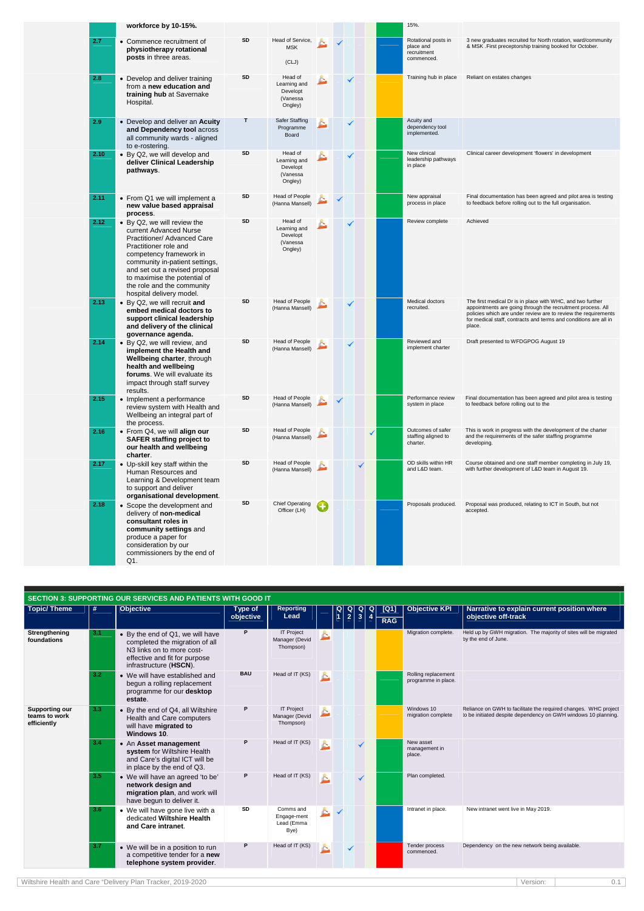| Topic/ Theme | # | Objective | Type of objective | Reporting Lead | | Q1 | Q2 | Q3 | Q4 | [Q1] RAG | Objective KPI | Narrative to explain current position where objective off-track |
|---|---|---|---|---|---|---|---|---|---|---|---|---|
| | | workforce by 10-15%. | | | | | | | | | 15%. | |
| | 2.7 | • Commence recruitment of **physiotherapy rotational posts** in three areas. | SD | Head of Service, MSK (CLJ) | | ✓ | | | | | Rotational posts in place and recruitment commenced. | 3 new graduates recruited for North rotation, ward/community & MSK .First preceptorship training booked for October. |
| | 2.8 | • Develop and deliver training from a **new education and training hub** at Savernake Hospital. | SD | Head of Learning and Develop (Vanessa Ongley) | | | ✓ | | | | Training hub in place | Reliant on estates changes |
| | 2.9 | • Develop and deliver an **Acuity and Dependency tool** across all community wards - aligned to e-rostering. | T | Safer Staffing Programme Board | | | ✓ | | | | Acuity and dependency tool implemented. | |
| | 2.10 | • By Q2, we will develop and **deliver Clinical Leadership pathways**. | SD | Head of Learning and Develop (Vanessa Ongley) | | | ✓ | | | | New clinical leadership pathways in place | Clinical career development 'flowers' in development |
| | 2.11 | • From Q1 we will implement a **new value based appraisal process**. | SD | Head of People (Hanna Mansell) | | ✓ | | | | | New appraisal process in place | Final documentation has been agreed and pilot area is testing to feedback before rolling out to the full organisation. |
| | 2.12 | • By Q2, we will review the current Advanced Nurse Practitioner/ Advanced Care Practitioner role and competency framework in community in-patient settings, and set out a revised proposal to maximise the potential of the role and the community hospital delivery model. | SD | Head of Learning and Develop (Vanessa Ongley) | | | ✓ | | | | Review complete | Achieved |
| | 2.13 | • By Q2, we will recruit **and embed medical doctors to support clinical leadership and delivery of the clinical governance agenda.** | SD | Head of People (Hanna Mansell) | | | ✓ | | | | Medical doctors recruited. | The first medical Dr is in place with WHC, and two further appointments are going through the recruitment process. All policies which are under review are to review the requirements for medical staff, contracts and terms and conditions are all in place. |
| | 2.14 | • By Q2, we will review, and **implement the Health and Wellbeing charter**, through **health and wellbeing forums**. We will evaluate its impact through staff survey results. | SD | Head of People (Hanna Mansell) | | | ✓ | | | | Reviewed and implement charter | Draft presented to WFDGPOG August 19 |
| | 2.15 | • Implement a performance review system with Health and Wellbeing an integral part of the process. | SD | Head of People (Hanna Mansell) | | ✓ | | | | | Performance review system in place | Final documentation has been agreed and pilot area is testing to feedback before rolling out to the |
| | 2.16 | • From Q4, we will **align our SAFER staffing project to our health and wellbeing charter**. | SD | Head of People (Hanna Mansell) | | | | | ✓ | | Outcomes of safer staffing aligned to charter. | This is work in progress with the development of the charter and the requirements of the safer staffing programme developing. |
| | 2.17 | • Up-skill key staff within the Human Resources and Learning & Development team to support and deliver **organisational development**. | SD | Head of People (Hanna Mansell) | | | | ✓ | | | OD skills within HR and L&D team. | Course obtained and one staff member completing in July 19, with further development of L&D team in August 19. |
| | 2.18 | • Scope the development and delivery of **non-medical consultant roles in community settings** and produce a paper for consideration by our commissioners by the end of Q1. | SD | Chief Operating Officer (LH) | | | | | | | Proposals produced. | Proposal was produced, relating to ICT in South, but not accepted. |

## SECTION 3: SUPPORTING OUR SERVICES AND PATIENTS WITH GOOD IT

| Topic/ Theme | # | Objective | Type of objective | Reporting Lead | | Q1 | Q2 | Q3 | Q4 | [Q1] RAG | Objective KPI | Narrative to explain current position where objective off-track |
|---|---|---|---|---|---|---|---|---|---|---|---|---|
| Strengthening foundations | 3.1 | • By the end of Q1, we will have completed the migration of all N3 links on to more cost-effective and fit for purpose infrastructure (**HSCN**). | P | IT Project Manager (Devid Thompson) | | | | | | | Migration complete. | Held up by GWH migration. The majority of sites will be migrated by the end of June. |
| | 3.2 | • We will have established and begun a rolling replacement programme for our **desktop estate**. | BAU | Head of IT (KS) | | | | | | | Rolling replacement programme in place. | |
| Supporting our teams to work efficiently | 3.3 | • By the end of Q4, all Wiltshire Health and Care computers will have **migrated to Windows 10**. | P | IT Project Manager (Devid Thompson) | | | | | | | Windows 10 migration complete | Reliance on GWH to facilitate the required changes. WHC project to be initiated despite dependency on GWH windows 10 planning. |
| | 3.4 | • An **Asset management system** for Wiltshire Health and Care's digital ICT will be in place by the end of Q3. | P | Head of IT (KS) | | | | ✓ | | | New asset management in place. | |
| | 3.5 | • We will have an agreed 'to be' **network design and migration plan**, and work will have begun to deliver it. | P | Head of IT (KS) | | | | ✓ | | | Plan completed. | |
| | 3.6 | • We will have gone live with a dedicated **Wiltshire Health and Care intranet**. | SD | Comms and Engage-ment Lead (Emma Bye) | | ✓ | | | | | Intranet in place. | New intranet went live in May 2019. |
| | 3.7 | • We will be in a position to run a competitive tender for a **new telephone system provider**. | P | Head of IT (KS) | | | ✓ | | | | Tender process commenced. | Dependency on the new network being available. |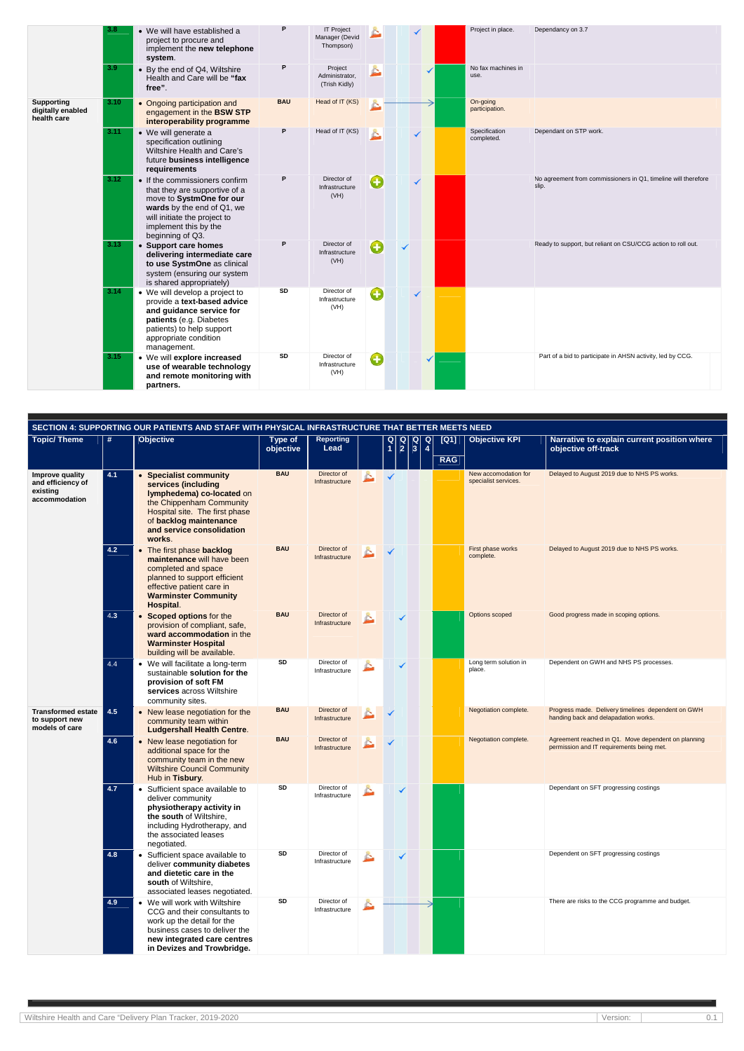| Topic/ Theme | # | Objective | Type of objective | Reporting Lead | | Q1 | Q2 | Q3 | Q4 | [Q1] RAG | Objective KPI | Narrative to explain current position where objective off-track |
|---|---|---|---|---|---|---|---|---|---|---|---|---|
| | 3.8 | • We will have established a project to procure and implement the **new telephone system**. | P | IT Project Manager (Devid Thompson) | | | | ✓ | | Red | Project in place. | Dependancy on 3.7 |
| | 3.9 | • By the end of Q4, Wiltshire Health and Care will be **"fax free"**. | P | Project Administrator, (Trish Kidly) | | | | | ✓ | Green | No fax machines in use. | |
| Supporting digitally enabled health care | 3.10 | • Ongoing participation and engagement in the **BSW STP interoperability programme** | BAU | Head of IT (KS) | | → | → | → | → | Green | On-going participation. | |
| | 3.11 | • We will generate a specification outlining Wiltshire Health and Care's future **business intelligence requirements** | P | Head of IT (KS) | | | | ✓ | | Amber | Specification completed. | Dependant on STP work. |
| | 3.12 | • If the commissioners confirm that they are supportive of a move to **SystmOne for our wards** by the end of Q1, we will initiate the project to implement this by the beginning of Q3. | P | Director of Infrastructure (VH) | | | | ✓ | | Red | | No agreement from commissioners in Q1, timeline will therefore slip. |
| | 3.13 | • **Support care homes delivering intermediate care to use SystmOne** as clinical system (ensuring our system is shared appropriately) | P | Director of Infrastructure (VH) | | | ✓ | | | Red | | Ready to support, but reliant on CSU/CCG action to roll out. |
| | 3.14 | • We will develop a project to provide a **text-based advice and guidance service for patients** (e.g. Diabetes patients) to help support appropriate condition management. | SD | Director of Infrastructure (VH) | | | | ✓ | | Amber | | |
| | 3.15 | • We will **explore increased use of wearable technology and remote monitoring with partners.** | SD | Director of Infrastructure (VH) | | | | | ✓ | Green | | Part of a bid to participate in AHSN activity, led by CCG. |

## SECTION 4: SUPPORTING OUR PATIENTS AND STAFF WITH PHYSICAL INFRASTRUCTURE THAT BETTER MEETS NEED

| Topic/ Theme | # | Objective | Type of objective | Reporting Lead | | Q1 | Q2 | Q3 | Q4 | [Q1] RAG | Objective KPI | Narrative to explain current position where objective off-track |
|---|---|---|---|---|---|---|---|---|---|---|---|---|
| Improve quality and efficiency of existing accommodation | 4.1 | • **Specialist community services (including lymphedema) co-located** on the Chippenham Community Hospital site. The first phase of **backlog maintenance and service consolidation works**. | BAU | Director of Infrastructure | | ✓ | | | | Amber | New accomodation for specialist services. | Delayed to August 2019 due to NHS PS works. |
| | 4.2 | • The first phase **backlog maintenance** will have been completed and space planned to support efficient effective patient care in **Warminster Community Hospital**. | BAU | Director of Infrastructure | | ✓ | | | | Amber | First phase works complete. | Delayed to August 2019 due to NHS PS works. |
| | 4.3 | • **Scoped options** for the provision of compliant, safe, **ward accommodation** in the **Warminster Hospital** building will be available. | BAU | Director of Infrastructure | | | ✓ | | | Green | Options scoped | Good progress made in scoping options. |
| | 4.4 | • We will facilitate a long-term sustainable **solution for the provision of soft FM services** across Wiltshire community sites. | SD | Director of Infrastructure | | | ✓ | | | Amber | Long term solution in place. | Dependent on GWH and NHS PS processes. |
| Transformed estate to support new models of care | 4.5 | • New lease negotiation for the community team within **Ludgershall Health Centre**. | BAU | Director of Infrastructure | | ✓ | | | | Amber | Negotiation complete. | Progress made. Delivery timelines dependent on GWH handing back and delapadation works. |
| | 4.6 | • New lease negotiation for additional space for the community team in the new Wiltshire Council Community Hub in **Tisbury**. | BAU | Director of Infrastructure | | ✓ | | | | Amber | Negotiation complete. | Agreement reached in Q1. Move dependent on planning permission and IT requirements being met. |
| | 4.7 | • Sufficient space available to deliver community **physiotherapy activity in the south** of Wiltshire, including Hydrotherapy, and the associated leases negotiated. | SD | Director of Infrastructure | | | ✓ | | | Green | | Dependant on SFT progressing costings |
| | 4.8 | • Sufficient space available to deliver **community diabetes and dietetic care in the south** of Wiltshire, associated leases negotiated. | SD | Director of Infrastructure | | | ✓ | | | Green | | Dependent on SFT progressing costings |
| | 4.9 | • We will work with Wiltshire CCG and their consultants to work up the detail for the business cases to deliver the **new integrated care centres in Devizes and Trowbridge.** | SD | Director of Infrastructure | | → | → | → | → | Green | | There are risks to the CCG programme and budget. |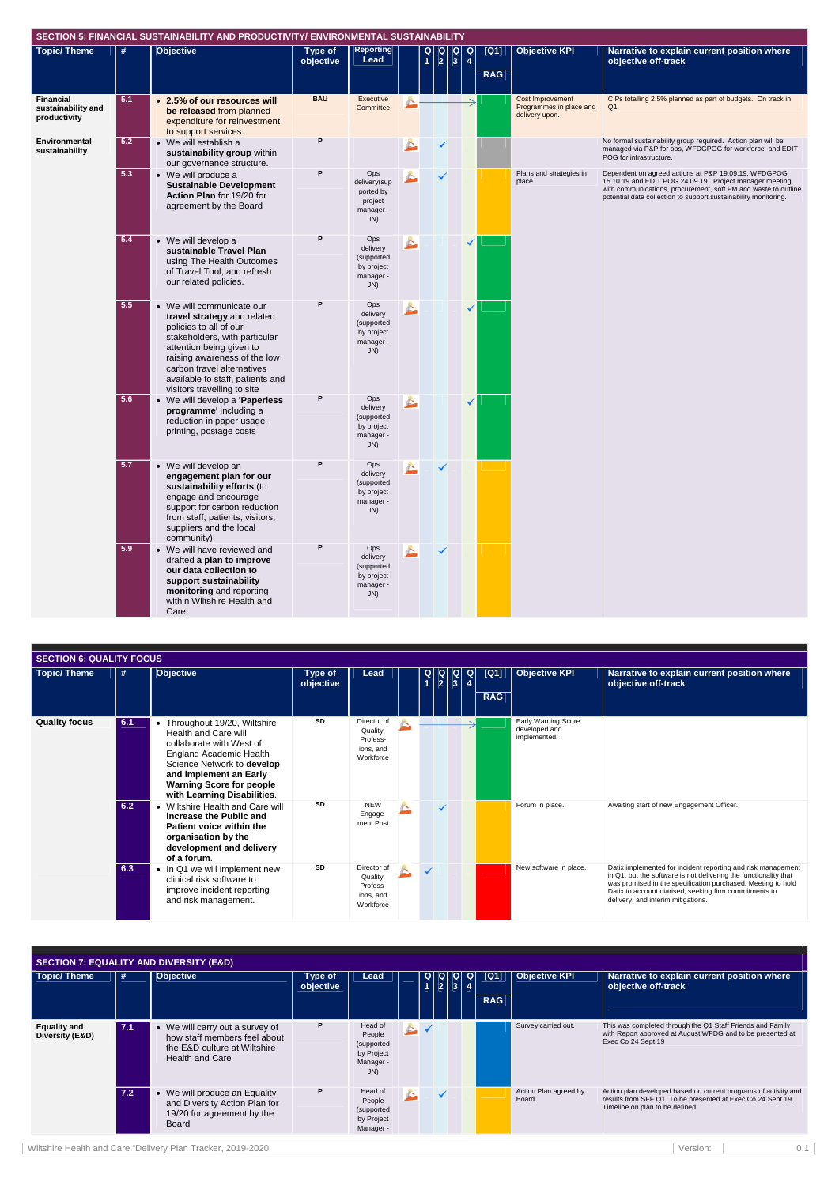## SECTION 5: FINANCIAL SUSTAINABILITY AND PRODUCTIVITY/ ENVIRONMENTAL SUSTAINABILITY

| Topic/ Theme | # | Objective | Type of objective | Reporting Lead | | Q1 | Q2 | Q3 | Q4 | [Q1] RAG | Objective KPI | Narrative to explain current position where objective off-track |
|---|---|---|---|---|---|---|---|---|---|---|---|---|
| Financial sustainability and productivity | 5.1 | • **2.5% of our resources will be released** from planned expenditure for reinvestment to support services. | BAU | Executive Committee | | → | → | → | → | Green | Cost Improvement Programmes in place and delivery upon. | CIPs totalling 2.5% planned as part of budgets. On track in Q1. |
| Environmental sustainability | 5.2 | • We will establish a **sustainability group** within our governance structure. | P | | | | ✓ | | | Grey | | No formal sustainability group required. Action plan will be managed via P&P for ops, WFDGPOG for workforce and EDIT POG for infrastructure. |
| | 5.3 | • We will produce a **Sustainable Development Action Plan** for 19/20 for agreement by the Board | P | Ops delivery(supported by project manager - JN) | | | ✓ | | | Amber | Plans and strategies in place. | Dependent on agreed actions at P&P 19.09.19. WFDGPOG 15.10.19 and EDIT POG 24.09.19. Project manager meeting with communications, procurement, soft FM and waste to outline potential data collection to support sustainability monitoring. |
| | 5.4 | • We will develop a **sustainable Travel Plan** using The Health Outcomes of Travel Tool, and refresh our related policies. | P | Ops delivery (supported by project manager - JN) | | | | | ✓ | Green | | |
| | 5.5 | • We will communicate our **travel strategy** and related policies to all of our stakeholders, with particular attention being given to raising awareness of the low carbon travel alternatives available to staff, patients and visitors travelling to site | P | Ops delivery (supported by project manager - JN) | | | | | ✓ | Green | | |
| | 5.6 | • We will develop a **'Paperless programme'** including a reduction in paper usage, printing, postage costs | P | Ops delivery (supported by project manager - JN) | | | | | ✓ | Green | | |
| | 5.7 | • We will develop an **engagement plan for our sustainability efforts** (to engage and encourage support for carbon reduction from staff, patients, visitors, suppliers and the local community). | P | Ops delivery (supported by project manager - JN) | | | ✓ | | | Amber | | |
| | 5.9 | • We will have reviewed and drafted **a plan to improve our data collection to support sustainability monitoring** and reporting within Wiltshire Health and Care. | P | Ops delivery (supported by project manager - JN) | | | ✓ | | | Amber | | |

## SECTION 6: QUALITY FOCUS

| Topic/ Theme | # | Objective | Type of objective | Lead | | Q1 | Q2 | Q3 | Q4 | [Q1] RAG | Objective KPI | Narrative to explain current position where objective off-track |
|---|---|---|---|---|---|---|---|---|---|---|---|---|
| Quality focus | 6.1 | • Throughout 19/20, Wiltshire Health and Care will collaborate with West of England Academic Health Science Network to **develop and implement an Early Warning Score for people with Learning Disabilities**. | SD | Director of Quality, Professions, and Workforce | | → | → | → | → | Green | Early Warning Score developed and implemented. | |
| | 6.2 | • Wiltshire Health and Care will **increase the Public and Patient voice within the organisation by the development and delivery of a forum**. | SD | NEW Engagement Post | | | ✓ | | | Amber | Forum in place. | Awaiting start of new Engagement Officer. |
| | 6.3 | • In Q1 we will implement new clinical risk software to improve incident reporting and risk management. | SD | Director of Quality, Professions, and Workforce | | ✓ | | | | Red | New software in place. | Datix implemented for incident reporting and risk management in Q1, but the software is not delivering the functionality that was promised in the specification purchased. Meeting to hold Datix to account diarised, seeking firm commitments to delivery, and interim mitigations. |

## SECTION 7: EQUALITY AND DIVERSITY (E&D)

| Topic/ Theme | # | Objective | Type of objective | Lead | | Q1 | Q2 | Q3 | Q4 | [Q1] RAG | Objective KPI | Narrative to explain current position where objective off-track |
|---|---|---|---|---|---|---|---|---|---|---|---|---|
| Equality and Diversity (E&D) | 7.1 | • We will carry out a survey of how staff members feel about the E&D culture at Wiltshire Health and Care | P | Head of People (supported by Project Manager - JN) | | ✓ | | | | Blue | Survey carried out. | This was completed through the Q1 Staff Friends and Family with Report approved at August WFDG and to be presented at Exec Co 24 Sept 19 |
| | 7.2 | • We will produce an Equality and Diversity Action Plan for 19/20 for agreement by the Board | P | Head of People (supported by Project Manager - | | | ✓ | | | Amber | Action Plan agreed by Board. | Action plan developed based on current programs of activity and results from SFF Q1. To be presented at Exec Co 24 Sept 19. Timeline on plan to be defined |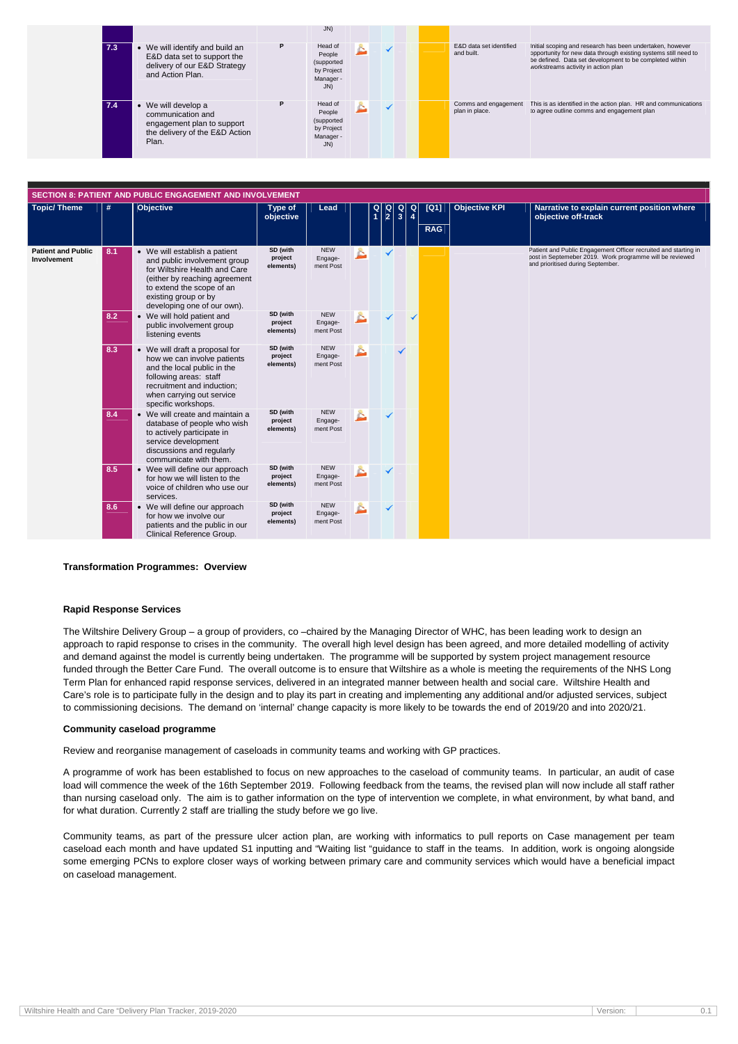| | | | | | | | | | | | |
|---|---|---|---|---|---|---|---|---|---|---|---|
| | | | JN) | | | | | | | | |
| 7.3 | • We will identify and build an E&D data set to support the delivery of our E&D Strategy and Action Plan. | P | Head of People (supported by Project Manager - JN) | | | ✓ | | | | E&D data set identified and built. | Initial scoping and research has been undertaken, however opportunity for new data through existing systems still need to be defined. Data set development to be completed within workstreams activity in action plan |
| 7.4 | • We will develop a communication and engagement plan to support the delivery of the E&D Action Plan. | P | Head of People (supported by Project Manager - JN) | | | ✓ | | | | Comms and engagement plan in place. | This is as identified in the action plan. HR and communications to agree outline comms and engagement plan |

**SECTION 8: PATIENT AND PUBLIC ENGAGEMENT AND INVOLVEMENT**

| Topic/ Theme | # | Objective | Type of objective | Lead | | Q1 | Q2 | Q3 | Q4 | [Q1] RAG | Objective KPI | Narrative to explain current position where objective off-track |
|---|---|---|---|---|---|---|---|---|---|---|---|---|
| Patient and Public Involvement | 8.1 | • We will establish a patient and public involvement group for Wiltshire Health and Care (either by reaching agreement to extend the scope of an existing group or by developing one of our own). | SD (with project elements) | NEW Engage-ment Post | | | ✓ | | | | | Patient and Public Engagement Officer recruited and starting in post in Septemeber 2019. Work programme will be reviewed and prioritised during September. |
| | 8.2 | • We will hold patient and public involvement group listening events | SD (with project elements) | NEW Engage-ment Post | | | ✓ | | ✓ | | | |
| | 8.3 | • We will draft a proposal for how we can involve patients and the local public in the following areas: staff recruitment and induction; when carrying out service specific workshops. | SD (with project elements) | NEW Engage-ment Post | | | | ✓ | | | | |
| | 8.4 | • We will create and maintain a database of people who wish to actively participate in service development discussions and regularly communicate with them. | SD (with project elements) | NEW Engage-ment Post | | | ✓ | | | | | |
| | 8.5 | • Wee will define our approach for how we will listen to the voice of children who use our services. | SD (with project elements) | NEW Engage-ment Post | | | ✓ | | | | | |
| | 8.6 | • We will define our approach for how we involve our patients and the public in our Clinical Reference Group. | SD (with project elements) | NEW Engage-ment Post | | | ✓ | | | | | |

**Transformation Programmes: Overview**

**Rapid Response Services**

The Wiltshire Delivery Group – a group of providers, co –chaired by the Managing Director of WHC, has been leading work to design an approach to rapid response to crises in the community. The overall high level design has been agreed, and more detailed modelling of activity and demand against the model is currently being undertaken. The programme will be supported by system project management resource funded through the Better Care Fund. The overall outcome is to ensure that Wiltshire as a whole is meeting the requirements of the NHS Long Term Plan for enhanced rapid response services, delivered in an integrated manner between health and social care. Wiltshire Health and Care's role is to participate fully in the design and to play its part in creating and implementing any additional and/or adjusted services, subject to commissioning decisions. The demand on 'internal' change capacity is more likely to be towards the end of 2019/20 and into 2020/21.

**Community caseload programme**

Review and reorganise management of caseloads in community teams and working with GP practices.

A programme of work has been established to focus on new approaches to the caseload of community teams. In particular, an audit of case load will commence the week of the 16th September 2019. Following feedback from the teams, the revised plan will now include all staff rather than nursing caseload only. The aim is to gather information on the type of intervention we complete, in what environment, by what band, and for what duration. Currently 2 staff are trialling the study before we go live.

Community teams, as part of the pressure ulcer action plan, are working with informatics to pull reports on Case management per team caseload each month and have updated S1 inputting and "Waiting list "guidance to staff in the teams. In addition, work is ongoing alongside some emerging PCNs to explore closer ways of working between primary care and community services which would have a beneficial impact on caseload management.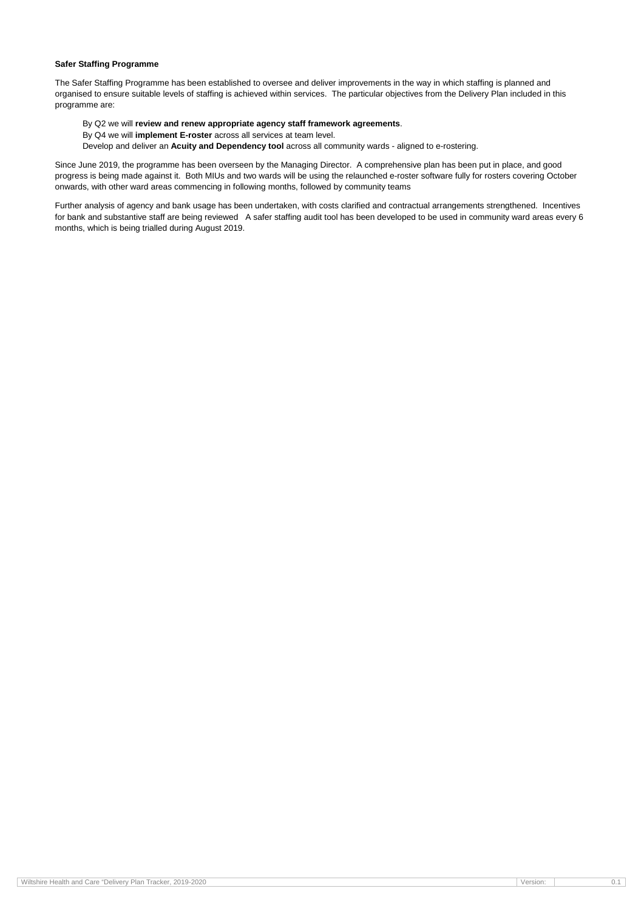**Safer Staffing Programme**

The Safer Staffing Programme has been established to oversee and deliver improvements in the way in which staffing is planned and organised to ensure suitable levels of staffing is achieved within services. The particular objectives from the Delivery Plan included in this programme are:

By Q2 we will **review and renew appropriate agency staff framework agreements**.
By Q4 we will **implement E-roster** across all services at team level.
Develop and deliver an **Acuity and Dependency tool** across all community wards - aligned to e-rostering.

Since June 2019, the programme has been overseen by the Managing Director. A comprehensive plan has been put in place, and good progress is being made against it. Both MIUs and two wards will be using the relaunched e-roster software fully for rosters covering October onwards, with other ward areas commencing in following months, followed by community teams

Further analysis of agency and bank usage has been undertaken, with costs clarified and contractual arrangements strengthened. Incentives for bank and substantive staff are being reviewed A safer staffing audit tool has been developed to be used in community ward areas every 6 months, which is being trialled during August 2019.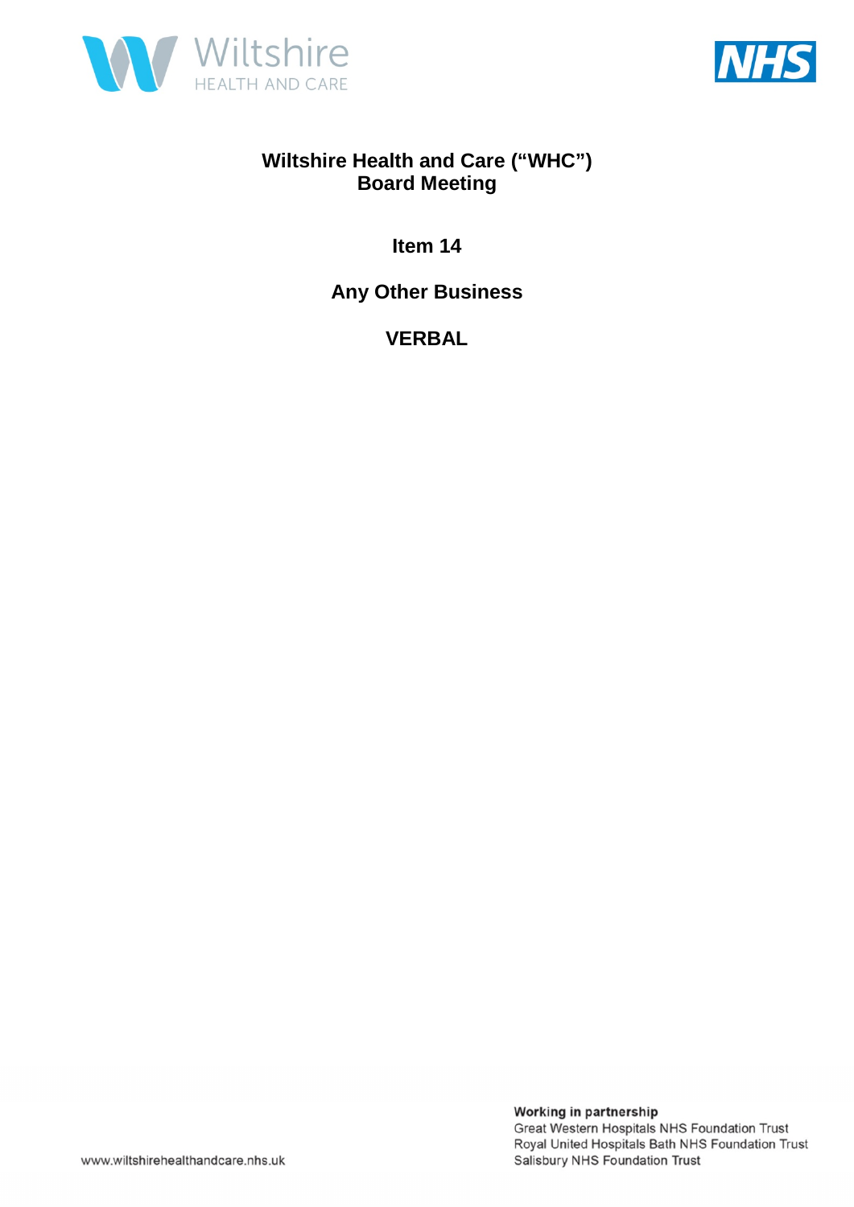# Wiltshire Health and Care ("WHC") Board Meeting

## Item 14

## Any Other Business

## VERBAL

**Working in partnership**
Great Western Hospitals NHS Foundation Trust
Royal United Hospitals Bath NHS Foundation Trust
Salisbury NHS Foundation Trust

www.wiltshirehealthandcare.nhs.uk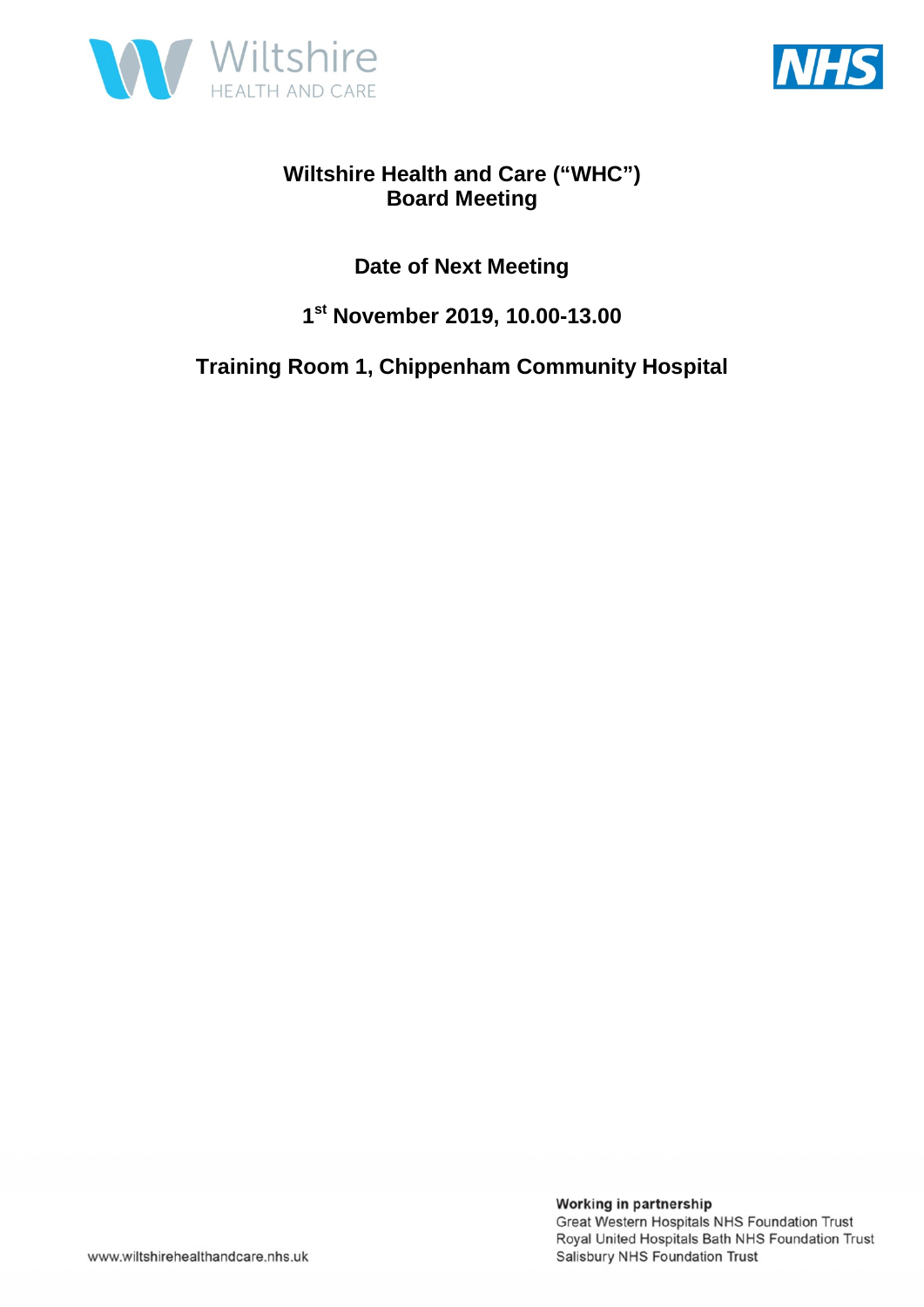# Wiltshire Health and Care ("WHC") Board Meeting

## Date of Next Meeting

**1st November 2019, 10.00-13.00**

**Training Room 1, Chippenham Community Hospital**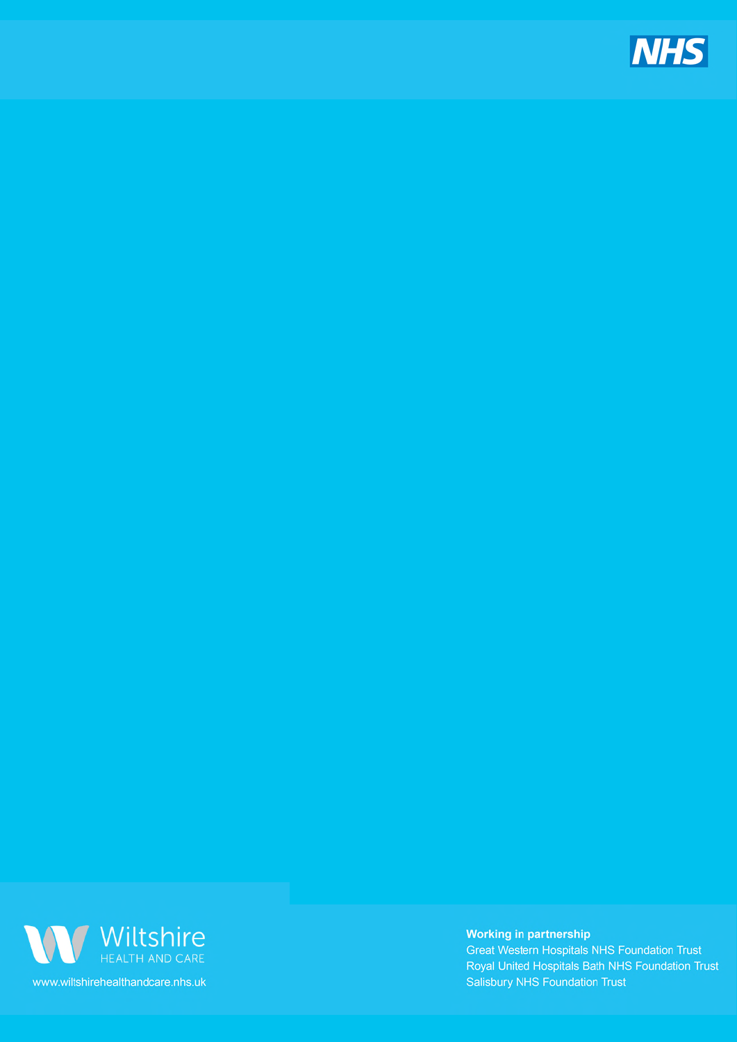NHS

Wiltshire
HEALTH AND CARE

www.wiltshirehealthandcare.nhs.uk

**Working in partnership**
Great Western Hospitals NHS Foundation Trust
Royal United Hospitals Bath NHS Foundation Trust
Salisbury NHS Foundation Trust